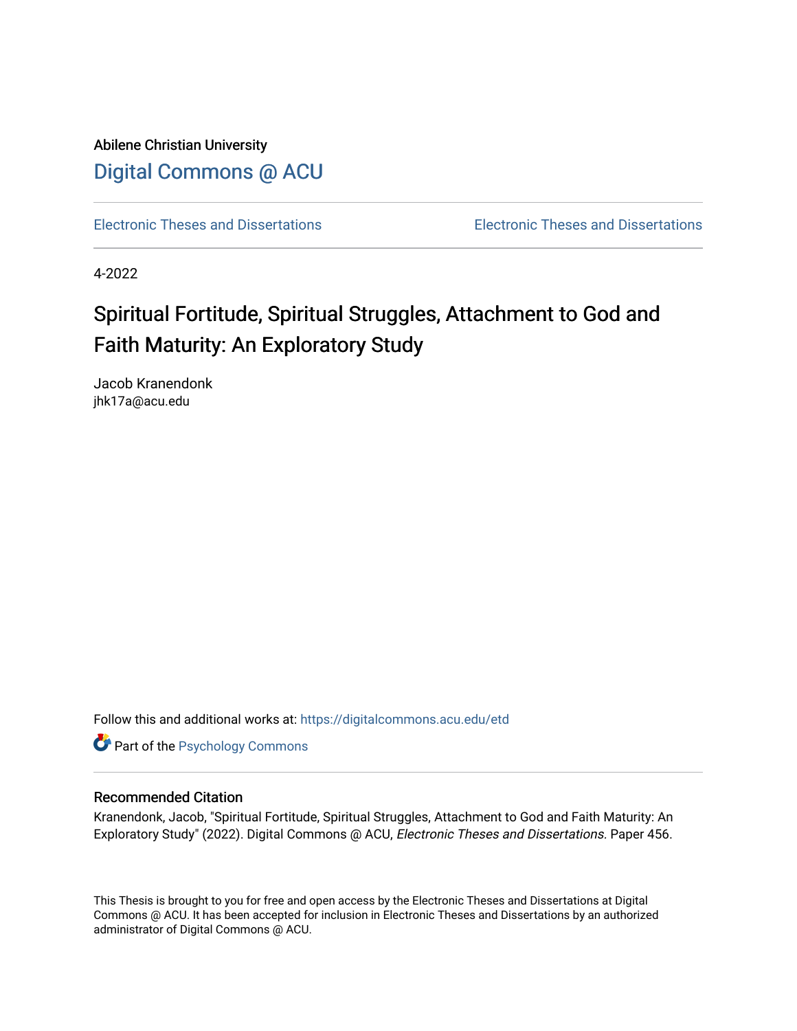Abilene Christian University

# Digital Commons @ ACU

Electronic Theses and Dissertations | Electronic Theses and Dissertations

4-2022

## Spiritual Fortitude, Spiritual Struggles, Attachment to God and Faith Maturity: An Exploratory Study

Jacob Kranendonk
jhk17a@acu.edu

Follow this and additional works at: https://digitalcommons.acu.edu/etd

Part of the Psychology Commons

### Recommended Citation

Kranendonk, Jacob, "Spiritual Fortitude, Spiritual Struggles, Attachment to God and Faith Maturity: An Exploratory Study" (2022). Digital Commons @ ACU, *Electronic Theses and Dissertations*. Paper 456.

This Thesis is brought to you for free and open access by the Electronic Theses and Dissertations at Digital Commons @ ACU. It has been accepted for inclusion in Electronic Theses and Dissertations by an authorized administrator of Digital Commons @ ACU.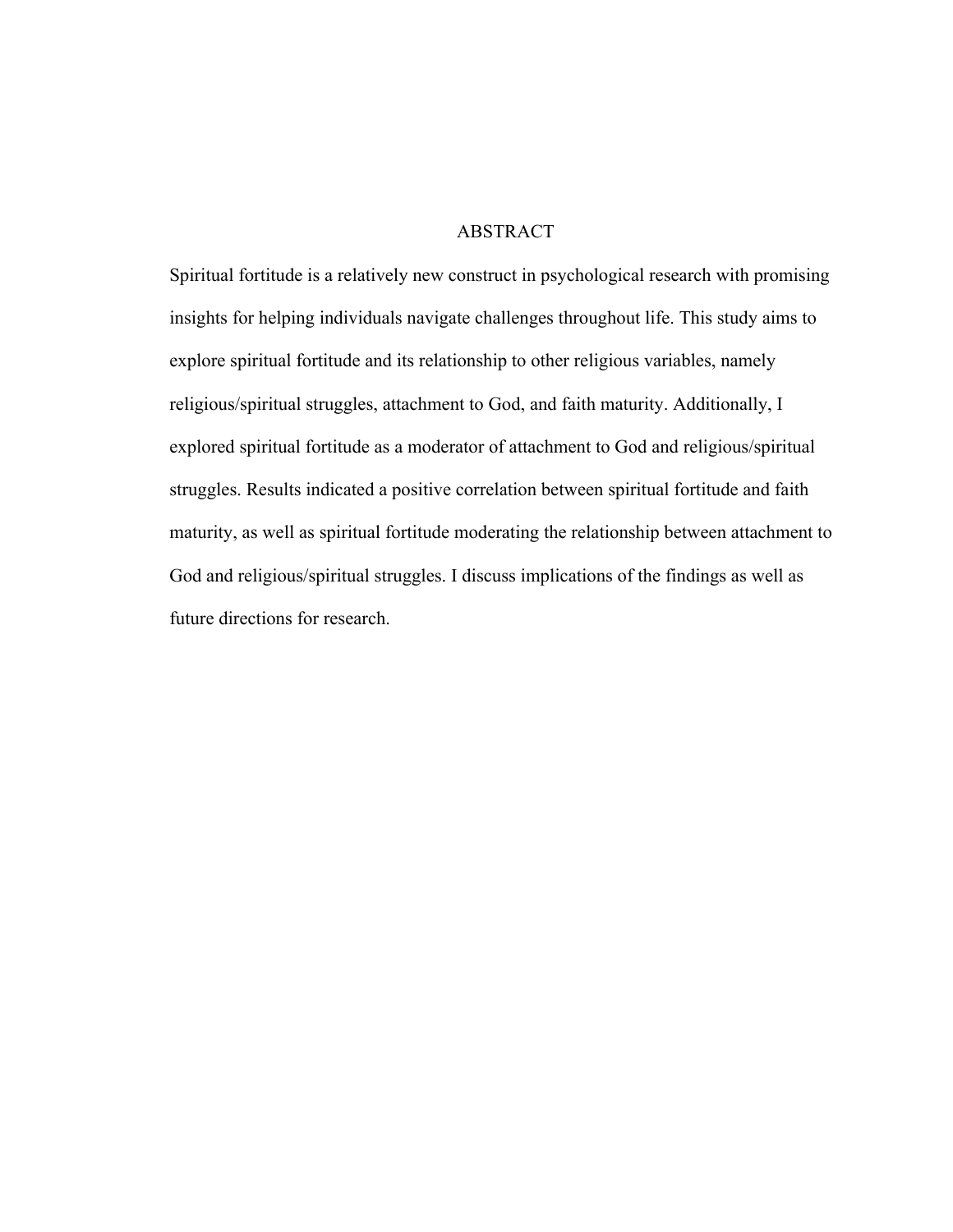# ABSTRACT

Spiritual fortitude is a relatively new construct in psychological research with promising insights for helping individuals navigate challenges throughout life. This study aims to explore spiritual fortitude and its relationship to other religious variables, namely religious/spiritual struggles, attachment to God, and faith maturity. Additionally, I explored spiritual fortitude as a moderator of attachment to God and religious/spiritual struggles. Results indicated a positive correlation between spiritual fortitude and faith maturity, as well as spiritual fortitude moderating the relationship between attachment to God and religious/spiritual struggles. I discuss implications of the findings as well as future directions for research.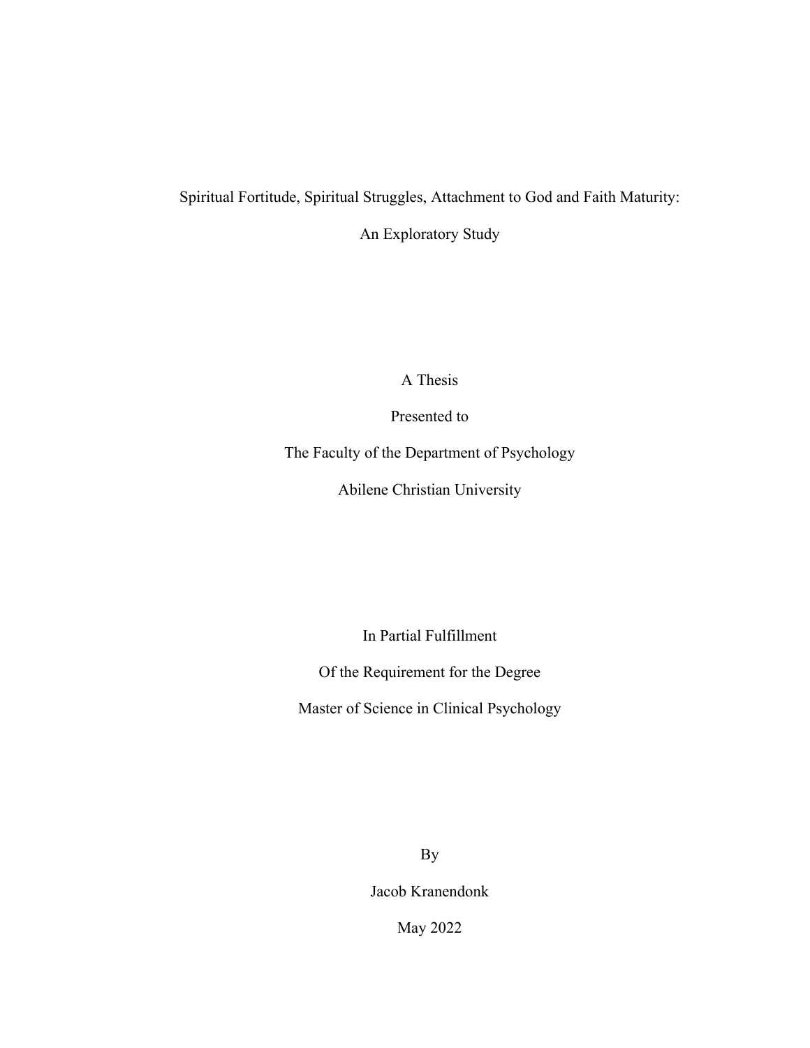# Spiritual Fortitude, Spiritual Struggles, Attachment to God and Faith Maturity:

# An Exploratory Study

A Thesis

Presented to

The Faculty of the Department of Psychology

Abilene Christian University

In Partial Fulfillment

Of the Requirement for the Degree

Master of Science in Clinical Psychology

By

Jacob Kranendonk

May 2022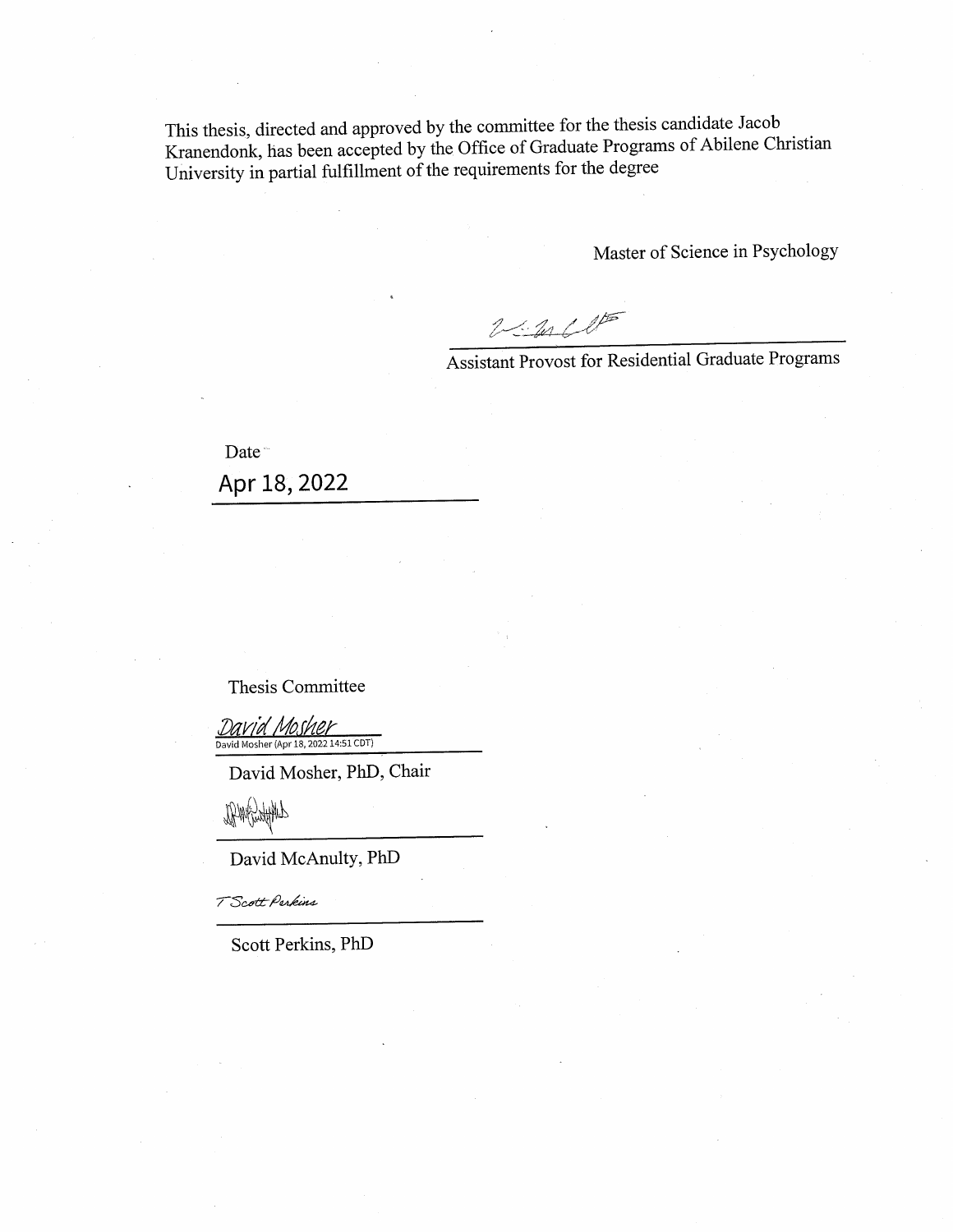This thesis, directed and approved by the committee for the thesis candidate Jacob Kranendonk, has been accepted by the Office of Graduate Programs of Abilene Christian University in partial fulfillment of the requirements for the degree

Master of Science in Psychology

Assistant Provost for Residential Graduate Programs

Date

Apr 18, 2022

Thesis Committee

David Mosher
David Mosher (Apr 18, 2022 14:51 CDT)

David Mosher, PhD, Chair

David McAnulty, PhD

T Scott Perkins

Scott Perkins, PhD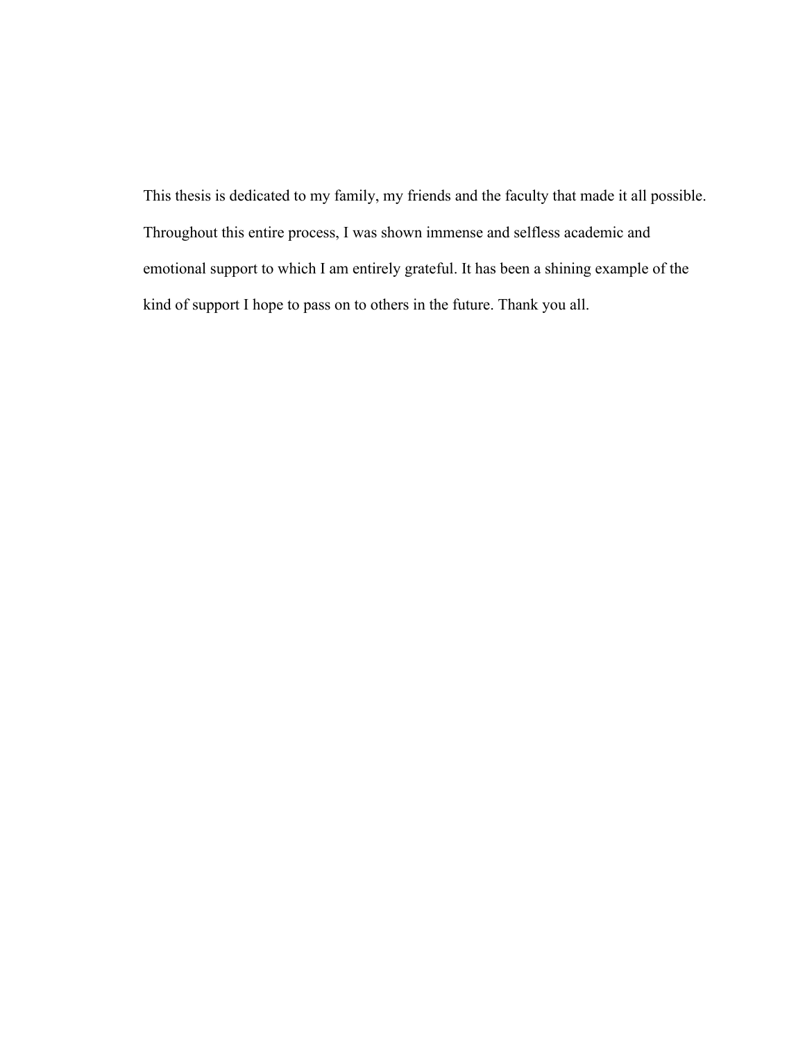This thesis is dedicated to my family, my friends and the faculty that made it all possible. Throughout this entire process, I was shown immense and selfless academic and emotional support to which I am entirely grateful. It has been a shining example of the kind of support I hope to pass on to others in the future. Thank you all.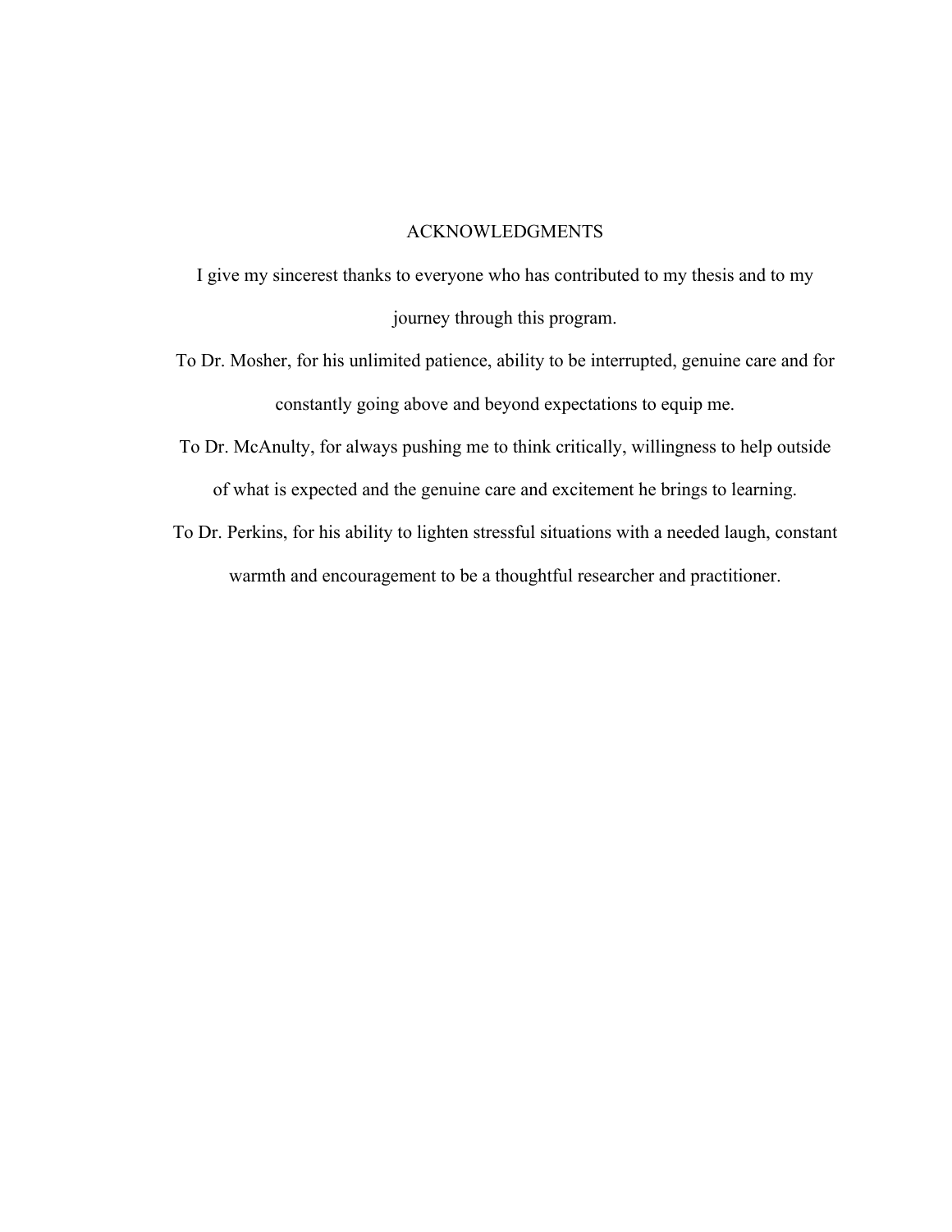# ACKNOWLEDGMENTS

I give my sincerest thanks to everyone who has contributed to my thesis and to my journey through this program.

To Dr. Mosher, for his unlimited patience, ability to be interrupted, genuine care and for constantly going above and beyond expectations to equip me.

To Dr. McAnulty, for always pushing me to think critically, willingness to help outside of what is expected and the genuine care and excitement he brings to learning.

To Dr. Perkins, for his ability to lighten stressful situations with a needed laugh, constant warmth and encouragement to be a thoughtful researcher and practitioner.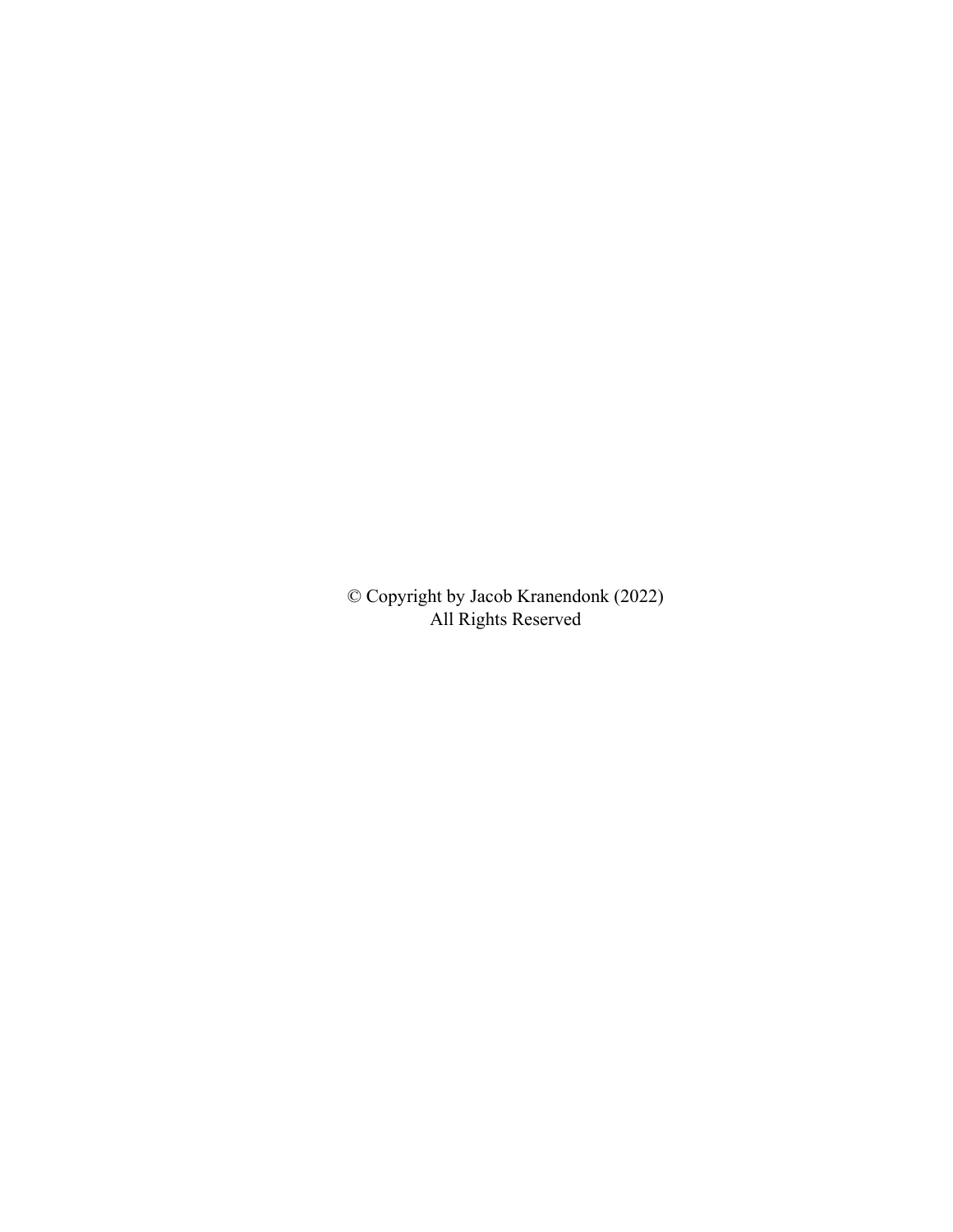© Copyright by Jacob Kranendonk (2022)
All Rights Reserved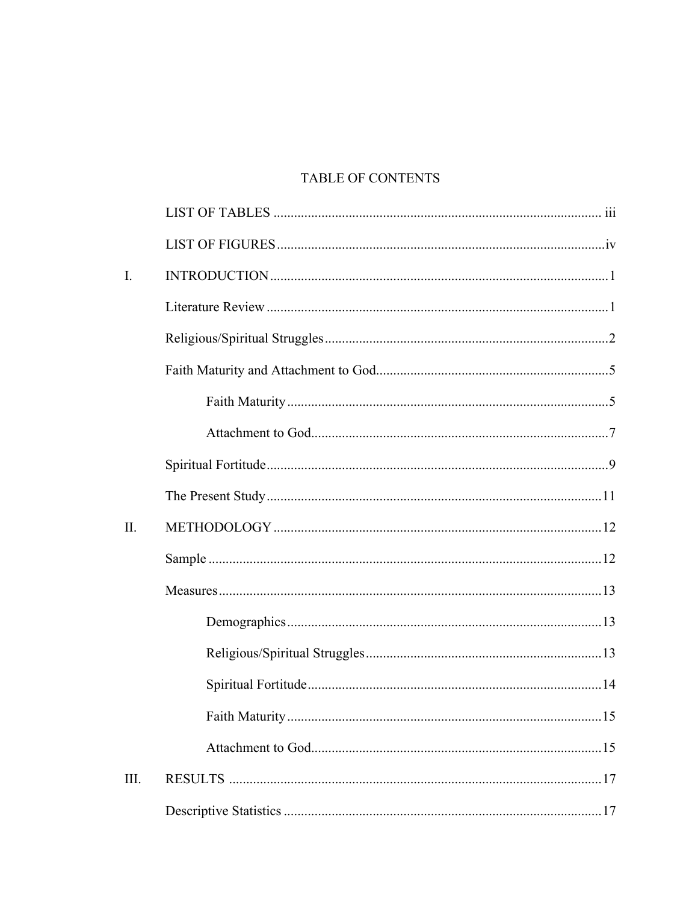# TABLE OF CONTENTS

| | | |
|---|---|---|
| | LIST OF TABLES | iii |
| | LIST OF FIGURES | iv |
| I. | INTRODUCTION | 1 |
| | Literature Review | 1 |
| | Religious/Spiritual Struggles | 2 |
| | Faith Maturity and Attachment to God | 5 |
| | Faith Maturity | 5 |
| | Attachment to God | 7 |
| | Spiritual Fortitude | 9 |
| | The Present Study | 11 |
| II. | METHODOLOGY | 12 |
| | Sample | 12 |
| | Measures | 13 |
| | Demographics | 13 |
| | Religious/Spiritual Struggles | 13 |
| | Spiritual Fortitude | 14 |
| | Faith Maturity | 15 |
| | Attachment to God | 15 |
| III. | RESULTS | 17 |
| | Descriptive Statistics | 17 |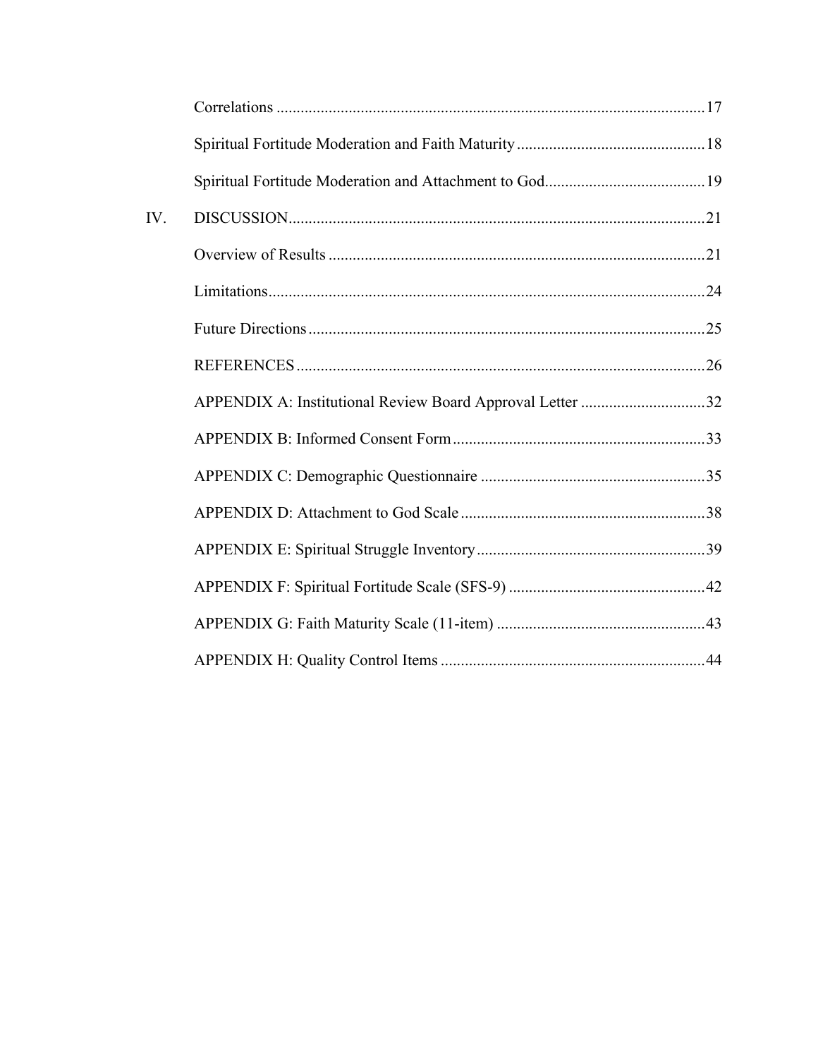Correlations .......................................................................................................17

Spiritual Fortitude Moderation and Faith Maturity ...............................................18

Spiritual Fortitude Moderation and Attachment to God........................................19

IV. DISCUSSION......................................................................................................21

Overview of Results ............................................................................................21

Limitations...........................................................................................................24

Future Directions .................................................................................................25

REFERENCES ....................................................................................................26

APPENDIX A: Institutional Review Board Approval Letter ...............................32

APPENDIX B: Informed Consent Form ..............................................................33

APPENDIX C: Demographic Questionnaire ........................................................35

APPENDIX D: Attachment to God Scale ............................................................38

APPENDIX E: Spiritual Struggle Inventory.........................................................39

APPENDIX F: Spiritual Fortitude Scale (SFS-9) .................................................42

APPENDIX G: Faith Maturity Scale (11-item) ....................................................43

APPENDIX H: Quality Control Items .................................................................44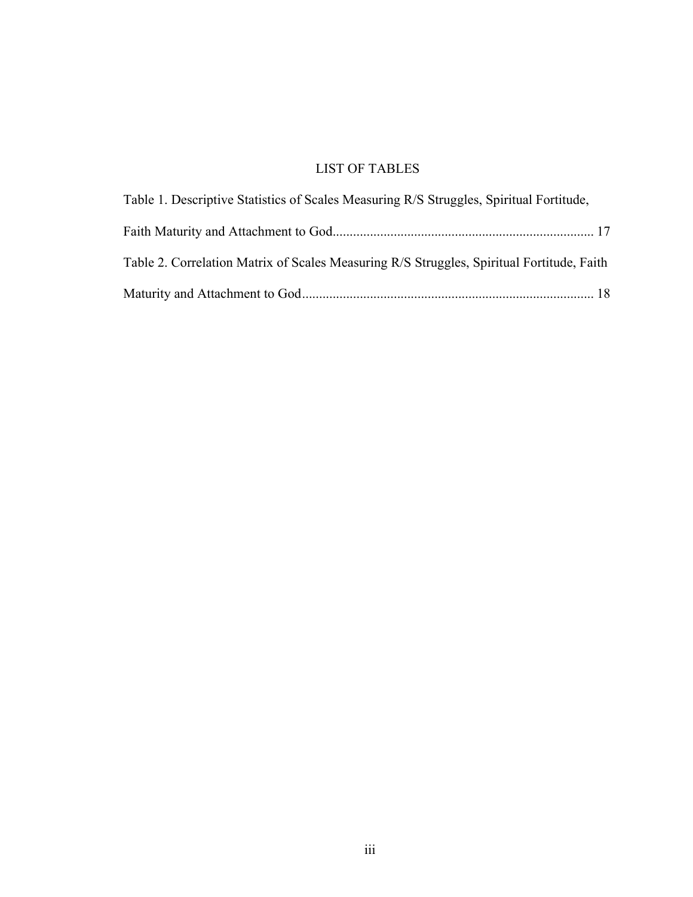# LIST OF TABLES

Table 1. Descriptive Statistics of Scales Measuring R/S Struggles, Spiritual Fortitude, Faith Maturity and Attachment to God............................................................................ 17

Table 2. Correlation Matrix of Scales Measuring R/S Struggles, Spiritual Fortitude, Faith Maturity and Attachment to God..................................................................................... 18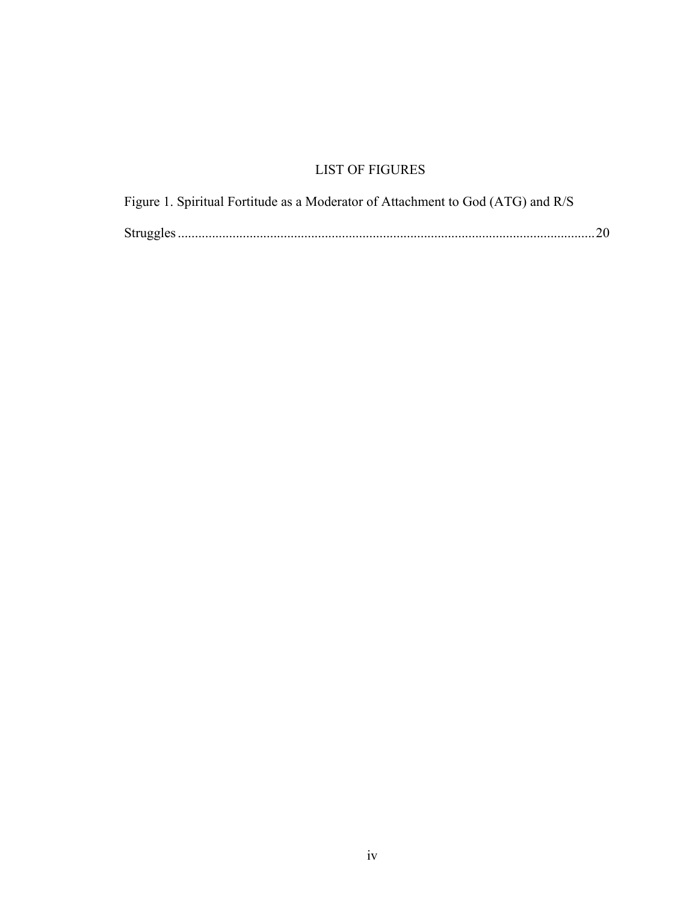# LIST OF FIGURES

Figure 1. Spiritual Fortitude as a Moderator of Attachment to God (ATG) and R/S Struggles ........................................................................................................................20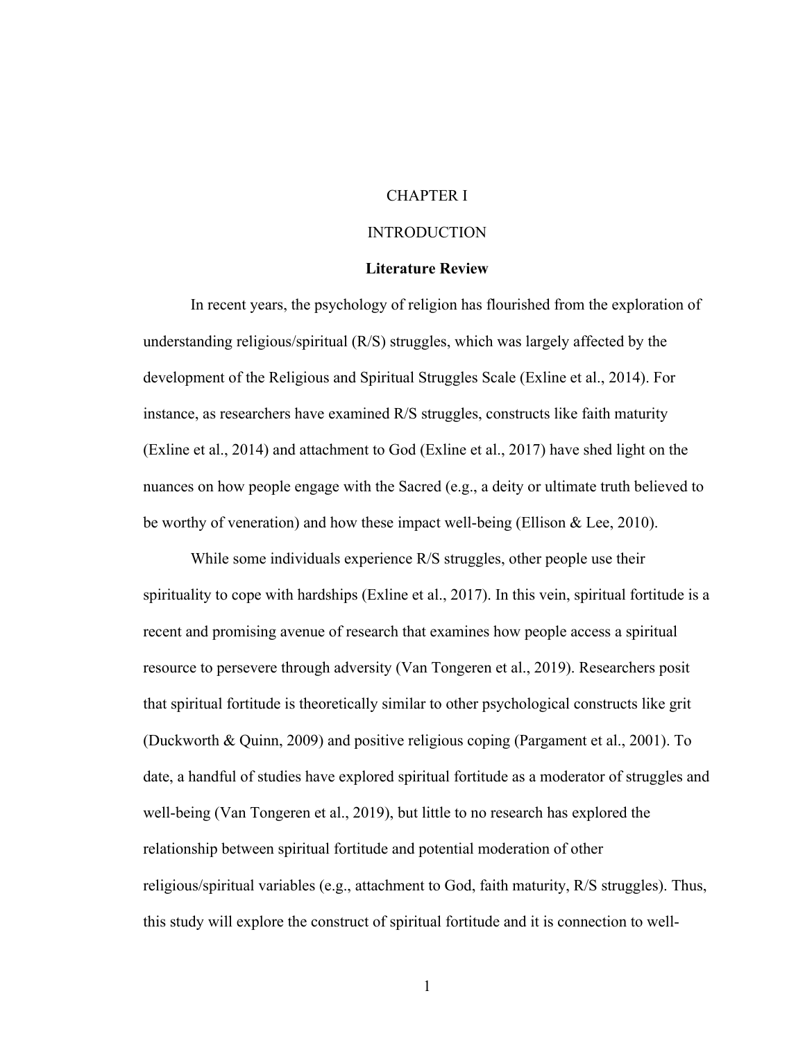# CHAPTER I

# INTRODUCTION

## Literature Review

In recent years, the psychology of religion has flourished from the exploration of understanding religious/spiritual (R/S) struggles, which was largely affected by the development of the Religious and Spiritual Struggles Scale (Exline et al., 2014). For instance, as researchers have examined R/S struggles, constructs like faith maturity (Exline et al., 2014) and attachment to God (Exline et al., 2017) have shed light on the nuances on how people engage with the Sacred (e.g., a deity or ultimate truth believed to be worthy of veneration) and how these impact well-being (Ellison & Lee, 2010).

While some individuals experience R/S struggles, other people use their spirituality to cope with hardships (Exline et al., 2017). In this vein, spiritual fortitude is a recent and promising avenue of research that examines how people access a spiritual resource to persevere through adversity (Van Tongeren et al., 2019). Researchers posit that spiritual fortitude is theoretically similar to other psychological constructs like grit (Duckworth & Quinn, 2009) and positive religious coping (Pargament et al., 2001). To date, a handful of studies have explored spiritual fortitude as a moderator of struggles and well-being (Van Tongeren et al., 2019), but little to no research has explored the relationship between spiritual fortitude and potential moderation of other religious/spiritual variables (e.g., attachment to God, faith maturity, R/S struggles). Thus, this study will explore the construct of spiritual fortitude and it is connection to well-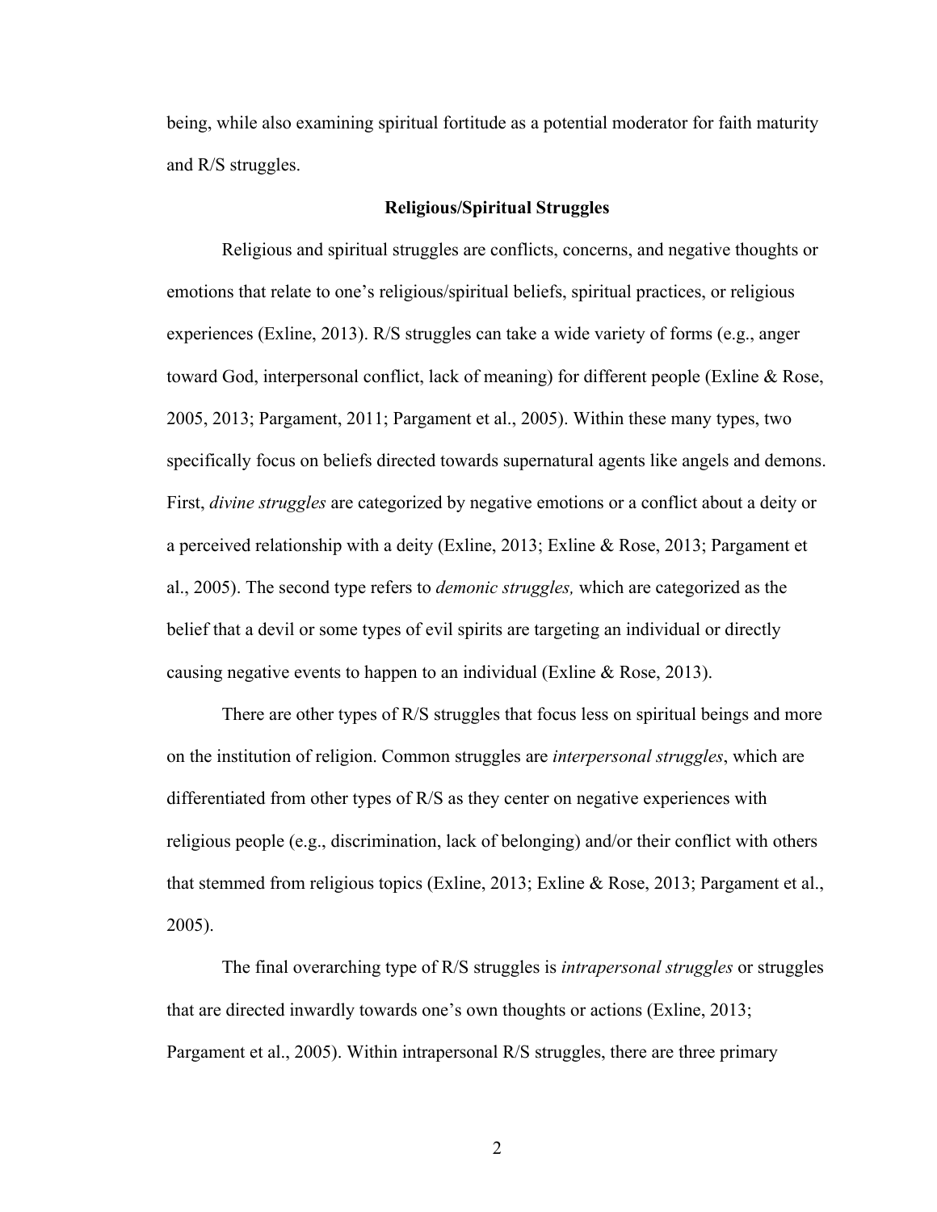being, while also examining spiritual fortitude as a potential moderator for faith maturity and R/S struggles.

## Religious/Spiritual Struggles

Religious and spiritual struggles are conflicts, concerns, and negative thoughts or emotions that relate to one's religious/spiritual beliefs, spiritual practices, or religious experiences (Exline, 2013). R/S struggles can take a wide variety of forms (e.g., anger toward God, interpersonal conflict, lack of meaning) for different people (Exline & Rose, 2005, 2013; Pargament, 2011; Pargament et al., 2005). Within these many types, two specifically focus on beliefs directed towards supernatural agents like angels and demons. First, *divine struggles* are categorized by negative emotions or a conflict about a deity or a perceived relationship with a deity (Exline, 2013; Exline & Rose, 2013; Pargament et al., 2005). The second type refers to *demonic struggles,* which are categorized as the belief that a devil or some types of evil spirits are targeting an individual or directly causing negative events to happen to an individual (Exline & Rose, 2013).

There are other types of R/S struggles that focus less on spiritual beings and more on the institution of religion. Common struggles are *interpersonal struggles*, which are differentiated from other types of R/S as they center on negative experiences with religious people (e.g., discrimination, lack of belonging) and/or their conflict with others that stemmed from religious topics (Exline, 2013; Exline & Rose, 2013; Pargament et al., 2005).

The final overarching type of R/S struggles is *intrapersonal struggles* or struggles that are directed inwardly towards one's own thoughts or actions (Exline, 2013; Pargament et al., 2005). Within intrapersonal R/S struggles, there are three primary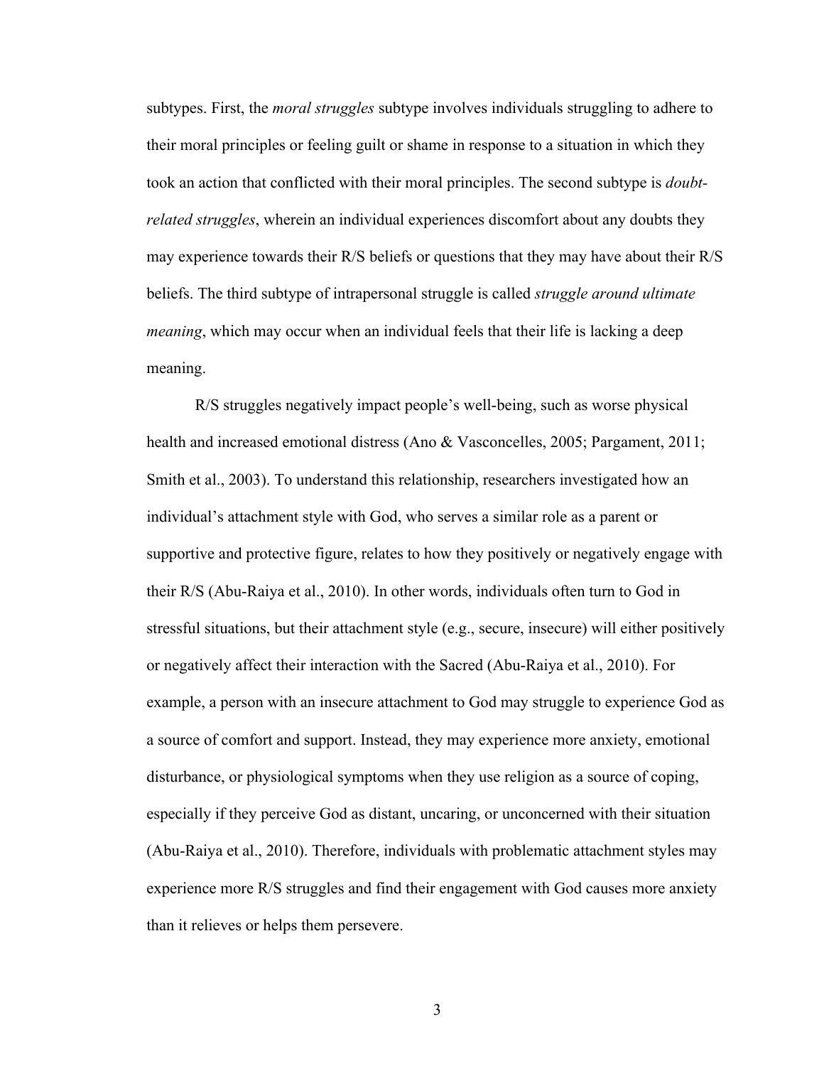subtypes. First, the *moral struggles* subtype involves individuals struggling to adhere to their moral principles or feeling guilt or shame in response to a situation in which they took an action that conflicted with their moral principles. The second subtype is *doubt-related struggles*, wherein an individual experiences discomfort about any doubts they may experience towards their R/S beliefs or questions that they may have about their R/S beliefs. The third subtype of intrapersonal struggle is called *struggle around ultimate meaning*, which may occur when an individual feels that their life is lacking a deep meaning.

R/S struggles negatively impact people's well-being, such as worse physical health and increased emotional distress (Ano & Vasconcelles, 2005; Pargament, 2011; Smith et al., 2003). To understand this relationship, researchers investigated how an individual's attachment style with God, who serves a similar role as a parent or supportive and protective figure, relates to how they positively or negatively engage with their R/S (Abu-Raiya et al., 2010). In other words, individuals often turn to God in stressful situations, but their attachment style (e.g., secure, insecure) will either positively or negatively affect their interaction with the Sacred (Abu-Raiya et al., 2010). For example, a person with an insecure attachment to God may struggle to experience God as a source of comfort and support. Instead, they may experience more anxiety, emotional disturbance, or physiological symptoms when they use religion as a source of coping, especially if they perceive God as distant, uncaring, or unconcerned with their situation (Abu-Raiya et al., 2010). Therefore, individuals with problematic attachment styles may experience more R/S struggles and find their engagement with God causes more anxiety than it relieves or helps them persevere.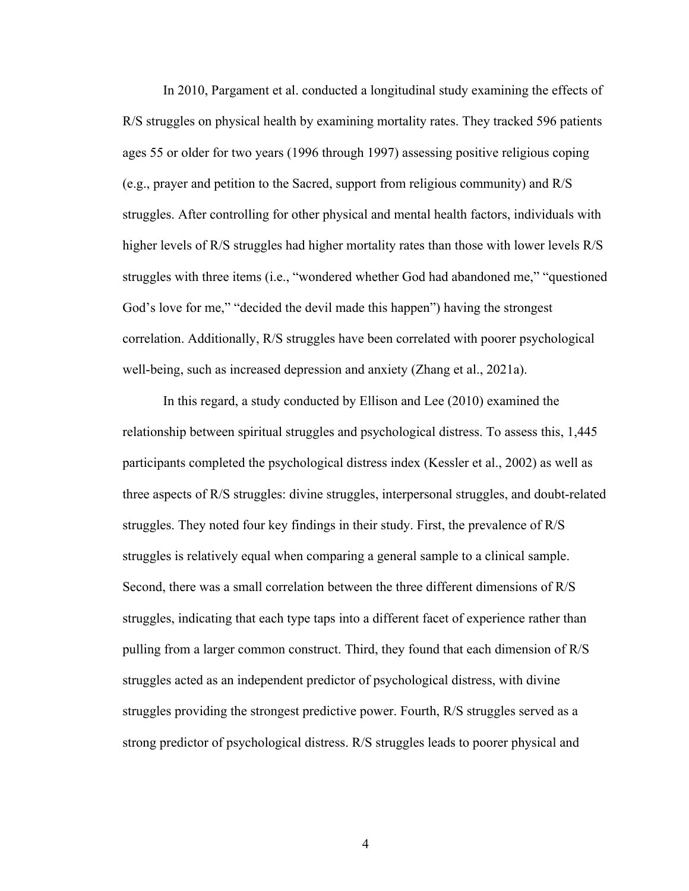In 2010, Pargament et al. conducted a longitudinal study examining the effects of R/S struggles on physical health by examining mortality rates. They tracked 596 patients ages 55 or older for two years (1996 through 1997) assessing positive religious coping (e.g., prayer and petition to the Sacred, support from religious community) and R/S struggles. After controlling for other physical and mental health factors, individuals with higher levels of R/S struggles had higher mortality rates than those with lower levels R/S struggles with three items (i.e., "wondered whether God had abandoned me," "questioned God's love for me," "decided the devil made this happen") having the strongest correlation. Additionally, R/S struggles have been correlated with poorer psychological well-being, such as increased depression and anxiety (Zhang et al., 2021a).

In this regard, a study conducted by Ellison and Lee (2010) examined the relationship between spiritual struggles and psychological distress. To assess this, 1,445 participants completed the psychological distress index (Kessler et al., 2002) as well as three aspects of R/S struggles: divine struggles, interpersonal struggles, and doubt-related struggles. They noted four key findings in their study. First, the prevalence of R/S struggles is relatively equal when comparing a general sample to a clinical sample. Second, there was a small correlation between the three different dimensions of R/S struggles, indicating that each type taps into a different facet of experience rather than pulling from a larger common construct. Third, they found that each dimension of R/S struggles acted as an independent predictor of psychological distress, with divine struggles providing the strongest predictive power. Fourth, R/S struggles served as a strong predictor of psychological distress. R/S struggles leads to poorer physical and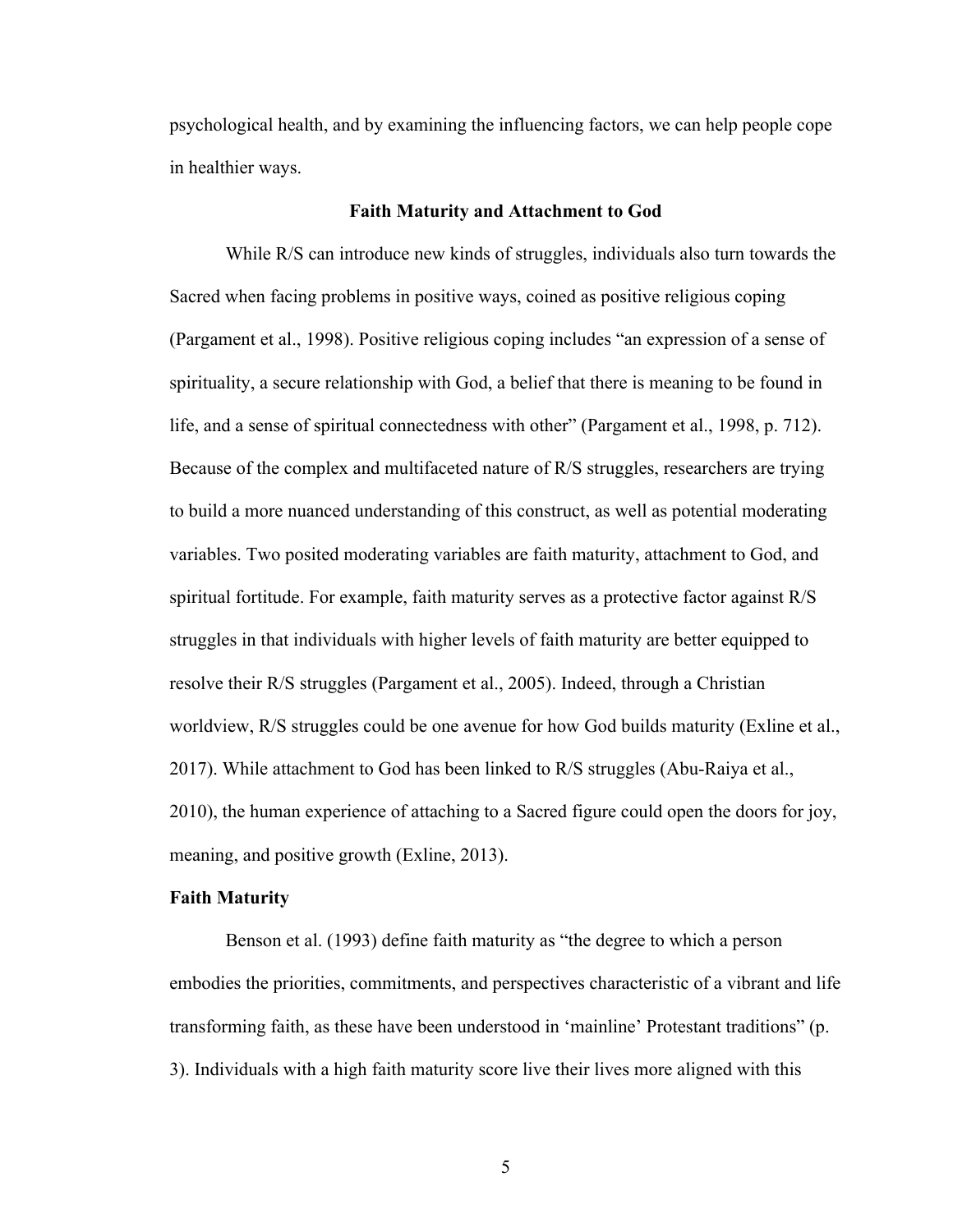psychological health, and by examining the influencing factors, we can help people cope in healthier ways.

## Faith Maturity and Attachment to God

While R/S can introduce new kinds of struggles, individuals also turn towards the Sacred when facing problems in positive ways, coined as positive religious coping (Pargament et al., 1998). Positive religious coping includes “an expression of a sense of spirituality, a secure relationship with God, a belief that there is meaning to be found in life, and a sense of spiritual connectedness with other” (Pargament et al., 1998, p. 712). Because of the complex and multifaceted nature of R/S struggles, researchers are trying to build a more nuanced understanding of this construct, as well as potential moderating variables. Two posited moderating variables are faith maturity, attachment to God, and spiritual fortitude. For example, faith maturity serves as a protective factor against R/S struggles in that individuals with higher levels of faith maturity are better equipped to resolve their R/S struggles (Pargament et al., 2005). Indeed, through a Christian worldview, R/S struggles could be one avenue for how God builds maturity (Exline et al., 2017). While attachment to God has been linked to R/S struggles (Abu-Raiya et al., 2010), the human experience of attaching to a Sacred figure could open the doors for joy, meaning, and positive growth (Exline, 2013).

### Faith Maturity

Benson et al. (1993) define faith maturity as “the degree to which a person embodies the priorities, commitments, and perspectives characteristic of a vibrant and life transforming faith, as these have been understood in ‘mainline’ Protestant traditions” (p. 3). Individuals with a high faith maturity score live their lives more aligned with this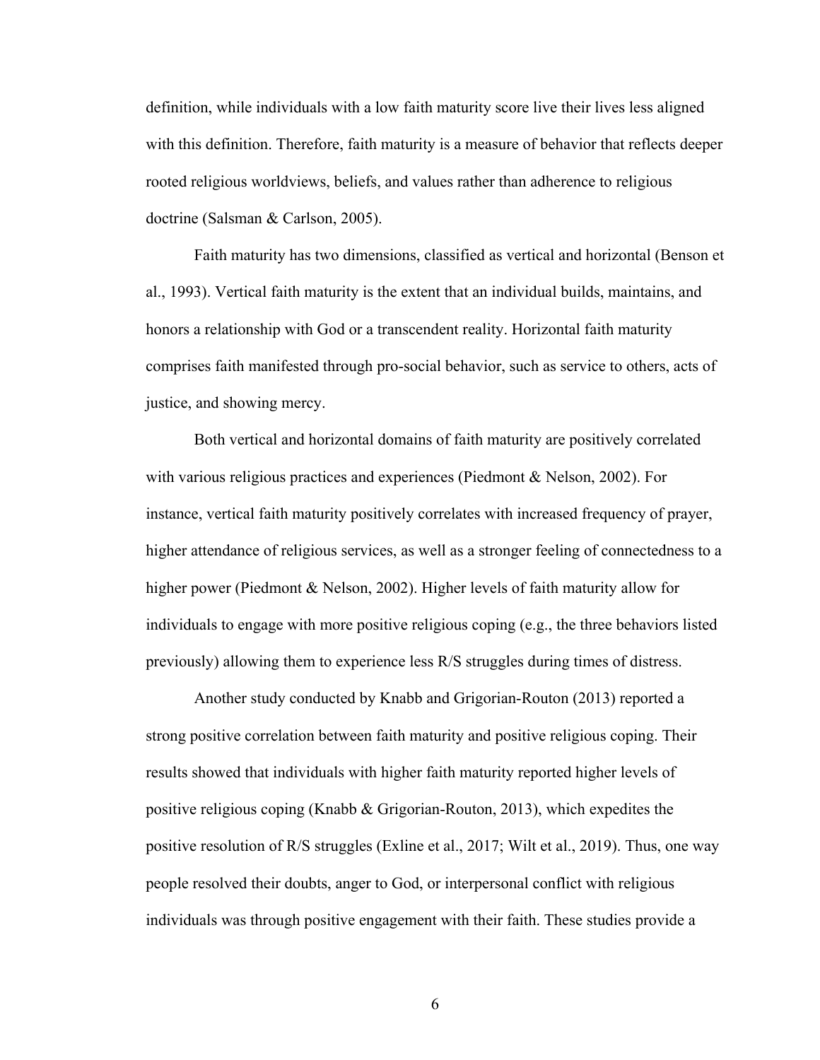definition, while individuals with a low faith maturity score live their lives less aligned with this definition. Therefore, faith maturity is a measure of behavior that reflects deeper rooted religious worldviews, beliefs, and values rather than adherence to religious doctrine (Salsman & Carlson, 2005).

Faith maturity has two dimensions, classified as vertical and horizontal (Benson et al., 1993). Vertical faith maturity is the extent that an individual builds, maintains, and honors a relationship with God or a transcendent reality. Horizontal faith maturity comprises faith manifested through pro-social behavior, such as service to others, acts of justice, and showing mercy.

Both vertical and horizontal domains of faith maturity are positively correlated with various religious practices and experiences (Piedmont & Nelson, 2002). For instance, vertical faith maturity positively correlates with increased frequency of prayer, higher attendance of religious services, as well as a stronger feeling of connectedness to a higher power (Piedmont & Nelson, 2002). Higher levels of faith maturity allow for individuals to engage with more positive religious coping (e.g., the three behaviors listed previously) allowing them to experience less R/S struggles during times of distress.

Another study conducted by Knabb and Grigorian-Routon (2013) reported a strong positive correlation between faith maturity and positive religious coping. Their results showed that individuals with higher faith maturity reported higher levels of positive religious coping (Knabb & Grigorian-Routon, 2013), which expedites the positive resolution of R/S struggles (Exline et al., 2017; Wilt et al., 2019). Thus, one way people resolved their doubts, anger to God, or interpersonal conflict with religious individuals was through positive engagement with their faith. These studies provide a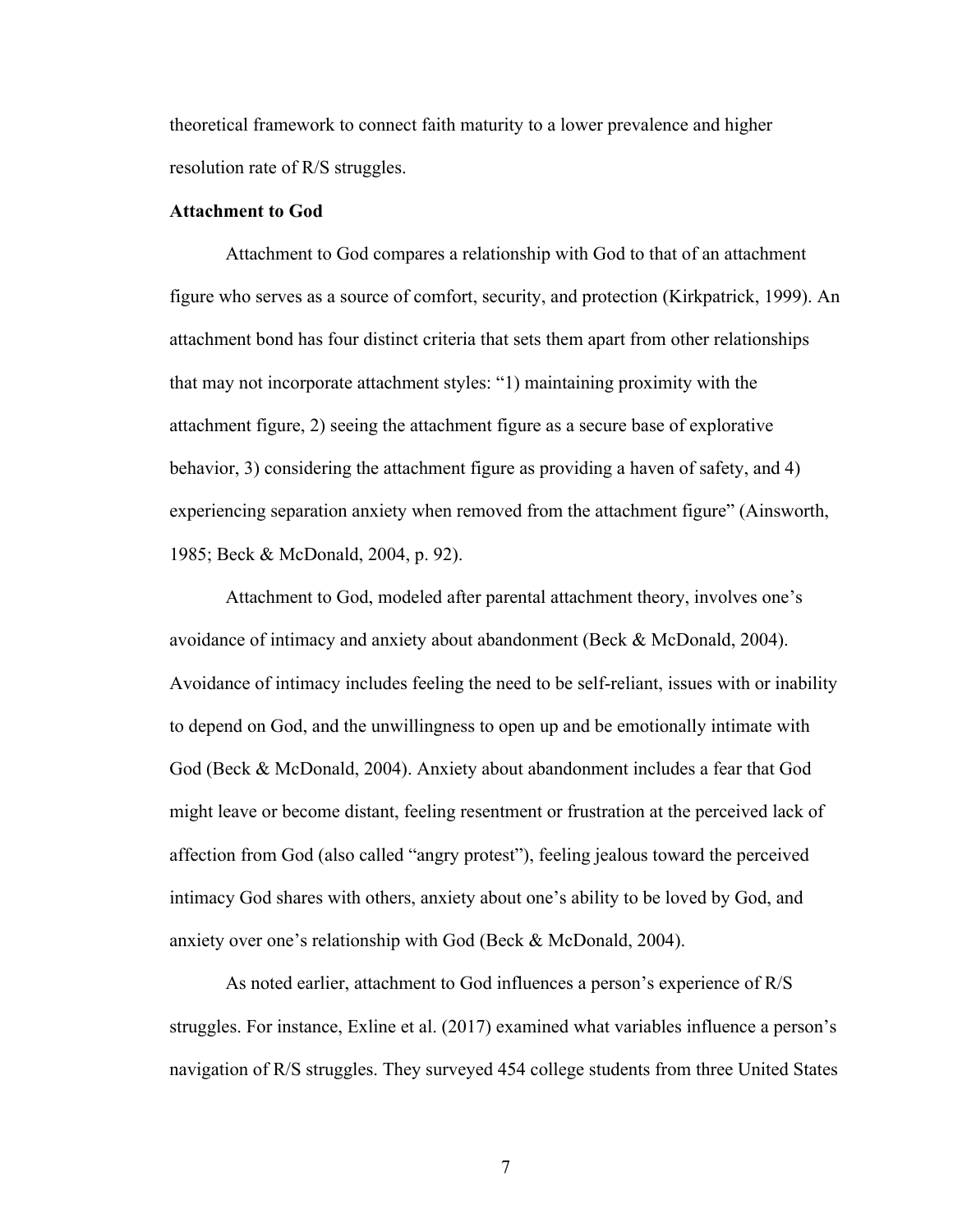theoretical framework to connect faith maturity to a lower prevalence and higher resolution rate of R/S struggles.

**Attachment to God**

Attachment to God compares a relationship with God to that of an attachment figure who serves as a source of comfort, security, and protection (Kirkpatrick, 1999). An attachment bond has four distinct criteria that sets them apart from other relationships that may not incorporate attachment styles: "1) maintaining proximity with the attachment figure, 2) seeing the attachment figure as a secure base of explorative behavior, 3) considering the attachment figure as providing a haven of safety, and 4) experiencing separation anxiety when removed from the attachment figure" (Ainsworth, 1985; Beck & McDonald, 2004, p. 92).

Attachment to God, modeled after parental attachment theory, involves one's avoidance of intimacy and anxiety about abandonment (Beck & McDonald, 2004). Avoidance of intimacy includes feeling the need to be self-reliant, issues with or inability to depend on God, and the unwillingness to open up and be emotionally intimate with God (Beck & McDonald, 2004). Anxiety about abandonment includes a fear that God might leave or become distant, feeling resentment or frustration at the perceived lack of affection from God (also called "angry protest"), feeling jealous toward the perceived intimacy God shares with others, anxiety about one's ability to be loved by God, and anxiety over one's relationship with God (Beck & McDonald, 2004).

As noted earlier, attachment to God influences a person's experience of R/S struggles. For instance, Exline et al. (2017) examined what variables influence a person's navigation of R/S struggles. They surveyed 454 college students from three United States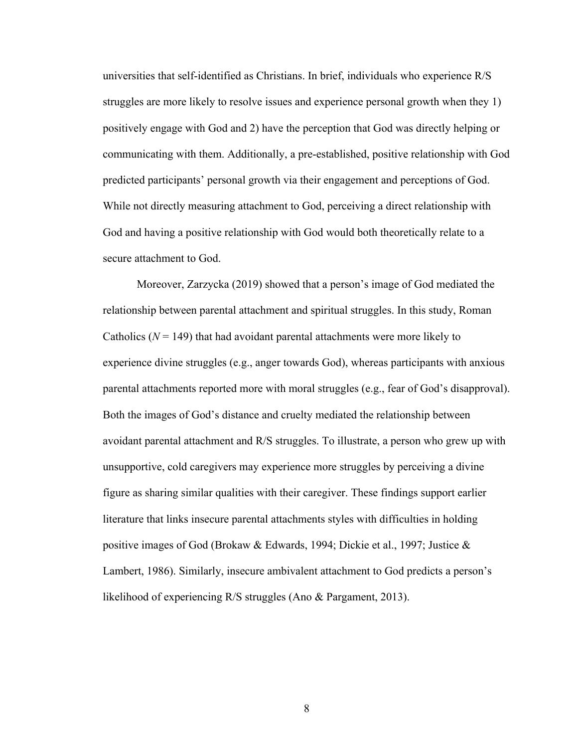universities that self-identified as Christians. In brief, individuals who experience R/S struggles are more likely to resolve issues and experience personal growth when they 1) positively engage with God and 2) have the perception that God was directly helping or communicating with them. Additionally, a pre-established, positive relationship with God predicted participants' personal growth via their engagement and perceptions of God. While not directly measuring attachment to God, perceiving a direct relationship with God and having a positive relationship with God would both theoretically relate to a secure attachment to God.

Moreover, Zarzycka (2019) showed that a person's image of God mediated the relationship between parental attachment and spiritual struggles. In this study, Roman Catholics ($N = 149$) that had avoidant parental attachments were more likely to experience divine struggles (e.g., anger towards God), whereas participants with anxious parental attachments reported more with moral struggles (e.g., fear of God's disapproval). Both the images of God's distance and cruelty mediated the relationship between avoidant parental attachment and R/S struggles. To illustrate, a person who grew up with unsupportive, cold caregivers may experience more struggles by perceiving a divine figure as sharing similar qualities with their caregiver. These findings support earlier literature that links insecure parental attachments styles with difficulties in holding positive images of God (Brokaw & Edwards, 1994; Dickie et al., 1997; Justice & Lambert, 1986). Similarly, insecure ambivalent attachment to God predicts a person's likelihood of experiencing R/S struggles (Ano & Pargament, 2013).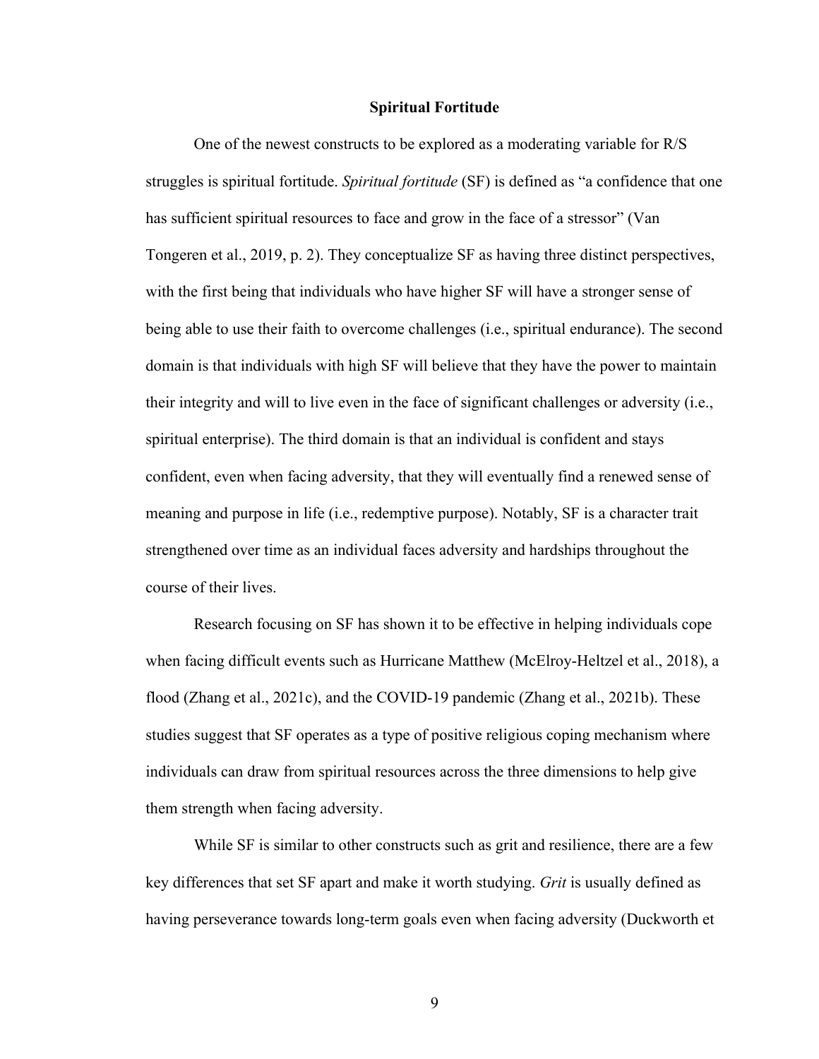## Spiritual Fortitude

One of the newest constructs to be explored as a moderating variable for R/S struggles is spiritual fortitude. *Spiritual fortitude* (SF) is defined as "a confidence that one has sufficient spiritual resources to face and grow in the face of a stressor" (Van Tongeren et al., 2019, p. 2). They conceptualize SF as having three distinct perspectives, with the first being that individuals who have higher SF will have a stronger sense of being able to use their faith to overcome challenges (i.e., spiritual endurance). The second domain is that individuals with high SF will believe that they have the power to maintain their integrity and will to live even in the face of significant challenges or adversity (i.e., spiritual enterprise). The third domain is that an individual is confident and stays confident, even when facing adversity, that they will eventually find a renewed sense of meaning and purpose in life (i.e., redemptive purpose). Notably, SF is a character trait strengthened over time as an individual faces adversity and hardships throughout the course of their lives.

Research focusing on SF has shown it to be effective in helping individuals cope when facing difficult events such as Hurricane Matthew (McElroy-Heltzel et al., 2018), a flood (Zhang et al., 2021c), and the COVID-19 pandemic (Zhang et al., 2021b). These studies suggest that SF operates as a type of positive religious coping mechanism where individuals can draw from spiritual resources across the three dimensions to help give them strength when facing adversity.

While SF is similar to other constructs such as grit and resilience, there are a few key differences that set SF apart and make it worth studying. *Grit* is usually defined as having perseverance towards long-term goals even when facing adversity (Duckworth et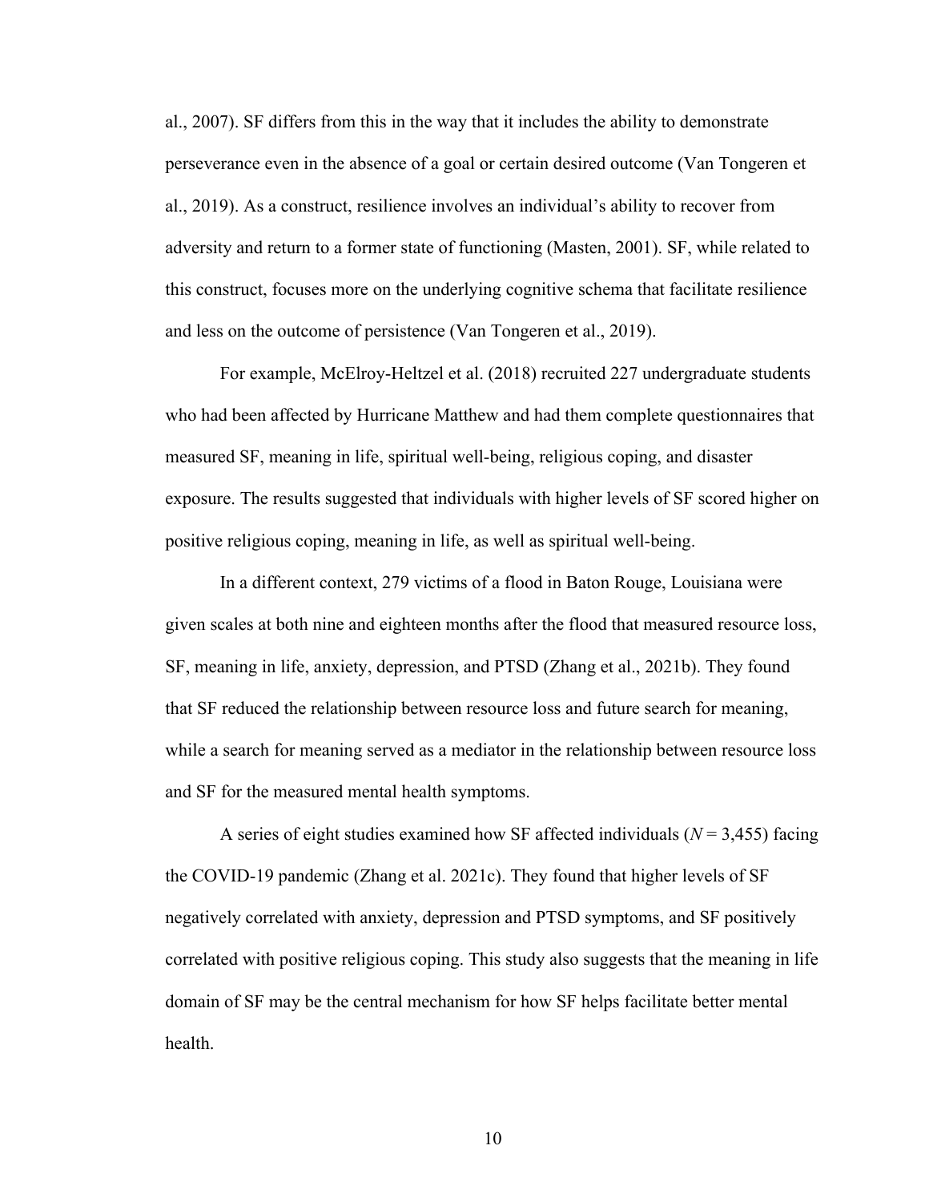al., 2007). SF differs from this in the way that it includes the ability to demonstrate perseverance even in the absence of a goal or certain desired outcome (Van Tongeren et al., 2019). As a construct, resilience involves an individual's ability to recover from adversity and return to a former state of functioning (Masten, 2001). SF, while related to this construct, focuses more on the underlying cognitive schema that facilitate resilience and less on the outcome of persistence (Van Tongeren et al., 2019).

For example, McElroy-Heltzel et al. (2018) recruited 227 undergraduate students who had been affected by Hurricane Matthew and had them complete questionnaires that measured SF, meaning in life, spiritual well-being, religious coping, and disaster exposure. The results suggested that individuals with higher levels of SF scored higher on positive religious coping, meaning in life, as well as spiritual well-being.

In a different context, 279 victims of a flood in Baton Rouge, Louisiana were given scales at both nine and eighteen months after the flood that measured resource loss, SF, meaning in life, anxiety, depression, and PTSD (Zhang et al., 2021b). They found that SF reduced the relationship between resource loss and future search for meaning, while a search for meaning served as a mediator in the relationship between resource loss and SF for the measured mental health symptoms.

A series of eight studies examined how SF affected individuals (*N* = 3,455) facing the COVID-19 pandemic (Zhang et al. 2021c). They found that higher levels of SF negatively correlated with anxiety, depression and PTSD symptoms, and SF positively correlated with positive religious coping. This study also suggests that the meaning in life domain of SF may be the central mechanism for how SF helps facilitate better mental health.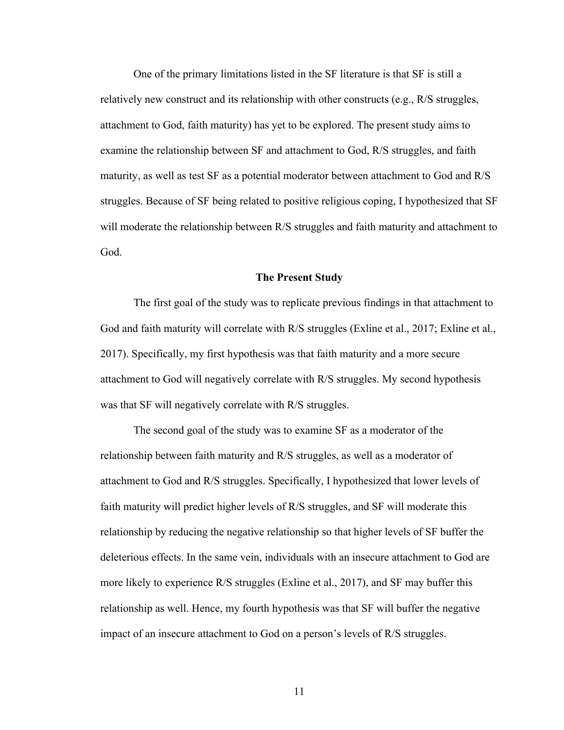One of the primary limitations listed in the SF literature is that SF is still a relatively new construct and its relationship with other constructs (e.g., R/S struggles, attachment to God, faith maturity) has yet to be explored. The present study aims to examine the relationship between SF and attachment to God, R/S struggles, and faith maturity, as well as test SF as a potential moderator between attachment to God and R/S struggles. Because of SF being related to positive religious coping, I hypothesized that SF will moderate the relationship between R/S struggles and faith maturity and attachment to God.

## The Present Study

The first goal of the study was to replicate previous findings in that attachment to God and faith maturity will correlate with R/S struggles (Exline et al., 2017; Exline et al., 2017). Specifically, my first hypothesis was that faith maturity and a more secure attachment to God will negatively correlate with R/S struggles. My second hypothesis was that SF will negatively correlate with R/S struggles.

The second goal of the study was to examine SF as a moderator of the relationship between faith maturity and R/S struggles, as well as a moderator of attachment to God and R/S struggles. Specifically, I hypothesized that lower levels of faith maturity will predict higher levels of R/S struggles, and SF will moderate this relationship by reducing the negative relationship so that higher levels of SF buffer the deleterious effects. In the same vein, individuals with an insecure attachment to God are more likely to experience R/S struggles (Exline et al., 2017), and SF may buffer this relationship as well. Hence, my fourth hypothesis was that SF will buffer the negative impact of an insecure attachment to God on a person's levels of R/S struggles.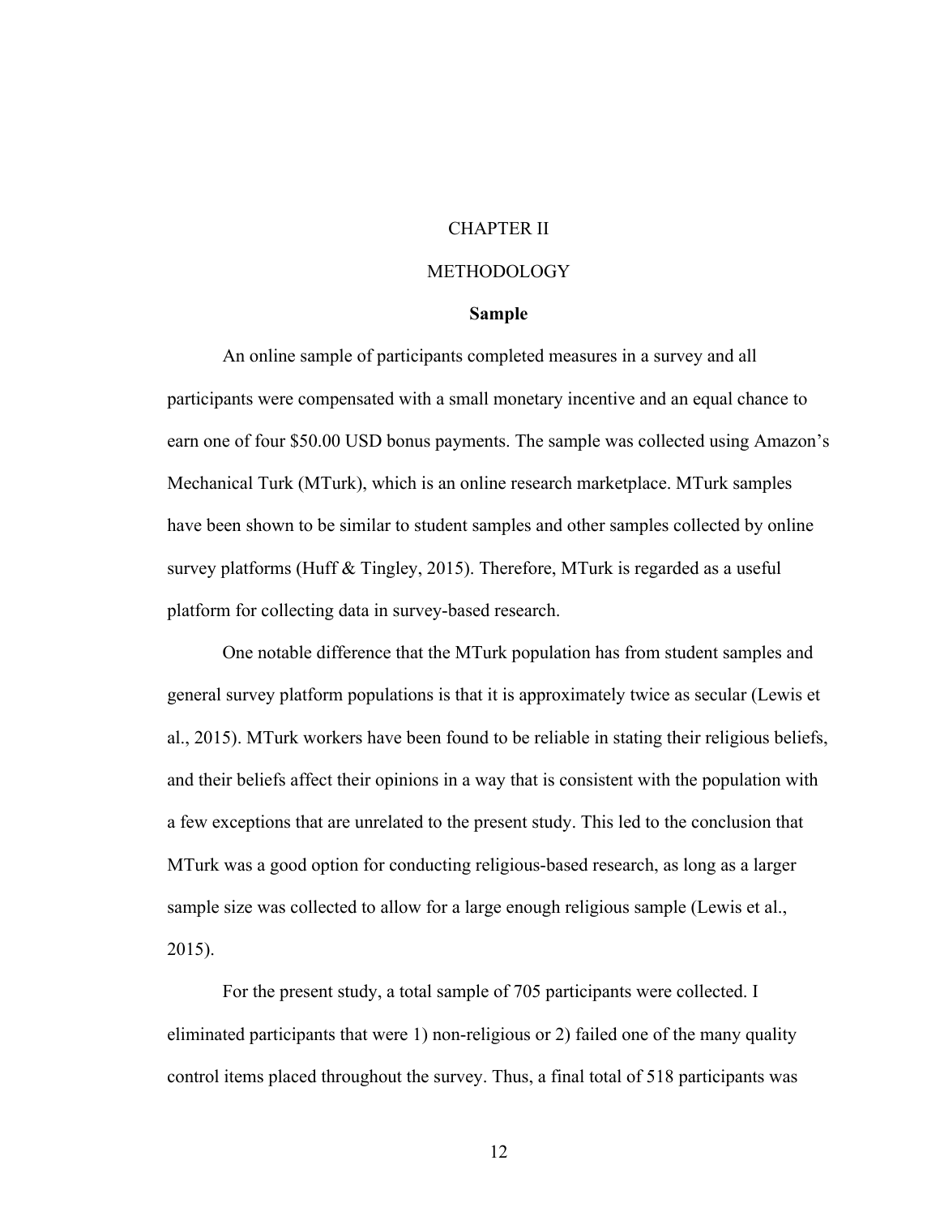# CHAPTER II

# METHODOLOGY

## Sample

An online sample of participants completed measures in a survey and all participants were compensated with a small monetary incentive and an equal chance to earn one of four $50.00 USD bonus payments. The sample was collected using Amazon's Mechanical Turk (MTurk), which is an online research marketplace. MTurk samples have been shown to be similar to student samples and other samples collected by online survey platforms (Huff & Tingley, 2015). Therefore, MTurk is regarded as a useful platform for collecting data in survey-based research.

One notable difference that the MTurk population has from student samples and general survey platform populations is that it is approximately twice as secular (Lewis et al., 2015). MTurk workers have been found to be reliable in stating their religious beliefs, and their beliefs affect their opinions in a way that is consistent with the population with a few exceptions that are unrelated to the present study. This led to the conclusion that MTurk was a good option for conducting religious-based research, as long as a larger sample size was collected to allow for a large enough religious sample (Lewis et al., 2015).

For the present study, a total sample of 705 participants were collected. I eliminated participants that were 1) non-religious or 2) failed one of the many quality control items placed throughout the survey. Thus, a final total of 518 participants was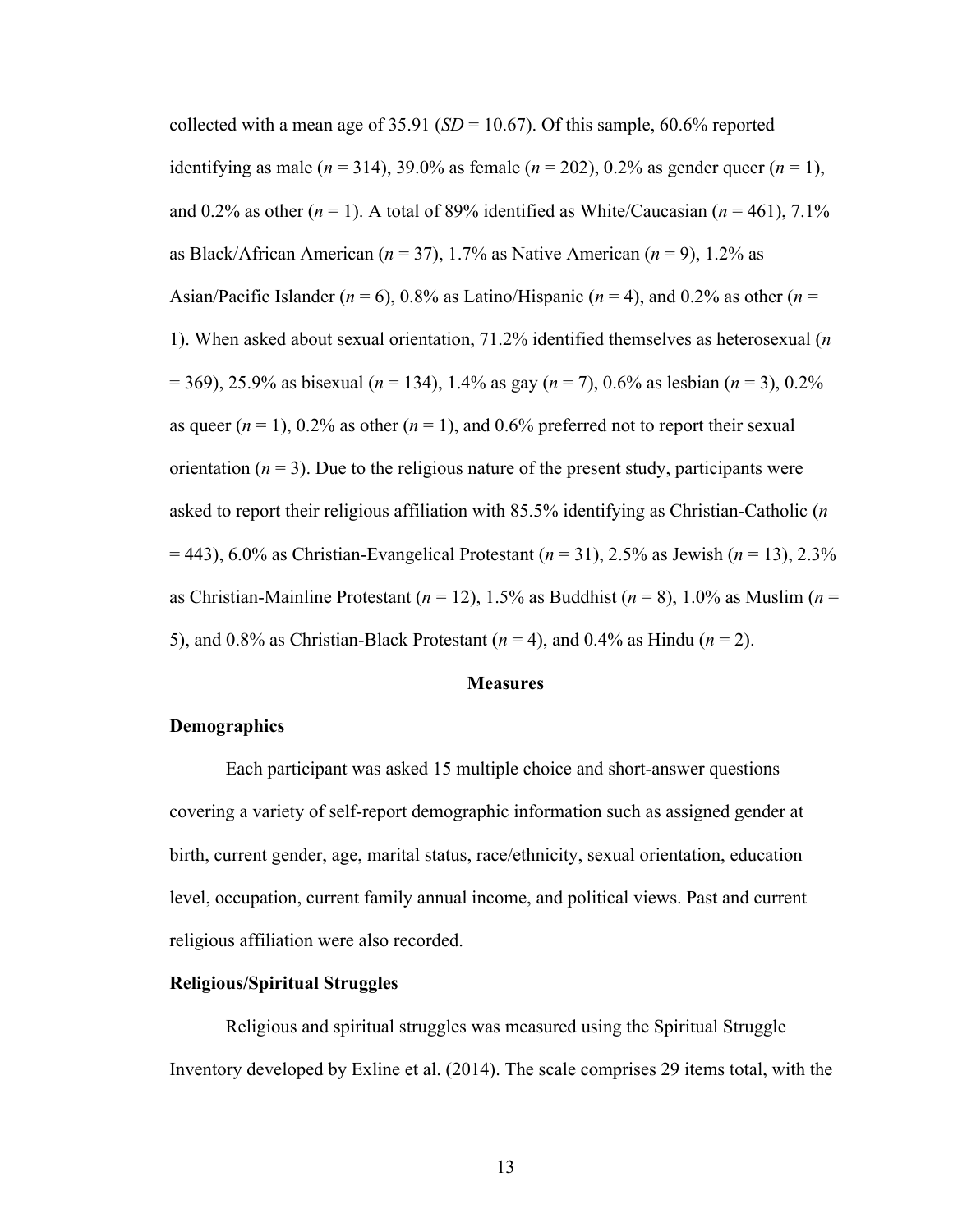collected with a mean age of 35.91 (*SD* = 10.67). Of this sample, 60.6% reported identifying as male (*n* = 314), 39.0% as female (*n* = 202), 0.2% as gender queer (*n* = 1), and 0.2% as other (*n* = 1). A total of 89% identified as White/Caucasian (*n* = 461), 7.1% as Black/African American (*n* = 37), 1.7% as Native American (*n* = 9), 1.2% as Asian/Pacific Islander (*n* = 6), 0.8% as Latino/Hispanic (*n* = 4), and 0.2% as other (*n* = 1). When asked about sexual orientation, 71.2% identified themselves as heterosexual (*n* = 369), 25.9% as bisexual (*n* = 134), 1.4% as gay (*n* = 7), 0.6% as lesbian (*n* = 3), 0.2% as queer (*n* = 1), 0.2% as other (*n* = 1), and 0.6% preferred not to report their sexual orientation (*n* = 3). Due to the religious nature of the present study, participants were asked to report their religious affiliation with 85.5% identifying as Christian-Catholic (*n* = 443), 6.0% as Christian-Evangelical Protestant (*n* = 31), 2.5% as Jewish (*n* = 13), 2.3% as Christian-Mainline Protestant (*n* = 12), 1.5% as Buddhist (*n* = 8), 1.0% as Muslim (*n* = 5), and 0.8% as Christian-Black Protestant (*n* = 4), and 0.4% as Hindu (*n* = 2).

## Measures

### Demographics

Each participant was asked 15 multiple choice and short-answer questions covering a variety of self-report demographic information such as assigned gender at birth, current gender, age, marital status, race/ethnicity, sexual orientation, education level, occupation, current family annual income, and political views. Past and current religious affiliation were also recorded.

### Religious/Spiritual Struggles

Religious and spiritual struggles was measured using the Spiritual Struggle Inventory developed by Exline et al. (2014). The scale comprises 29 items total, with the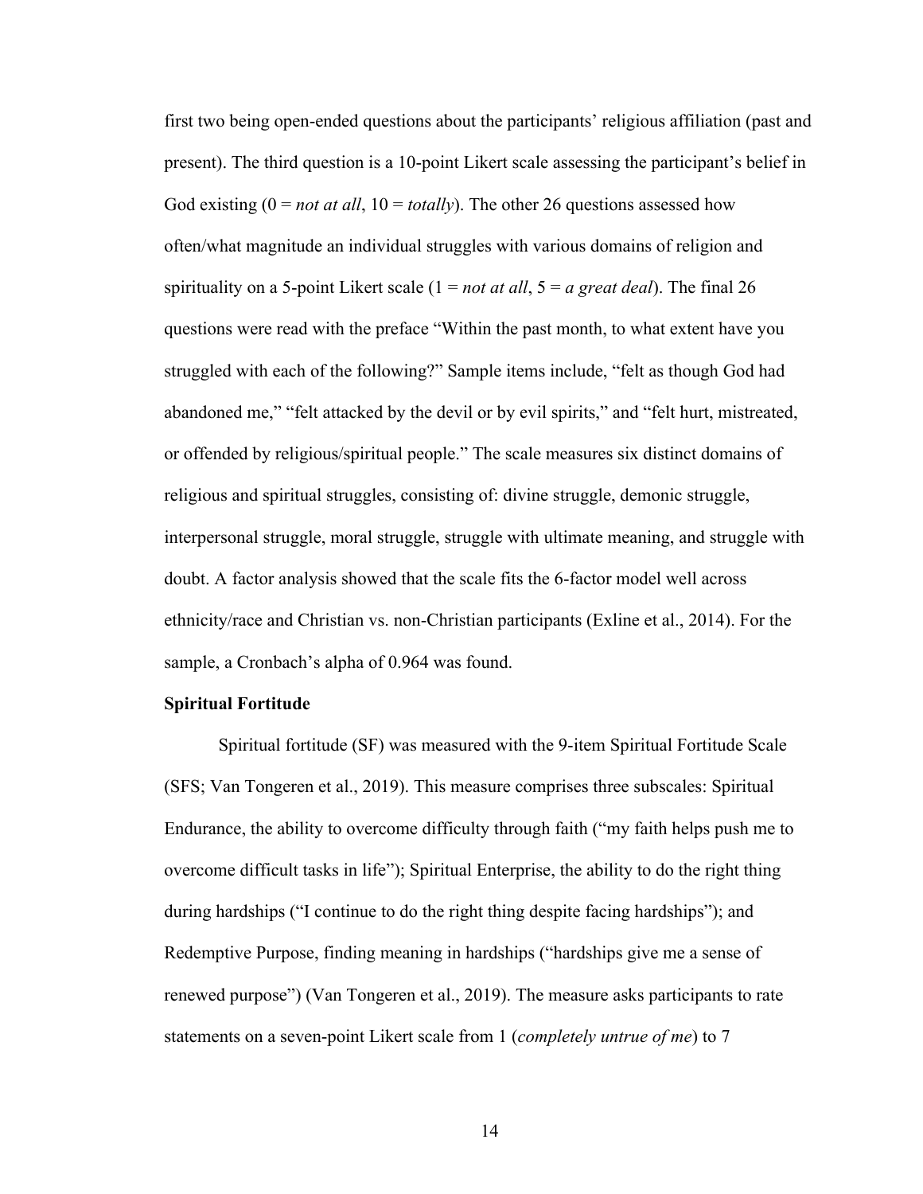first two being open-ended questions about the participants' religious affiliation (past and present). The third question is a 10-point Likert scale assessing the participant's belief in God existing (0 = *not at all*, 10 = *totally*). The other 26 questions assessed how often/what magnitude an individual struggles with various domains of religion and spirituality on a 5-point Likert scale (1 = *not at all*, 5 = *a great deal*). The final 26 questions were read with the preface "Within the past month, to what extent have you struggled with each of the following?" Sample items include, "felt as though God had abandoned me," "felt attacked by the devil or by evil spirits," and "felt hurt, mistreated, or offended by religious/spiritual people." The scale measures six distinct domains of religious and spiritual struggles, consisting of: divine struggle, demonic struggle, interpersonal struggle, moral struggle, struggle with ultimate meaning, and struggle with doubt. A factor analysis showed that the scale fits the 6-factor model well across ethnicity/race and Christian vs. non-Christian participants (Exline et al., 2014). For the sample, a Cronbach's alpha of 0.964 was found.

**Spiritual Fortitude**

Spiritual fortitude (SF) was measured with the 9-item Spiritual Fortitude Scale (SFS; Van Tongeren et al., 2019). This measure comprises three subscales: Spiritual Endurance, the ability to overcome difficulty through faith ("my faith helps push me to overcome difficult tasks in life"); Spiritual Enterprise, the ability to do the right thing during hardships ("I continue to do the right thing despite facing hardships"); and Redemptive Purpose, finding meaning in hardships ("hardships give me a sense of renewed purpose") (Van Tongeren et al., 2019). The measure asks participants to rate statements on a seven-point Likert scale from 1 (*completely untrue of me*) to 7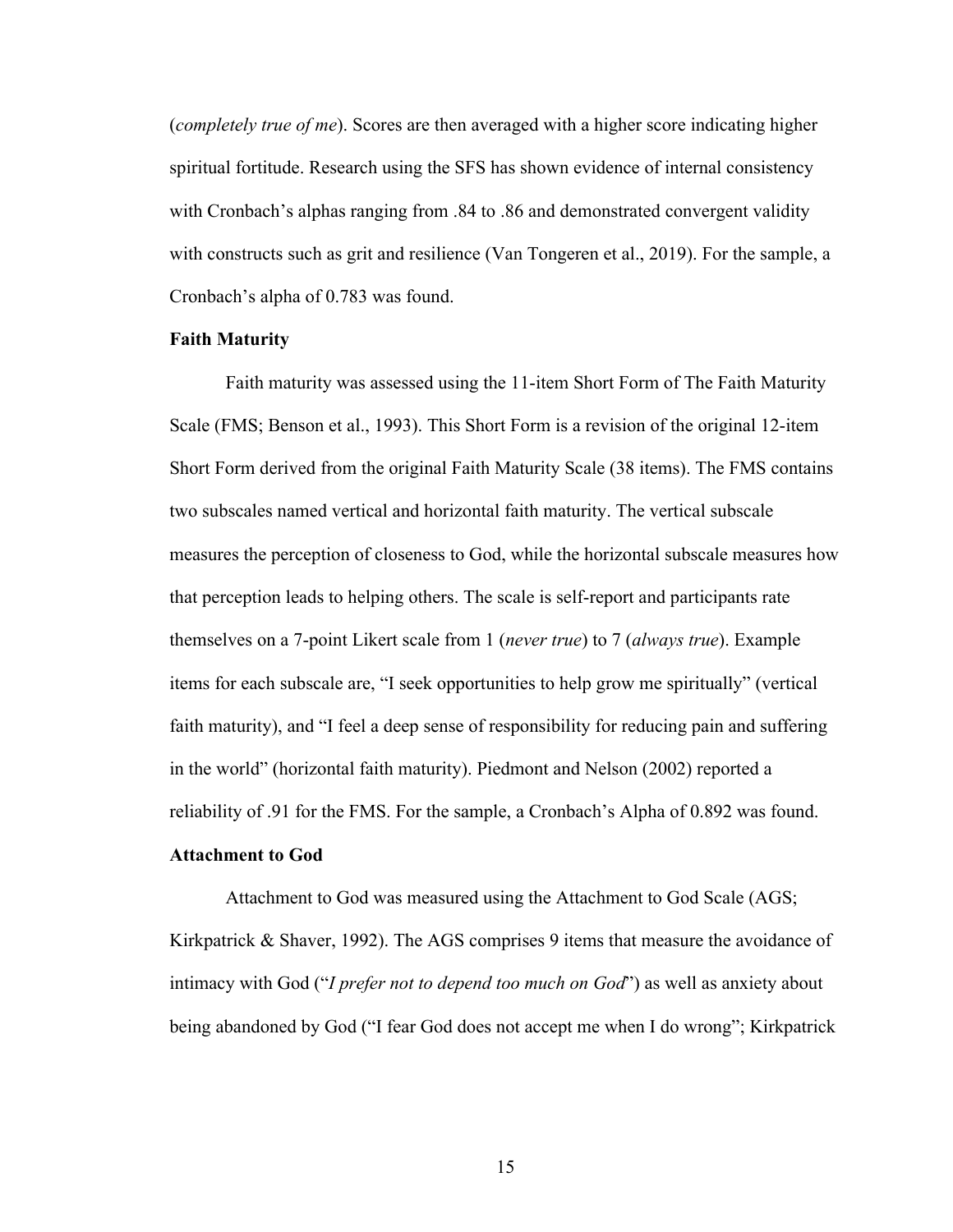(*completely true of me*). Scores are then averaged with a higher score indicating higher spiritual fortitude. Research using the SFS has shown evidence of internal consistency with Cronbach's alphas ranging from .84 to .86 and demonstrated convergent validity with constructs such as grit and resilience (Van Tongeren et al., 2019). For the sample, a Cronbach's alpha of 0.783 was found.

**Faith Maturity**

Faith maturity was assessed using the 11-item Short Form of The Faith Maturity Scale (FMS; Benson et al., 1993). This Short Form is a revision of the original 12-item Short Form derived from the original Faith Maturity Scale (38 items). The FMS contains two subscales named vertical and horizontal faith maturity. The vertical subscale measures the perception of closeness to God, while the horizontal subscale measures how that perception leads to helping others. The scale is self-report and participants rate themselves on a 7-point Likert scale from 1 (*never true*) to 7 (*always true*). Example items for each subscale are, "I seek opportunities to help grow me spiritually" (vertical faith maturity), and "I feel a deep sense of responsibility for reducing pain and suffering in the world" (horizontal faith maturity). Piedmont and Nelson (2002) reported a reliability of .91 for the FMS. For the sample, a Cronbach's Alpha of 0.892 was found.

**Attachment to God**

Attachment to God was measured using the Attachment to God Scale (AGS; Kirkpatrick & Shaver, 1992). The AGS comprises 9 items that measure the avoidance of intimacy with God ("*I prefer not to depend too much on God*") as well as anxiety about being abandoned by God ("I fear God does not accept me when I do wrong"; Kirkpatrick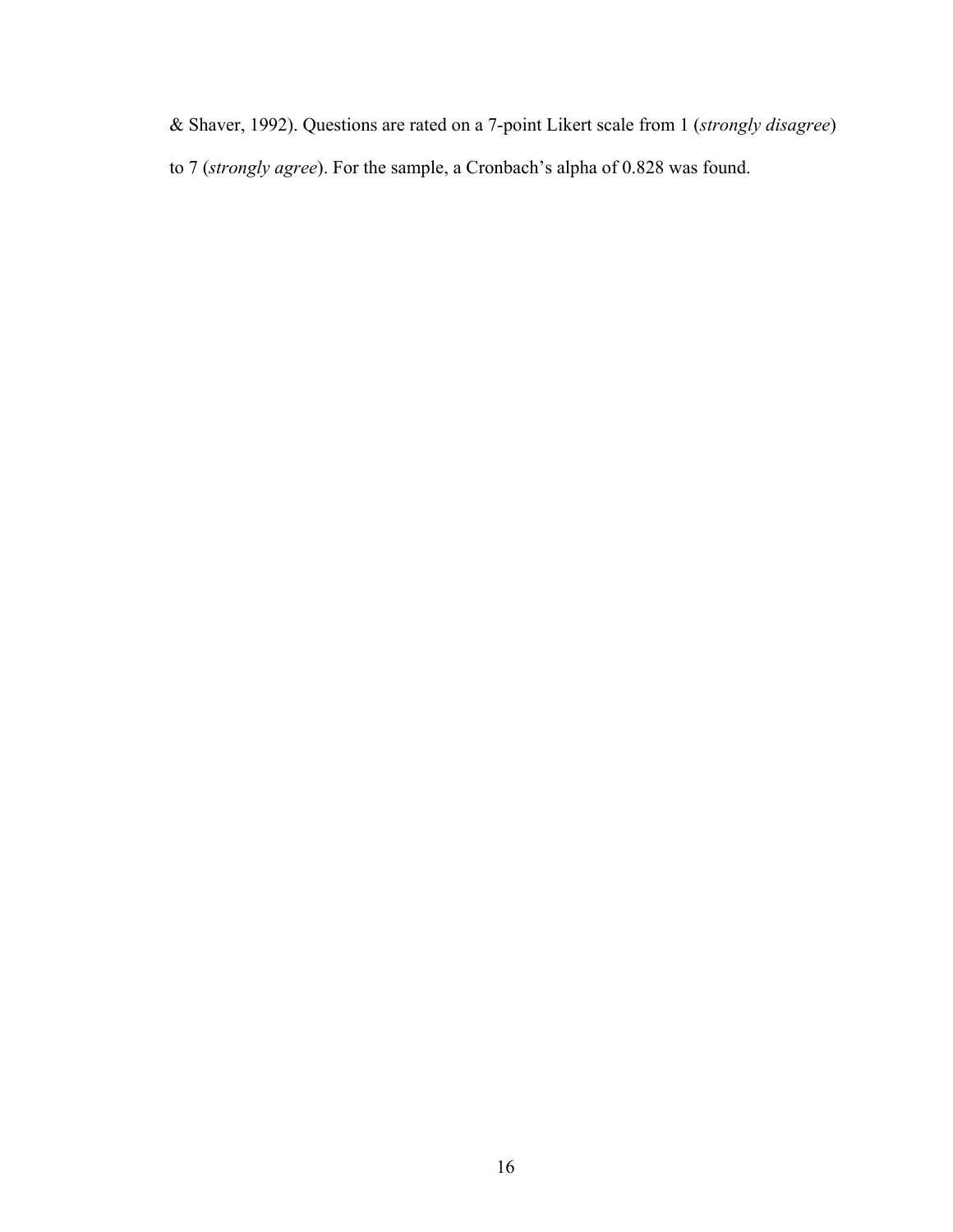& Shaver, 1992). Questions are rated on a 7-point Likert scale from 1 (*strongly disagree*) to 7 (*strongly agree*). For the sample, a Cronbach's alpha of 0.828 was found.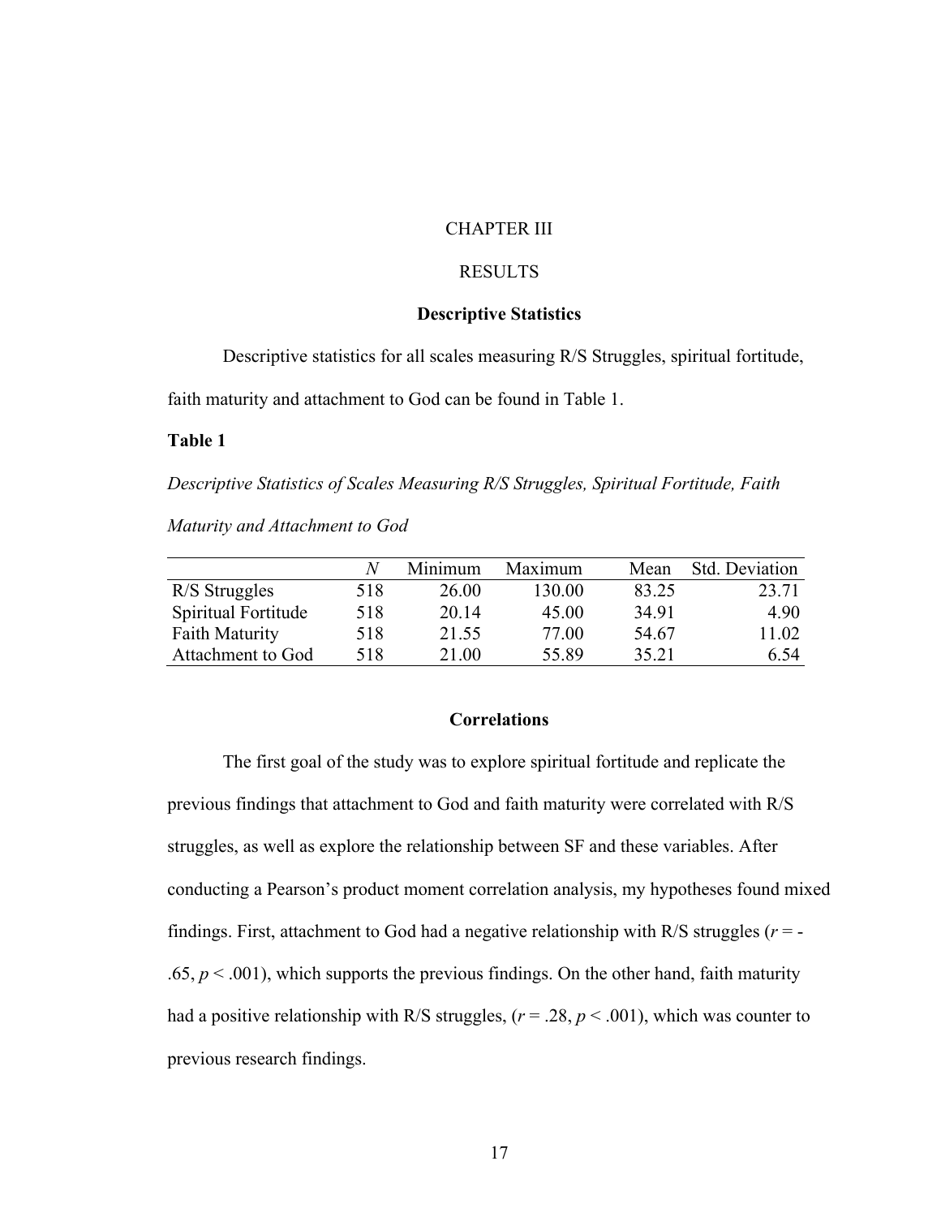# CHAPTER III

# RESULTS

## Descriptive Statistics

Descriptive statistics for all scales measuring R/S Struggles, spiritual fortitude, faith maturity and attachment to God can be found in Table 1.

**Table 1**

*Descriptive Statistics of Scales Measuring R/S Struggles, Spiritual Fortitude, Faith Maturity and Attachment to God*

| | *N* | Minimum | Maximum | Mean | Std. Deviation |
|---|---|---|---|---|---|
| R/S Struggles | 518 | 26.00 | 130.00 | 83.25 | 23.71 |
| Spiritual Fortitude | 518 | 20.14 | 45.00 | 34.91 | 4.90 |
| Faith Maturity | 518 | 21.55 | 77.00 | 54.67 | 11.02 |
| Attachment to God | 518 | 21.00 | 55.89 | 35.21 | 6.54 |

## Correlations

The first goal of the study was to explore spiritual fortitude and replicate the previous findings that attachment to God and faith maturity were correlated with R/S struggles, as well as explore the relationship between SF and these variables. After conducting a Pearson's product moment correlation analysis, my hypotheses found mixed findings. First, attachment to God had a negative relationship with R/S struggles ($r = -.65$, $p < .001$), which supports the previous findings. On the other hand, faith maturity had a positive relationship with R/S struggles, ($r = .28$, $p < .001$), which was counter to previous research findings.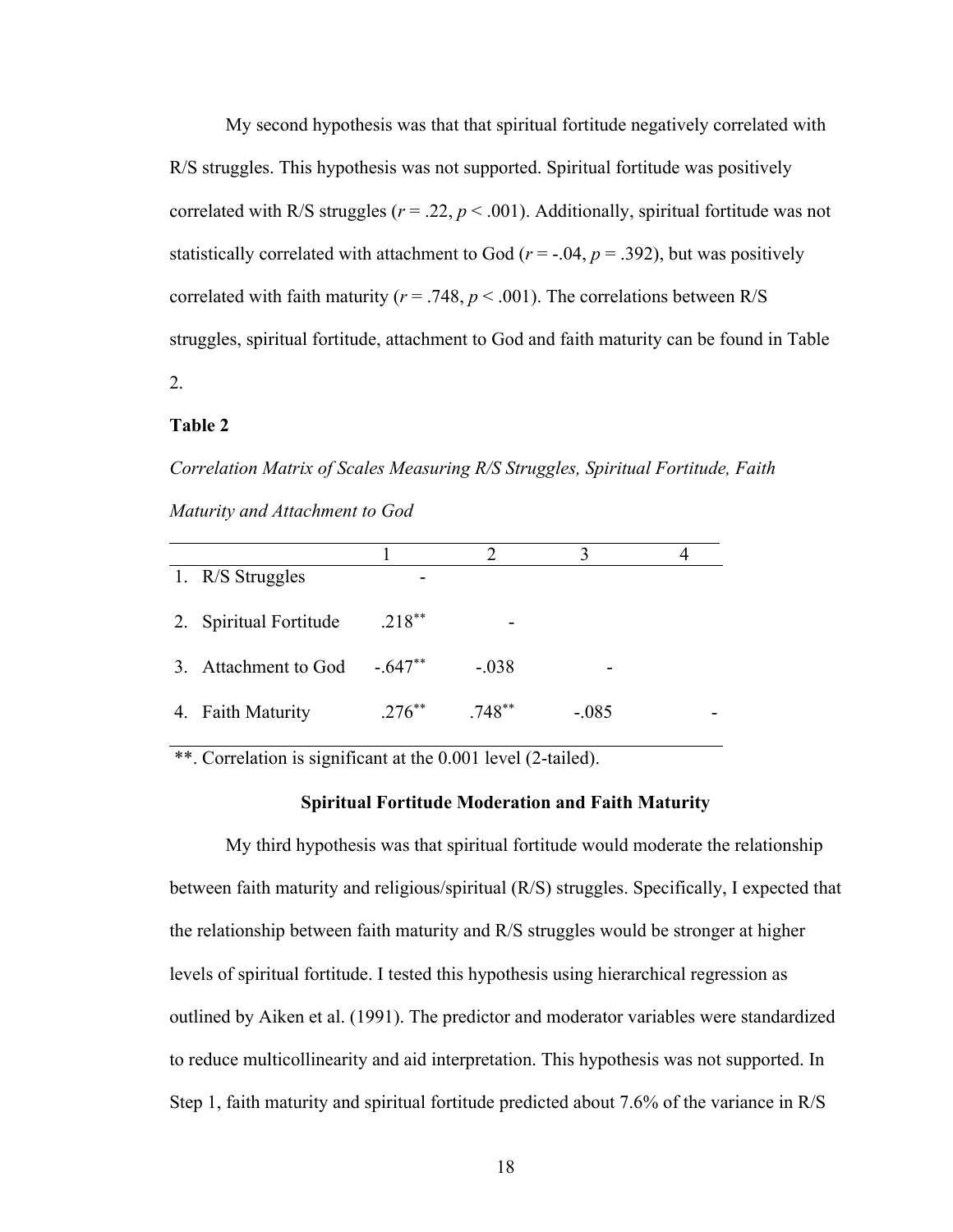My second hypothesis was that that spiritual fortitude negatively correlated with R/S struggles. This hypothesis was not supported. Spiritual fortitude was positively correlated with R/S struggles ($r$ = .22, $p$ < .001). Additionally, spiritual fortitude was not statistically correlated with attachment to God ($r$ = -.04, $p$ = .392), but was positively correlated with faith maturity ($r$ = .748, $p$ < .001). The correlations between R/S struggles, spiritual fortitude, attachment to God and faith maturity can be found in Table 2.

**Table 2**

*Correlation Matrix of Scales Measuring R/S Struggles, Spiritual Fortitude, Faith Maturity and Attachment to God*

| | 1 | 2 | 3 | 4 |
|---|---|---|---|---|
| 1. R/S Struggles | - | | | |
| 2. Spiritual Fortitude | .218** | - | | |
| 3. Attachment to God | -.647** | -.038 | - | |
| 4. Faith Maturity | .276** | .748** | -.085 | - |

**. Correlation is significant at the 0.001 level (2-tailed).

### Spiritual Fortitude Moderation and Faith Maturity

My third hypothesis was that spiritual fortitude would moderate the relationship between faith maturity and religious/spiritual (R/S) struggles. Specifically, I expected that the relationship between faith maturity and R/S struggles would be stronger at higher levels of spiritual fortitude. I tested this hypothesis using hierarchical regression as outlined by Aiken et al. (1991). The predictor and moderator variables were standardized to reduce multicollinearity and aid interpretation. This hypothesis was not supported. In Step 1, faith maturity and spiritual fortitude predicted about 7.6% of the variance in R/S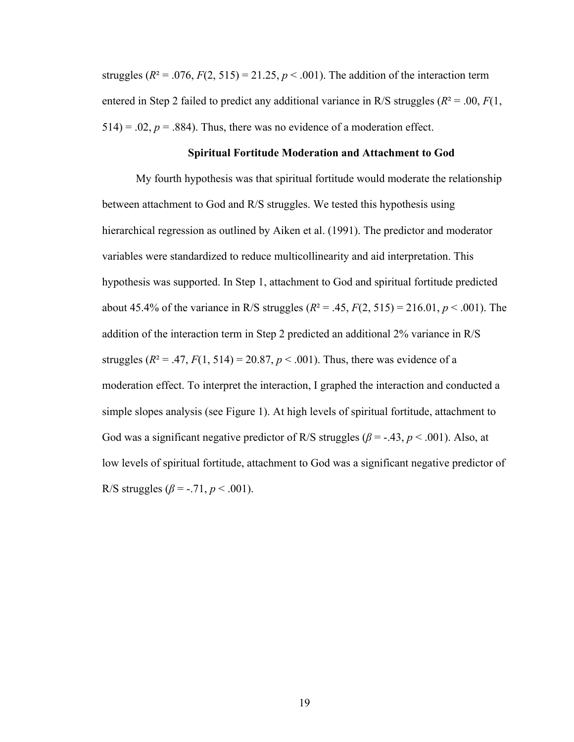struggles ($R^2$ = .076, $F(2, 515)$ = 21.25, $p$ < .001). The addition of the interaction term entered in Step 2 failed to predict any additional variance in R/S struggles ($R^2$ = .00, $F(1, 514)$ = .02, $p$ = .884). Thus, there was no evidence of a moderation effect.

### Spiritual Fortitude Moderation and Attachment to God

My fourth hypothesis was that spiritual fortitude would moderate the relationship between attachment to God and R/S struggles. We tested this hypothesis using hierarchical regression as outlined by Aiken et al. (1991). The predictor and moderator variables were standardized to reduce multicollinearity and aid interpretation. This hypothesis was supported. In Step 1, attachment to God and spiritual fortitude predicted about 45.4% of the variance in R/S struggles ($R^2$ = .45, $F(2, 515)$ = 216.01, $p$ < .001). The addition of the interaction term in Step 2 predicted an additional 2% variance in R/S struggles ($R^2$ = .47, $F(1, 514)$ = 20.87, $p$ < .001). Thus, there was evidence of a moderation effect. To interpret the interaction, I graphed the interaction and conducted a simple slopes analysis (see Figure 1). At high levels of spiritual fortitude, attachment to God was a significant negative predictor of R/S struggles ($\beta$ = -.43, $p$ < .001). Also, at low levels of spiritual fortitude, attachment to God was a significant negative predictor of R/S struggles ($\beta$ = -.71, $p$ < .001).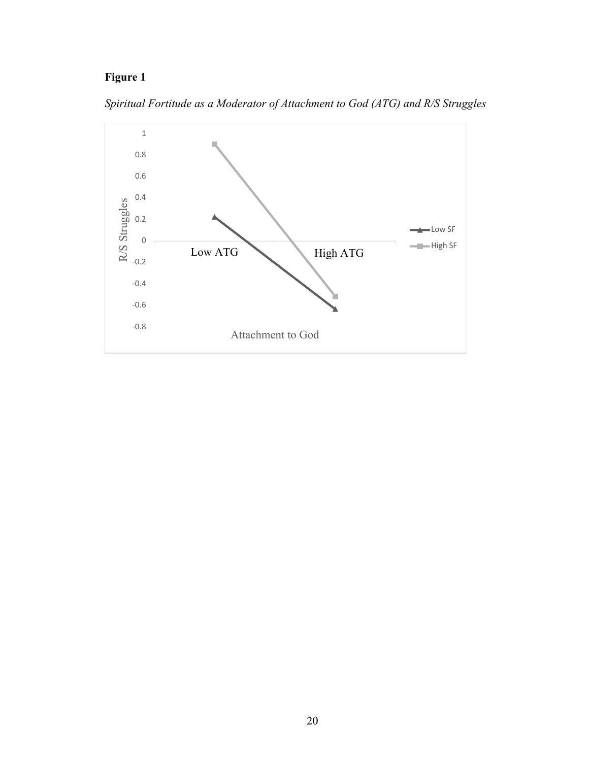**Figure 1**

*Spiritual Fortitude as a Moderator of Attachment to God (ATG) and R/S Struggles*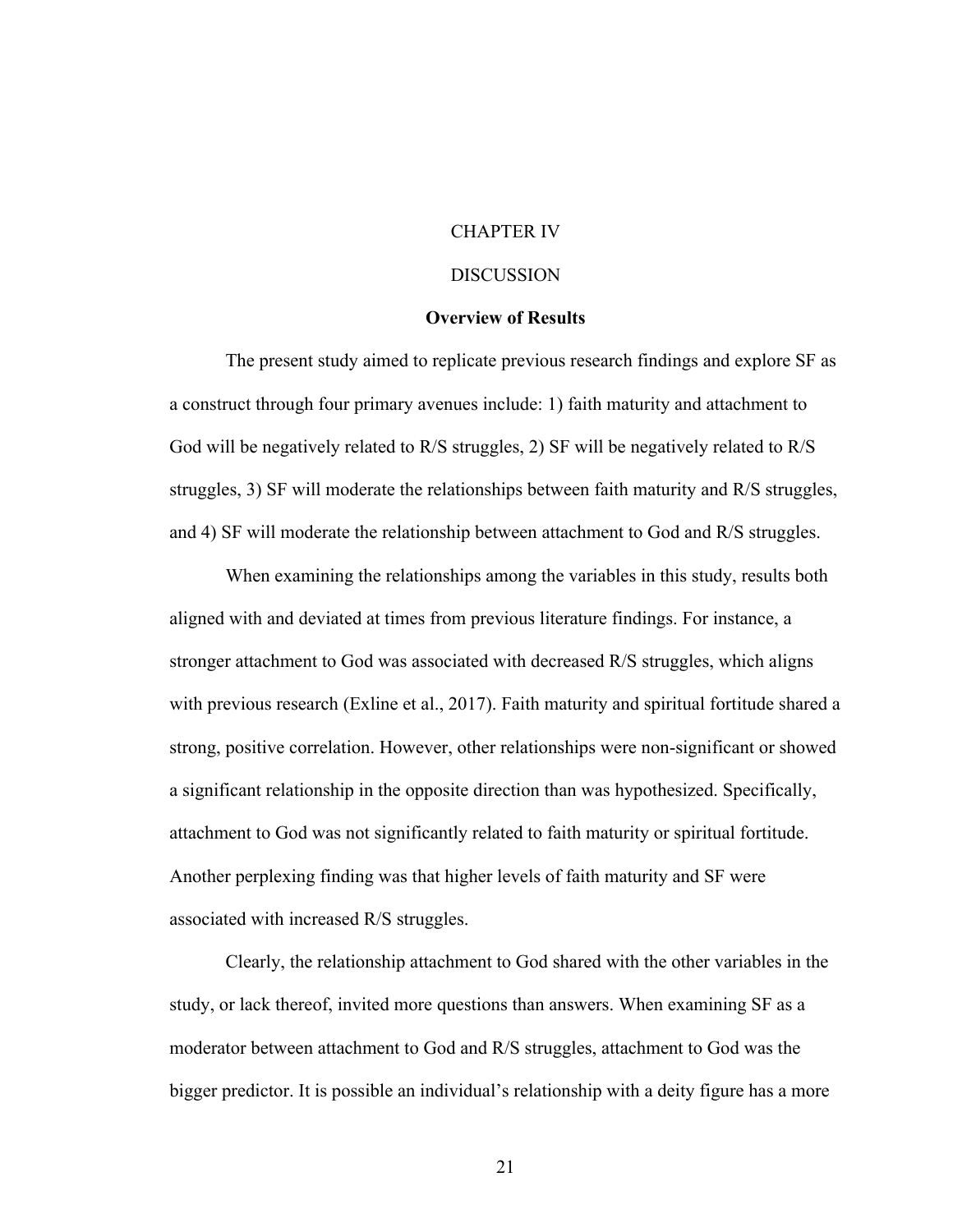# CHAPTER IV

# DISCUSSION

## Overview of Results

The present study aimed to replicate previous research findings and explore SF as a construct through four primary avenues include: 1) faith maturity and attachment to God will be negatively related to R/S struggles, 2) SF will be negatively related to R/S struggles, 3) SF will moderate the relationships between faith maturity and R/S struggles, and 4) SF will moderate the relationship between attachment to God and R/S struggles.

When examining the relationships among the variables in this study, results both aligned with and deviated at times from previous literature findings. For instance, a stronger attachment to God was associated with decreased R/S struggles, which aligns with previous research (Exline et al., 2017). Faith maturity and spiritual fortitude shared a strong, positive correlation. However, other relationships were non-significant or showed a significant relationship in the opposite direction than was hypothesized. Specifically, attachment to God was not significantly related to faith maturity or spiritual fortitude. Another perplexing finding was that higher levels of faith maturity and SF were associated with increased R/S struggles.

Clearly, the relationship attachment to God shared with the other variables in the study, or lack thereof, invited more questions than answers. When examining SF as a moderator between attachment to God and R/S struggles, attachment to God was the bigger predictor. It is possible an individual's relationship with a deity figure has a more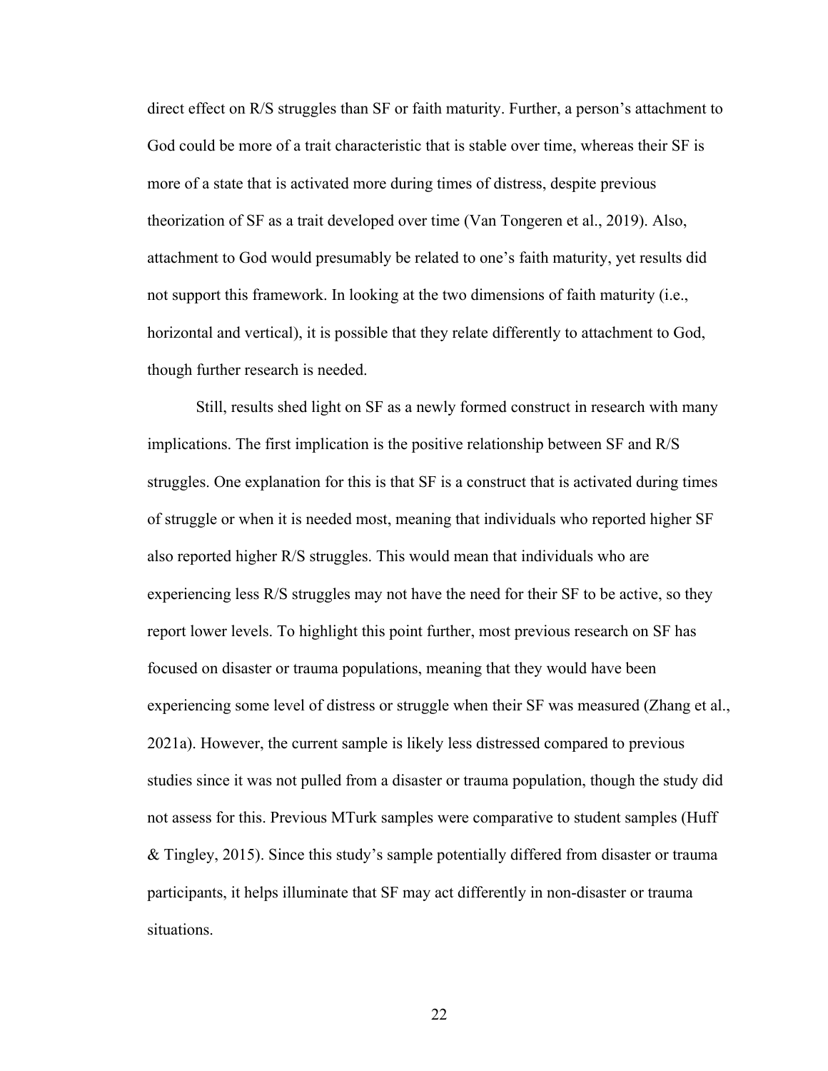direct effect on R/S struggles than SF or faith maturity. Further, a person's attachment to God could be more of a trait characteristic that is stable over time, whereas their SF is more of a state that is activated more during times of distress, despite previous theorization of SF as a trait developed over time (Van Tongeren et al., 2019). Also, attachment to God would presumably be related to one's faith maturity, yet results did not support this framework. In looking at the two dimensions of faith maturity (i.e., horizontal and vertical), it is possible that they relate differently to attachment to God, though further research is needed.

Still, results shed light on SF as a newly formed construct in research with many implications. The first implication is the positive relationship between SF and R/S struggles. One explanation for this is that SF is a construct that is activated during times of struggle or when it is needed most, meaning that individuals who reported higher SF also reported higher R/S struggles. This would mean that individuals who are experiencing less R/S struggles may not have the need for their SF to be active, so they report lower levels. To highlight this point further, most previous research on SF has focused on disaster or trauma populations, meaning that they would have been experiencing some level of distress or struggle when their SF was measured (Zhang et al., 2021a). However, the current sample is likely less distressed compared to previous studies since it was not pulled from a disaster or trauma population, though the study did not assess for this. Previous MTurk samples were comparative to student samples (Huff & Tingley, 2015). Since this study's sample potentially differed from disaster or trauma participants, it helps illuminate that SF may act differently in non-disaster or trauma situations.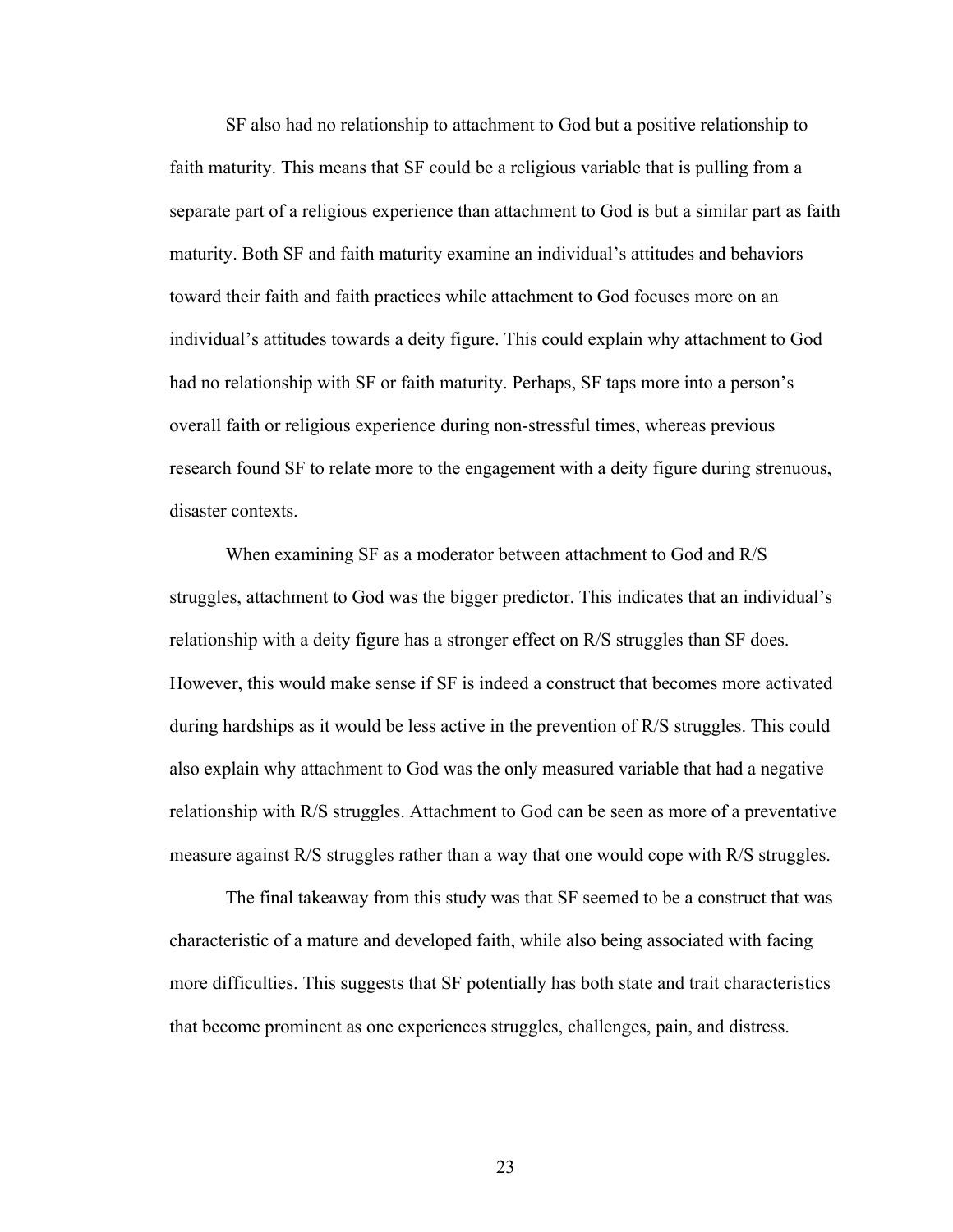SF also had no relationship to attachment to God but a positive relationship to faith maturity. This means that SF could be a religious variable that is pulling from a separate part of a religious experience than attachment to God is but a similar part as faith maturity. Both SF and faith maturity examine an individual's attitudes and behaviors toward their faith and faith practices while attachment to God focuses more on an individual's attitudes towards a deity figure. This could explain why attachment to God had no relationship with SF or faith maturity. Perhaps, SF taps more into a person's overall faith or religious experience during non-stressful times, whereas previous research found SF to relate more to the engagement with a deity figure during strenuous, disaster contexts.

When examining SF as a moderator between attachment to God and R/S struggles, attachment to God was the bigger predictor. This indicates that an individual's relationship with a deity figure has a stronger effect on R/S struggles than SF does. However, this would make sense if SF is indeed a construct that becomes more activated during hardships as it would be less active in the prevention of R/S struggles. This could also explain why attachment to God was the only measured variable that had a negative relationship with R/S struggles. Attachment to God can be seen as more of a preventative measure against R/S struggles rather than a way that one would cope with R/S struggles.

The final takeaway from this study was that SF seemed to be a construct that was characteristic of a mature and developed faith, while also being associated with facing more difficulties. This suggests that SF potentially has both state and trait characteristics that become prominent as one experiences struggles, challenges, pain, and distress.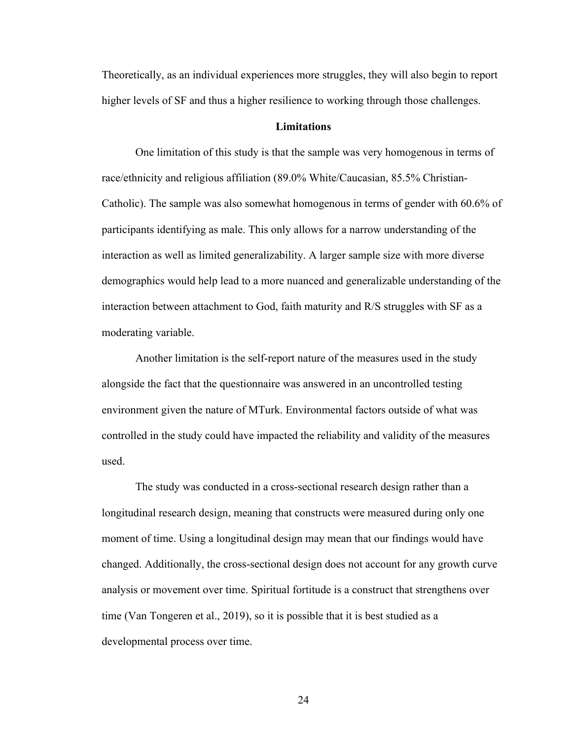Theoretically, as an individual experiences more struggles, they will also begin to report higher levels of SF and thus a higher resilience to working through those challenges.

## Limitations

One limitation of this study is that the sample was very homogenous in terms of race/ethnicity and religious affiliation (89.0% White/Caucasian, 85.5% Christian-Catholic). The sample was also somewhat homogenous in terms of gender with 60.6% of participants identifying as male. This only allows for a narrow understanding of the interaction as well as limited generalizability. A larger sample size with more diverse demographics would help lead to a more nuanced and generalizable understanding of the interaction between attachment to God, faith maturity and R/S struggles with SF as a moderating variable.

Another limitation is the self-report nature of the measures used in the study alongside the fact that the questionnaire was answered in an uncontrolled testing environment given the nature of MTurk. Environmental factors outside of what was controlled in the study could have impacted the reliability and validity of the measures used.

The study was conducted in a cross-sectional research design rather than a longitudinal research design, meaning that constructs were measured during only one moment of time. Using a longitudinal design may mean that our findings would have changed. Additionally, the cross-sectional design does not account for any growth curve analysis or movement over time. Spiritual fortitude is a construct that strengthens over time (Van Tongeren et al., 2019), so it is possible that it is best studied as a developmental process over time.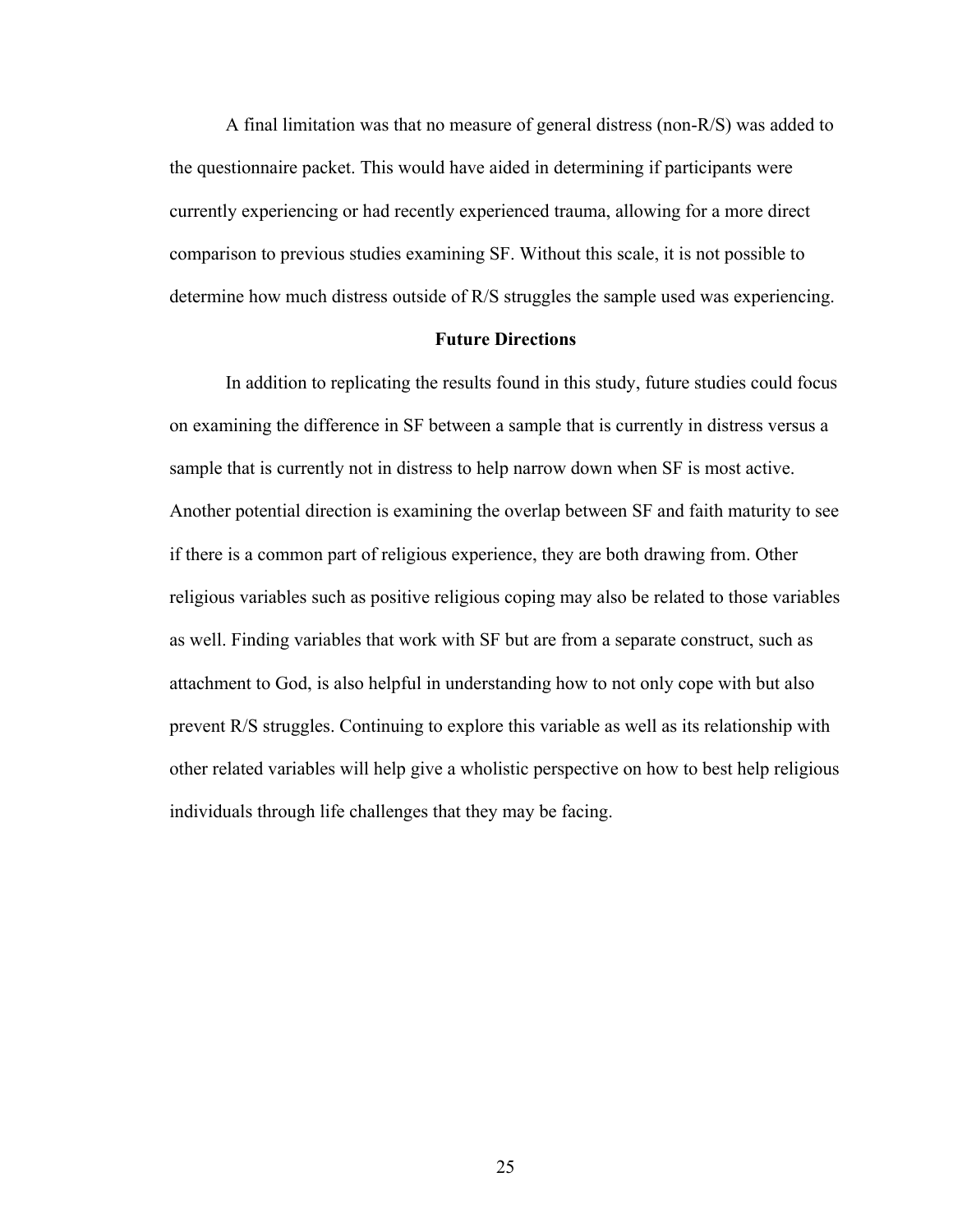A final limitation was that no measure of general distress (non-R/S) was added to the questionnaire packet. This would have aided in determining if participants were currently experiencing or had recently experienced trauma, allowing for a more direct comparison to previous studies examining SF. Without this scale, it is not possible to determine how much distress outside of R/S struggles the sample used was experiencing.

## Future Directions

In addition to replicating the results found in this study, future studies could focus on examining the difference in SF between a sample that is currently in distress versus a sample that is currently not in distress to help narrow down when SF is most active. Another potential direction is examining the overlap between SF and faith maturity to see if there is a common part of religious experience, they are both drawing from. Other religious variables such as positive religious coping may also be related to those variables as well. Finding variables that work with SF but are from a separate construct, such as attachment to God, is also helpful in understanding how to not only cope with but also prevent R/S struggles. Continuing to explore this variable as well as its relationship with other related variables will help give a wholistic perspective on how to best help religious individuals through life challenges that they may be facing.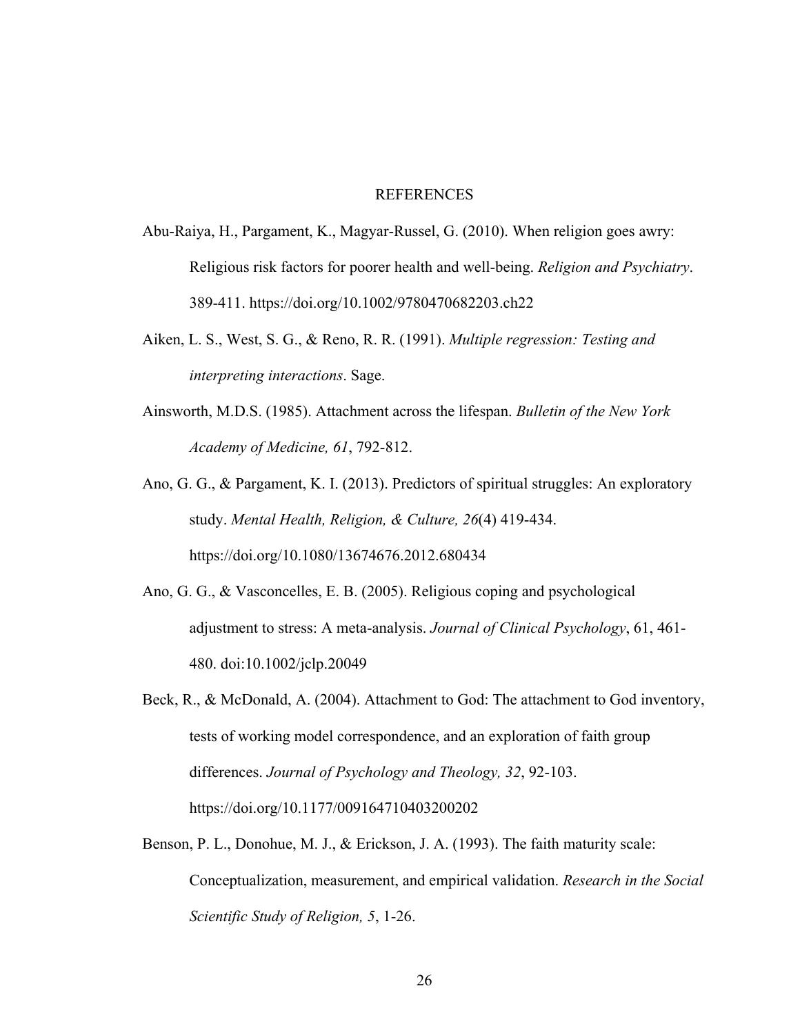# REFERENCES

Abu-Raiya, H., Pargament, K., Magyar-Russel, G. (2010). When religion goes awry: Religious risk factors for poorer health and well-being. *Religion and Psychiatry*. 389-411. https://doi.org/10.1002/9780470682203.ch22

Aiken, L. S., West, S. G., & Reno, R. R. (1991). *Multiple regression: Testing and interpreting interactions*. Sage.

Ainsworth, M.D.S. (1985). Attachment across the lifespan. *Bulletin of the New York Academy of Medicine, 61*, 792-812.

Ano, G. G., & Pargament, K. I. (2013). Predictors of spiritual struggles: An exploratory study. *Mental Health, Religion, & Culture, 26*(4) 419-434. https://doi.org/10.1080/13674676.2012.680434

Ano, G. G., & Vasconcelles, E. B. (2005). Religious coping and psychological adjustment to stress: A meta-analysis. *Journal of Clinical Psychology*, 61, 461-480. doi:10.1002/jclp.20049

Beck, R., & McDonald, A. (2004). Attachment to God: The attachment to God inventory, tests of working model correspondence, and an exploration of faith group differences. *Journal of Psychology and Theology, 32*, 92-103. https://doi.org/10.1177/009164710403200202

Benson, P. L., Donohue, M. J., & Erickson, J. A. (1993). The faith maturity scale: Conceptualization, measurement, and empirical validation. *Research in the Social Scientific Study of Religion, 5*, 1-26.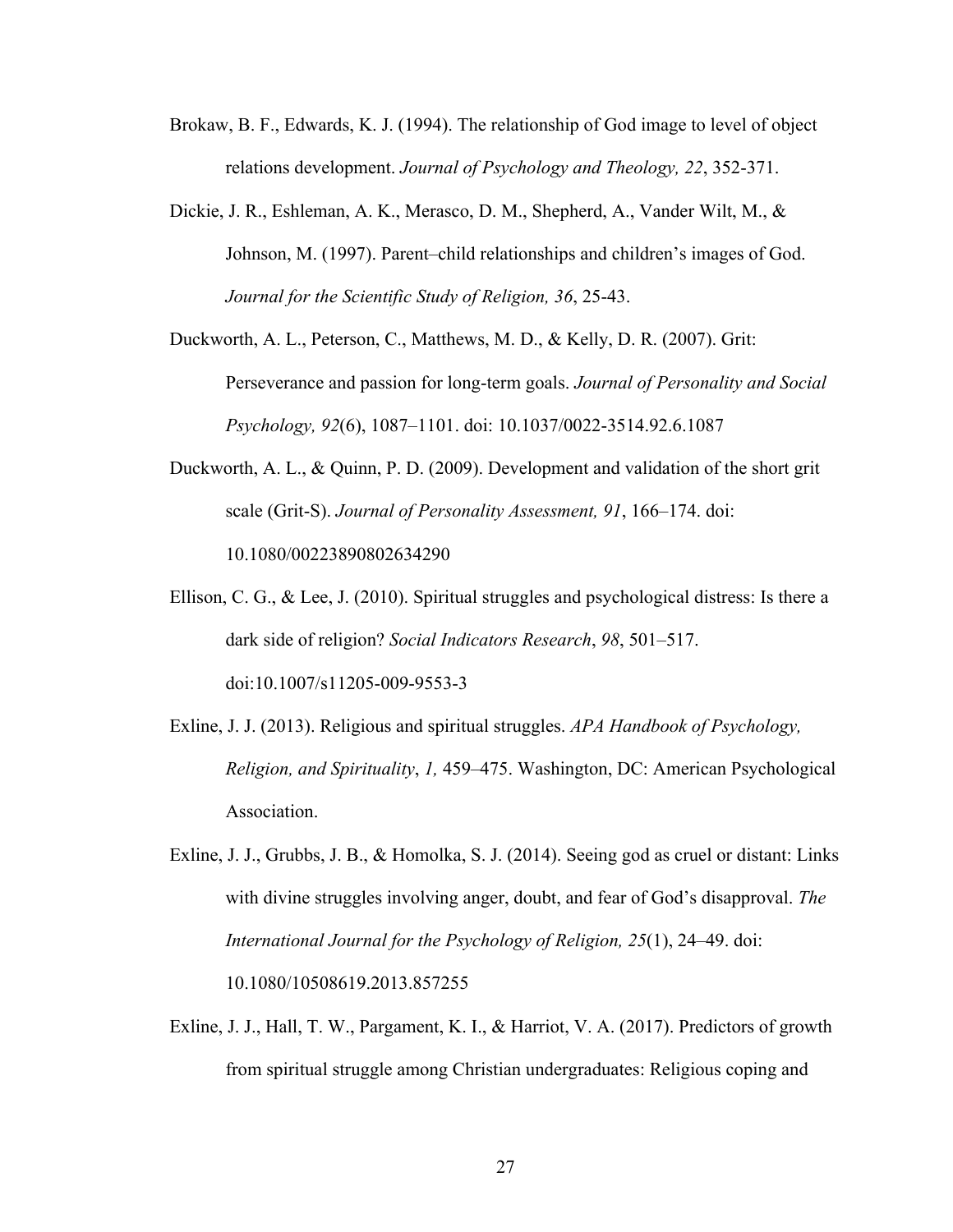Brokaw, B. F., Edwards, K. J. (1994). The relationship of God image to level of object relations development. *Journal of Psychology and Theology, 22*, 352-371.

Dickie, J. R., Eshleman, A. K., Merasco, D. M., Shepherd, A., Vander Wilt, M., & Johnson, M. (1997). Parent–child relationships and children's images of God. *Journal for the Scientific Study of Religion, 36*, 25-43.

Duckworth, A. L., Peterson, C., Matthews, M. D., & Kelly, D. R. (2007). Grit: Perseverance and passion for long-term goals. *Journal of Personality and Social Psychology, 92*(6), 1087–1101. doi: 10.1037/0022-3514.92.6.1087

Duckworth, A. L., & Quinn, P. D. (2009). Development and validation of the short grit scale (Grit-S). *Journal of Personality Assessment, 91*, 166–174. doi: 10.1080/00223890802634290

Ellison, C. G., & Lee, J. (2010). Spiritual struggles and psychological distress: Is there a dark side of religion? *Social Indicators Research*, *98*, 501–517. doi:10.1007/s11205-009-9553-3

Exline, J. J. (2013). Religious and spiritual struggles. *APA Handbook of Psychology, Religion, and Spirituality*, *1,* 459–475. Washington, DC: American Psychological Association.

Exline, J. J., Grubbs, J. B., & Homolka, S. J. (2014). Seeing god as cruel or distant: Links with divine struggles involving anger, doubt, and fear of God's disapproval. *The International Journal for the Psychology of Religion, 25*(1), 24–49. doi: 10.1080/10508619.2013.857255

Exline, J. J., Hall, T. W., Pargament, K. I., & Harriot, V. A. (2017). Predictors of growth from spiritual struggle among Christian undergraduates: Religious coping and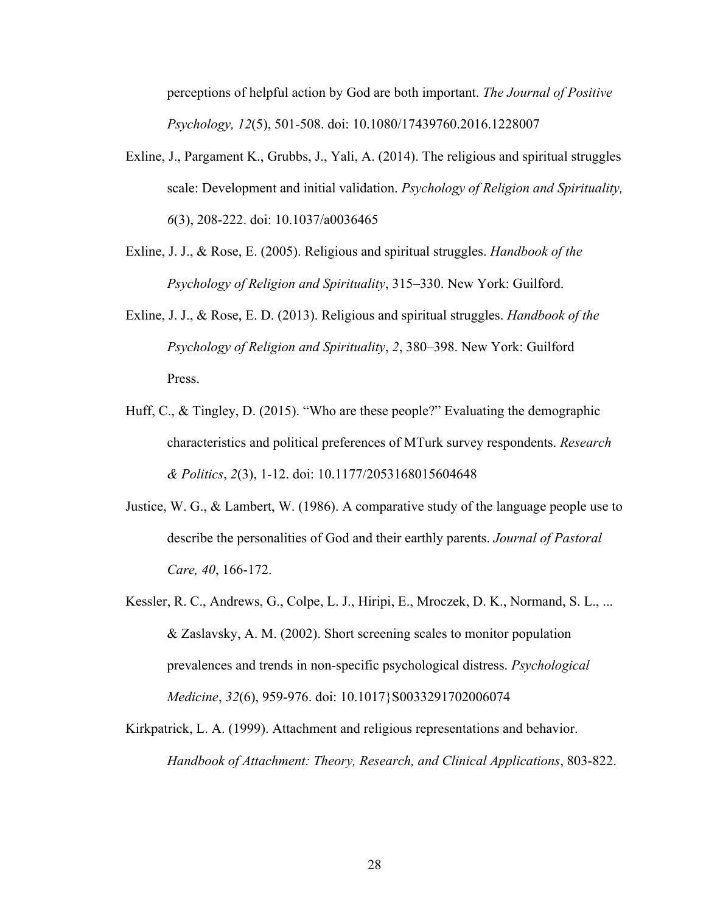perceptions of helpful action by God are both important. *The Journal of Positive Psychology, 12*(5), 501-508. doi: 10.1080/17439760.2016.1228007

Exline, J., Pargament K., Grubbs, J., Yali, A. (2014). The religious and spiritual struggles scale: Development and initial validation. *Psychology of Religion and Spirituality, 6*(3), 208-222. doi: 10.1037/a0036465

Exline, J. J., & Rose, E. (2005). Religious and spiritual struggles. *Handbook of the Psychology of Religion and Spirituality*, 315–330. New York: Guilford.

Exline, J. J., & Rose, E. D. (2013). Religious and spiritual struggles. *Handbook of the Psychology of Religion and Spirituality*, *2*, 380–398. New York: Guilford Press.

Huff, C., & Tingley, D. (2015). "Who are these people?" Evaluating the demographic characteristics and political preferences of MTurk survey respondents. *Research & Politics*, *2*(3), 1-12. doi: 10.1177/2053168015604648

Justice, W. G., & Lambert, W. (1986). A comparative study of the language people use to describe the personalities of God and their earthly parents. *Journal of Pastoral Care, 40*, 166-172.

Kessler, R. C., Andrews, G., Colpe, L. J., Hiripi, E., Mroczek, D. K., Normand, S. L., ... & Zaslavsky, A. M. (2002). Short screening scales to monitor population prevalences and trends in non-specific psychological distress. *Psychological Medicine*, *32*(6), 959-976. doi: 10.1017}S0033291702006074

Kirkpatrick, L. A. (1999). Attachment and religious representations and behavior. *Handbook of Attachment: Theory, Research, and Clinical Applications*, 803-822.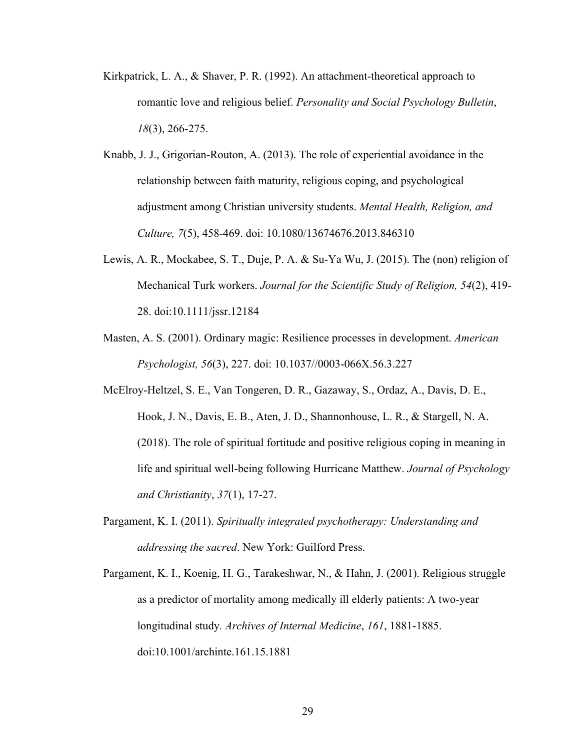Kirkpatrick, L. A., & Shaver, P. R. (1992). An attachment-theoretical approach to romantic love and religious belief. *Personality and Social Psychology Bulletin*, *18*(3), 266-275.

Knabb, J. J., Grigorian-Routon, A. (2013). The role of experiential avoidance in the relationship between faith maturity, religious coping, and psychological adjustment among Christian university students. *Mental Health, Religion, and Culture, 7*(5), 458-469. doi: 10.1080/13674676.2013.846310

Lewis, A. R., Mockabee, S. T., Duje, P. A. & Su-Ya Wu, J. (2015). The (non) religion of Mechanical Turk workers. *Journal for the Scientific Study of Religion, 54*(2), 419-28. doi:10.1111/jssr.12184

Masten, A. S. (2001). Ordinary magic: Resilience processes in development. *American Psychologist, 56*(3), 227. doi: 10.1037//0003-066X.56.3.227

McElroy-Heltzel, S. E., Van Tongeren, D. R., Gazaway, S., Ordaz, A., Davis, D. E., Hook, J. N., Davis, E. B., Aten, J. D., Shannonhouse, L. R., & Stargell, N. A. (2018). The role of spiritual fortitude and positive religious coping in meaning in life and spiritual well-being following Hurricane Matthew. *Journal of Psychology and Christianity*, *37*(1), 17-27.

Pargament, K. I. (2011). *Spiritually integrated psychotherapy: Understanding and addressing the sacred*. New York: Guilford Press.

Pargament, K. I., Koenig, H. G., Tarakeshwar, N., & Hahn, J. (2001). Religious struggle as a predictor of mortality among medically ill elderly patients: A two-year longitudinal study. *Archives of Internal Medicine*, *161*, 1881-1885. doi:10.1001/archinte.161.15.1881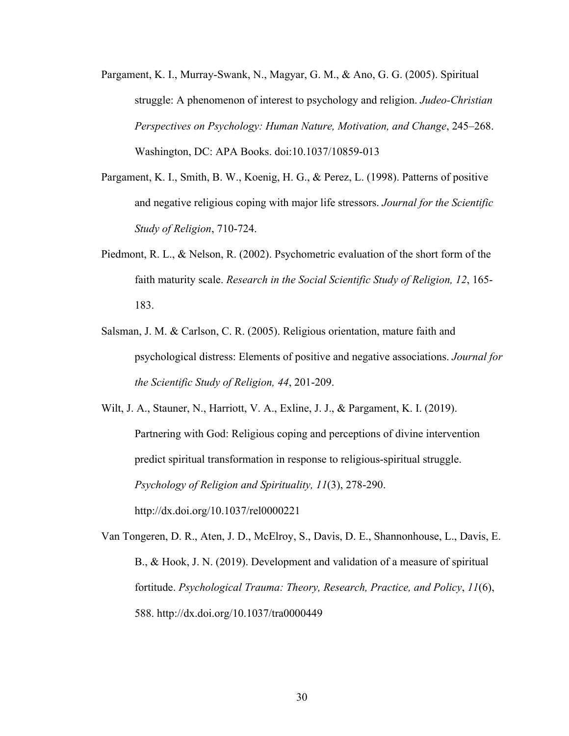Pargament, K. I., Murray-Swank, N., Magyar, G. M., & Ano, G. G. (2005). Spiritual struggle: A phenomenon of interest to psychology and religion. *Judeo-Christian Perspectives on Psychology: Human Nature, Motivation, and Change*, 245–268. Washington, DC: APA Books. doi:10.1037/10859-013

Pargament, K. I., Smith, B. W., Koenig, H. G., & Perez, L. (1998). Patterns of positive and negative religious coping with major life stressors. *Journal for the Scientific Study of Religion*, 710-724.

Piedmont, R. L., & Nelson, R. (2002). Psychometric evaluation of the short form of the faith maturity scale. *Research in the Social Scientific Study of Religion, 12*, 165-183.

Salsman, J. M. & Carlson, C. R. (2005). Religious orientation, mature faith and psychological distress: Elements of positive and negative associations. *Journal for the Scientific Study of Religion, 44*, 201-209.

Wilt, J. A., Stauner, N., Harriott, V. A., Exline, J. J., & Pargament, K. I. (2019). Partnering with God: Religious coping and perceptions of divine intervention predict spiritual transformation in response to religious-spiritual struggle. *Psychology of Religion and Spirituality, 11*(3), 278-290. http://dx.doi.org/10.1037/rel0000221

Van Tongeren, D. R., Aten, J. D., McElroy, S., Davis, D. E., Shannonhouse, L., Davis, E. B., & Hook, J. N. (2019). Development and validation of a measure of spiritual fortitude. *Psychological Trauma: Theory, Research, Practice, and Policy*, *11*(6), 588. http://dx.doi.org/10.1037/tra0000449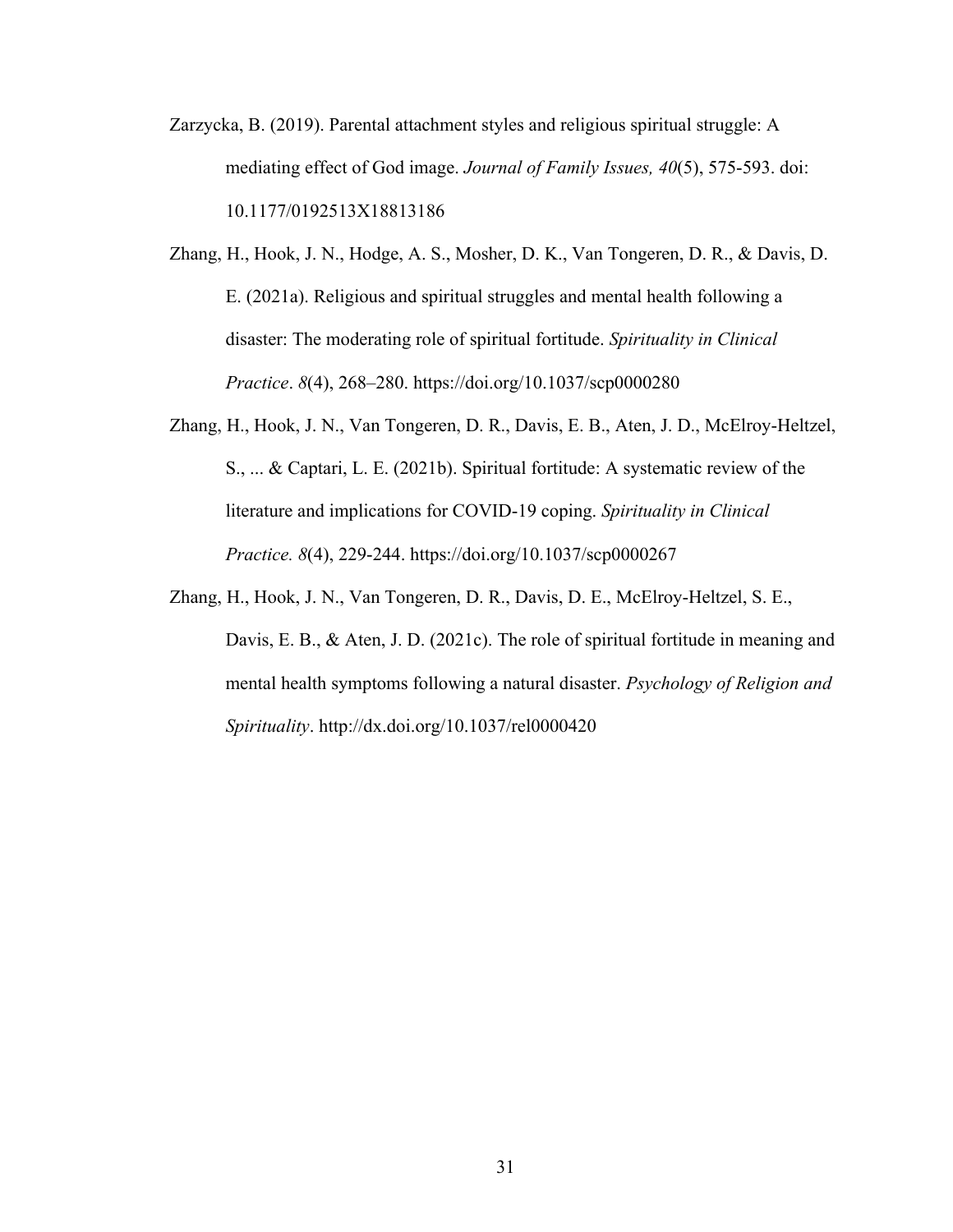Zarzycka, B. (2019). Parental attachment styles and religious spiritual struggle: A mediating effect of God image. *Journal of Family Issues, 40*(5), 575-593. doi: 10.1177/0192513X18813186

Zhang, H., Hook, J. N., Hodge, A. S., Mosher, D. K., Van Tongeren, D. R., & Davis, D. E. (2021a). Religious and spiritual struggles and mental health following a disaster: The moderating role of spiritual fortitude. *Spirituality in Clinical Practice*. *8*(4), 268–280. https://doi.org/10.1037/scp0000280

Zhang, H., Hook, J. N., Van Tongeren, D. R., Davis, E. B., Aten, J. D., McElroy-Heltzel, S., ... & Captari, L. E. (2021b). Spiritual fortitude: A systematic review of the literature and implications for COVID-19 coping. *Spirituality in Clinical Practice. 8*(4), 229-244. https://doi.org/10.1037/scp0000267

Zhang, H., Hook, J. N., Van Tongeren, D. R., Davis, D. E., McElroy-Heltzel, S. E., Davis, E. B., & Aten, J. D. (2021c). The role of spiritual fortitude in meaning and mental health symptoms following a natural disaster. *Psychology of Religion and Spirituality*. http://dx.doi.org/10.1037/rel0000420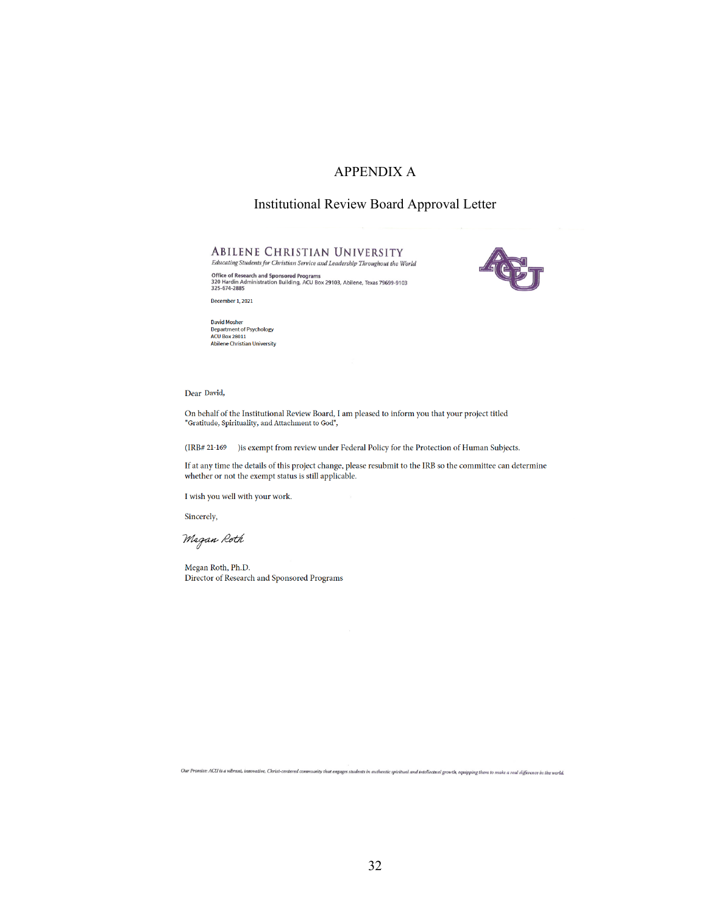# APPENDIX A

## Institutional Review Board Approval Letter

**ABILENE CHRISTIAN UNIVERSITY**
*Educating Students for Christian Service and Leadership Throughout the World*

**Office of Research and Sponsored Programs**
320 Hardin Administration Building, ACU Box 29103, Abilene, Texas 79699-9103
325-674-2885

December 1, 2021

David Mosher
Department of Psychology
ACU Box 28011
Abilene Christian University

Dear David,

On behalf of the Institutional Review Board, I am pleased to inform you that your project titled "Gratitude, Spirituality, and Attachment to God",

(IRB# 21-169 )is exempt from review under Federal Policy for the Protection of Human Subjects.

If at any time the details of this project change, please resubmit to the IRB so the committee can determine whether or not the exempt status is still applicable.

I wish you well with your work.

Sincerely,

*Megan Roth*

Megan Roth, Ph.D.
Director of Research and Sponsored Programs

*Our Promise: ACU is a vibrant, innovative, Christ-centered community that engages students in authentic spiritual and intellectual growth, equipping them to make a real difference in the world.*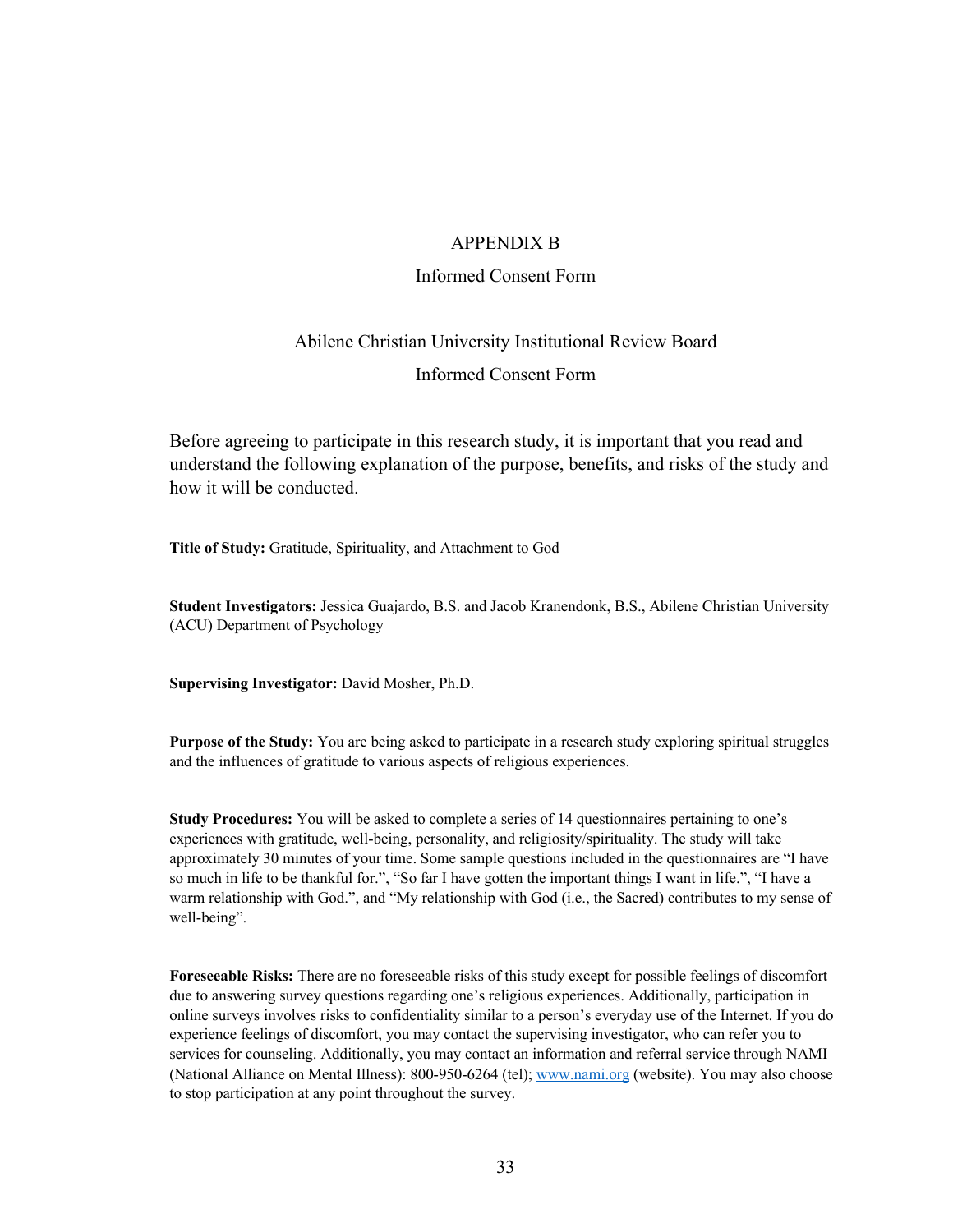# APPENDIX B

## Informed Consent Form

### Abilene Christian University Institutional Review Board

### Informed Consent Form

Before agreeing to participate in this research study, it is important that you read and understand the following explanation of the purpose, benefits, and risks of the study and how it will be conducted.

**Title of Study:** Gratitude, Spirituality, and Attachment to God

**Student Investigators:** Jessica Guajardo, B.S. and Jacob Kranendonk, B.S., Abilene Christian University (ACU) Department of Psychology

**Supervising Investigator:** David Mosher, Ph.D.

**Purpose of the Study:** You are being asked to participate in a research study exploring spiritual struggles and the influences of gratitude to various aspects of religious experiences.

**Study Procedures:** You will be asked to complete a series of 14 questionnaires pertaining to one's experiences with gratitude, well-being, personality, and religiosity/spirituality. The study will take approximately 30 minutes of your time. Some sample questions included in the questionnaires are "I have so much in life to be thankful for.", "So far I have gotten the important things I want in life.", "I have a warm relationship with God.", and "My relationship with God (i.e., the Sacred) contributes to my sense of well-being".

**Foreseeable Risks:** There are no foreseeable risks of this study except for possible feelings of discomfort due to answering survey questions regarding one's religious experiences. Additionally, participation in online surveys involves risks to confidentiality similar to a person's everyday use of the Internet. If you do experience feelings of discomfort, you may contact the supervising investigator, who can refer you to services for counseling. Additionally, you may contact an information and referral service through NAMI (National Alliance on Mental Illness): 800-950-6264 (tel); www.nami.org (website). You may also choose to stop participation at any point throughout the survey.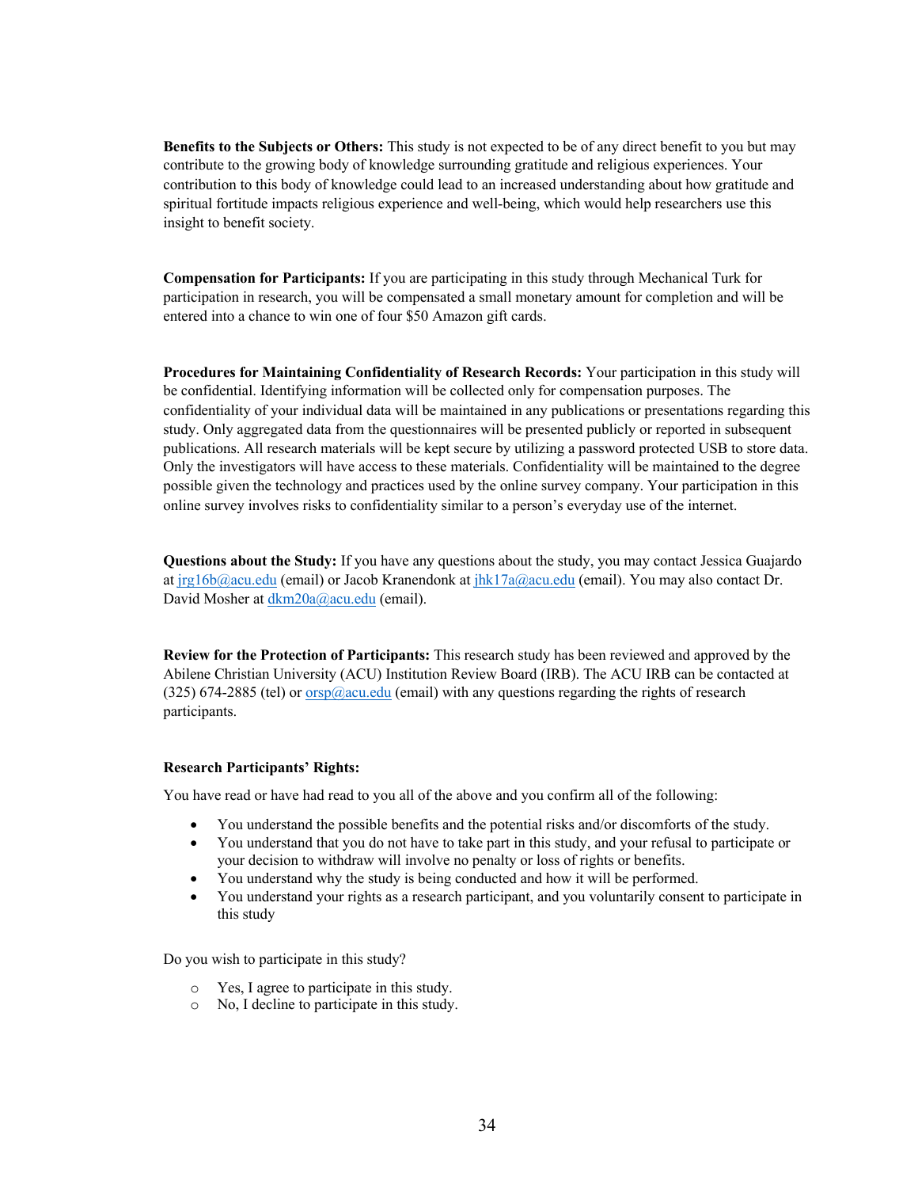**Benefits to the Subjects or Others:** This study is not expected to be of any direct benefit to you but may contribute to the growing body of knowledge surrounding gratitude and religious experiences. Your contribution to this body of knowledge could lead to an increased understanding about how gratitude and spiritual fortitude impacts religious experience and well-being, which would help researchers use this insight to benefit society.

**Compensation for Participants:** If you are participating in this study through Mechanical Turk for participation in research, you will be compensated a small monetary amount for completion and will be entered into a chance to win one of four $50 Amazon gift cards.

**Procedures for Maintaining Confidentiality of Research Records:** Your participation in this study will be confidential. Identifying information will be collected only for compensation purposes. The confidentiality of your individual data will be maintained in any publications or presentations regarding this study. Only aggregated data from the questionnaires will be presented publicly or reported in subsequent publications. All research materials will be kept secure by utilizing a password protected USB to store data. Only the investigators will have access to these materials. Confidentiality will be maintained to the degree possible given the technology and practices used by the online survey company. Your participation in this online survey involves risks to confidentiality similar to a person's everyday use of the internet.

**Questions about the Study:** If you have any questions about the study, you may contact Jessica Guajardo at jrg16b@acu.edu (email) or Jacob Kranendonk at jhk17a@acu.edu (email). You may also contact Dr. David Mosher at dkm20a@acu.edu (email).

**Review for the Protection of Participants:** This research study has been reviewed and approved by the Abilene Christian University (ACU) Institution Review Board (IRB). The ACU IRB can be contacted at (325) 674-2885 (tel) or orsp@acu.edu (email) with any questions regarding the rights of research participants.

**Research Participants' Rights:**

You have read or have had read to you all of the above and you confirm all of the following:

- You understand the possible benefits and the potential risks and/or discomforts of the study.
- You understand that you do not have to take part in this study, and your refusal to participate or your decision to withdraw will involve no penalty or loss of rights or benefits.
- You understand why the study is being conducted and how it will be performed.
- You understand your rights as a research participant, and you voluntarily consent to participate in this study

Do you wish to participate in this study?

- Yes, I agree to participate in this study.
- No, I decline to participate in this study.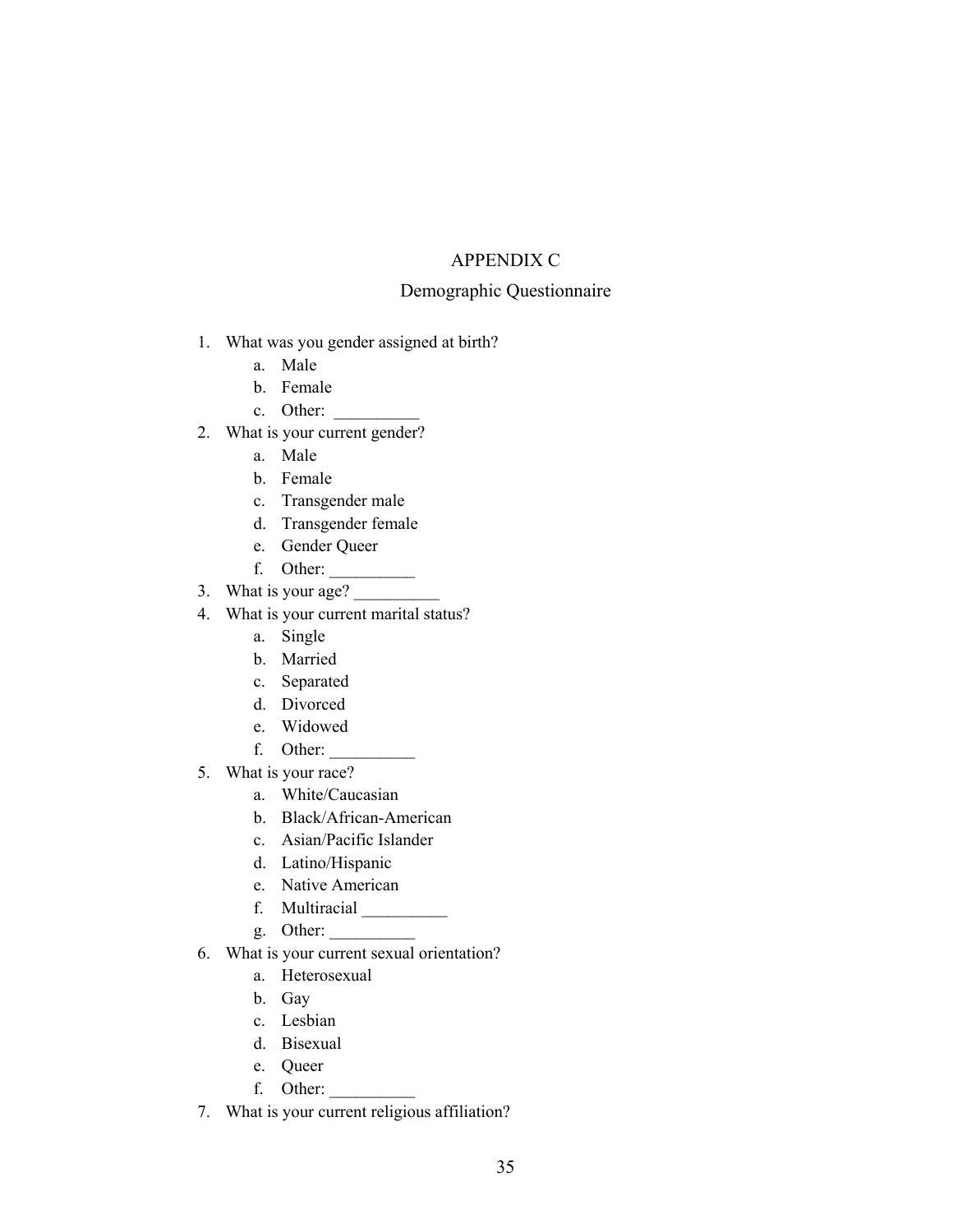# APPENDIX C

## Demographic Questionnaire

1. What was you gender assigned at birth?
   a. Male
   b. Female
   c. Other: __________
2. What is your current gender?
   a. Male
   b. Female
   c. Transgender male
   d. Transgender female
   e. Gender Queer
   f. Other: __________
3. What is your age? __________
4. What is your current marital status?
   a. Single
   b. Married
   c. Separated
   d. Divorced
   e. Widowed
   f. Other: __________
5. What is your race?
   a. White/Caucasian
   b. Black/African-American
   c. Asian/Pacific Islander
   d. Latino/Hispanic
   e. Native American
   f. Multiracial __________
   g. Other: __________
6. What is your current sexual orientation?
   a. Heterosexual
   b. Gay
   c. Lesbian
   d. Bisexual
   e. Queer
   f. Other: __________
7. What is your current religious affiliation?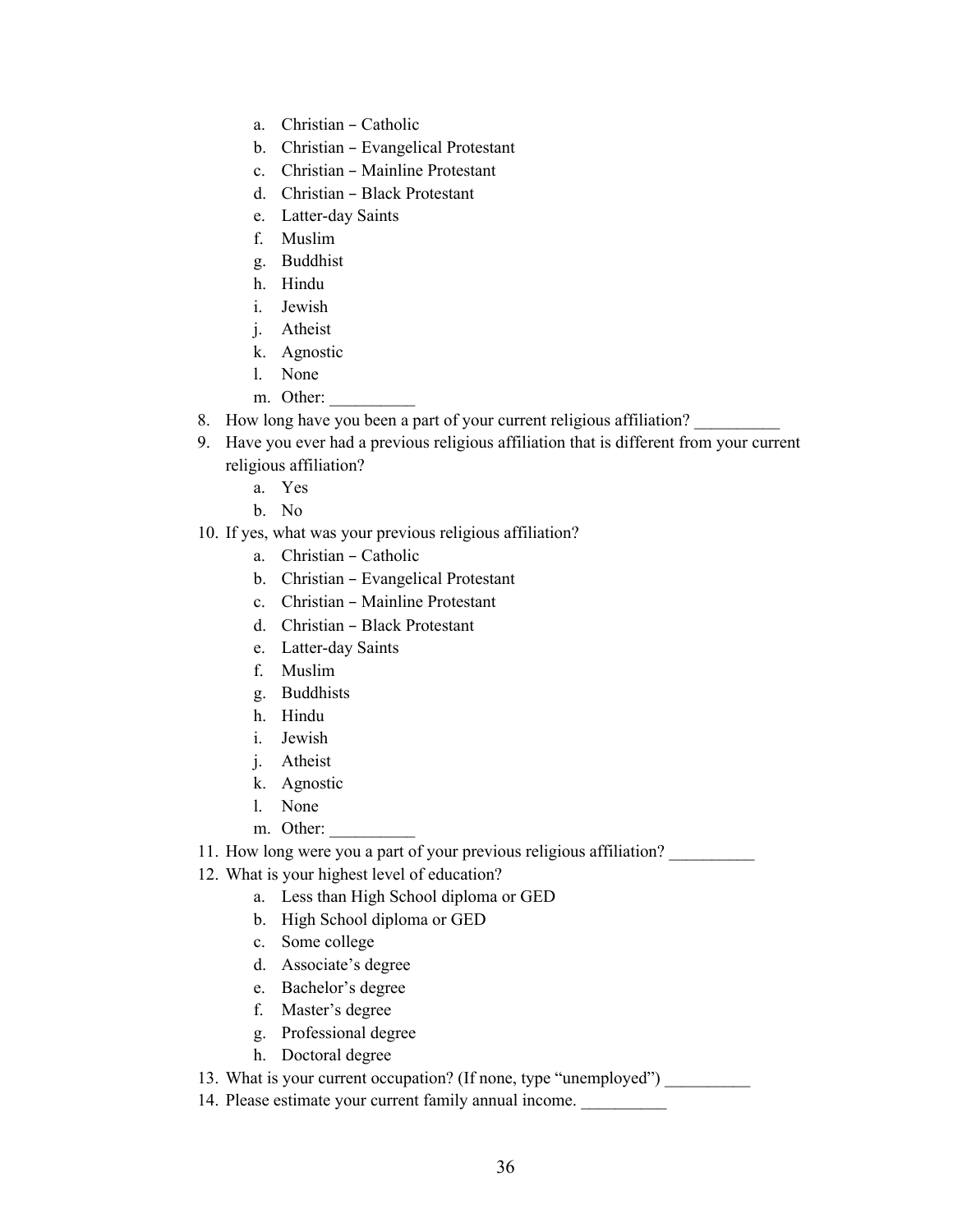a. Christian – Catholic
   b. Christian – Evangelical Protestant
   c. Christian – Mainline Protestant
   d. Christian – Black Protestant
   e. Latter-day Saints
   f. Muslim
   g. Buddhist
   h. Hindu
   i. Jewish
   j. Atheist
   k. Agnostic
   l. None
   m. Other: __________

8. How long have you been a part of your current religious affiliation? __________
9. Have you ever had a previous religious affiliation that is different from your current religious affiliation?
   a. Yes
   b. No
10. If yes, what was your previous religious affiliation?
    a. Christian – Catholic
    b. Christian – Evangelical Protestant
    c. Christian – Mainline Protestant
    d. Christian – Black Protestant
    e. Latter-day Saints
    f. Muslim
    g. Buddhists
    h. Hindu
    i. Jewish
    j. Atheist
    k. Agnostic
    l. None
    m. Other: __________
11. How long were you a part of your previous religious affiliation? __________
12. What is your highest level of education?
    a. Less than High School diploma or GED
    b. High School diploma or GED
    c. Some college
    d. Associate's degree
    e. Bachelor's degree
    f. Master's degree
    g. Professional degree
    h. Doctoral degree
13. What is your current occupation? (If none, type "unemployed") __________
14. Please estimate your current family annual income. __________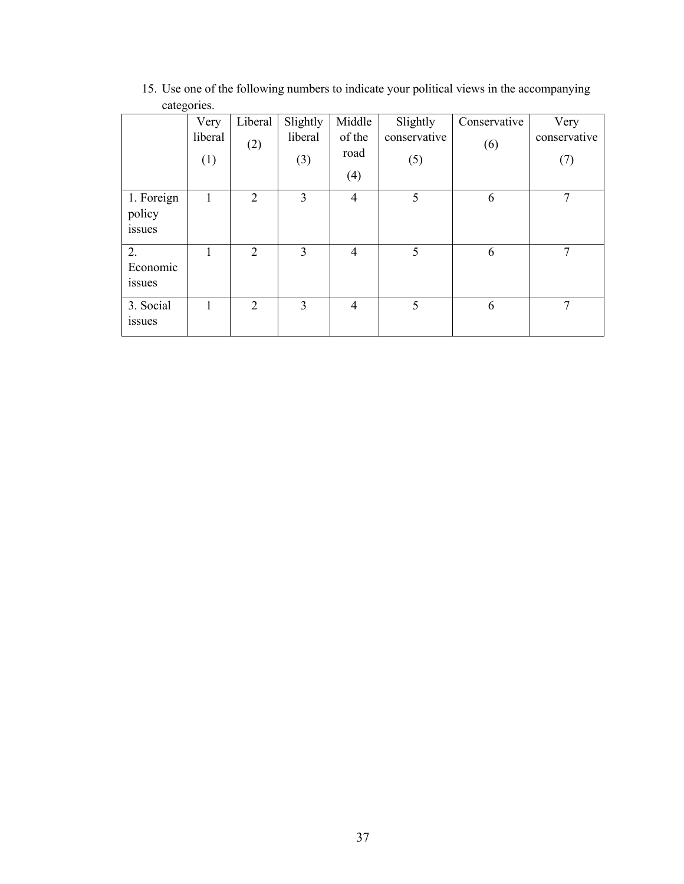15. Use one of the following numbers to indicate your political views in the accompanying categories.

| | Very liberal (1) | Liberal (2) | Slightly liberal (3) | Middle of the road (4) | Slightly conservative (5) | Conservative (6) | Very conservative (7) |
|---|---|---|---|---|---|---|---|
| 1. Foreign policy issues | 1 | 2 | 3 | 4 | 5 | 6 | 7 |
| 2. Economic issues | 1 | 2 | 3 | 4 | 5 | 6 | 7 |
| 3. Social issues | 1 | 2 | 3 | 4 | 5 | 6 | 7 |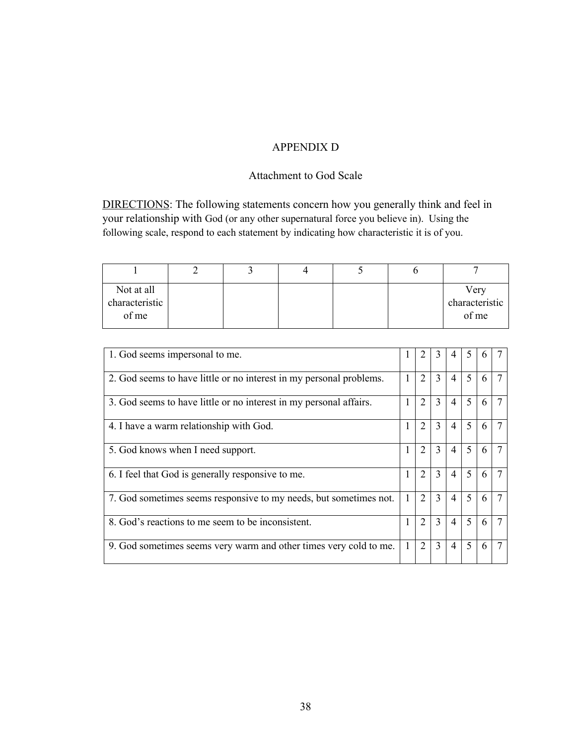# APPENDIX D

## Attachment to God Scale

DIRECTIONS: The following statements concern how you generally think and feel in your relationship with God (or any other supernatural force you believe in). Using the following scale, respond to each statement by indicating how characteristic it is of you.

| 1 | 2 | 3 | 4 | 5 | 6 | 7 |
|---|---|---|---|---|---|---|
| Not at all characteristic of me | | | | | | Very characteristic of me |

| | | | | | | | |
|---|---|---|---|---|---|---|---|
| 1. God seems impersonal to me. | 1 | 2 | 3 | 4 | 5 | 6 | 7 |
| 2. God seems to have little or no interest in my personal problems. | 1 | 2 | 3 | 4 | 5 | 6 | 7 |
| 3. God seems to have little or no interest in my personal affairs. | 1 | 2 | 3 | 4 | 5 | 6 | 7 |
| 4. I have a warm relationship with God. | 1 | 2 | 3 | 4 | 5 | 6 | 7 |
| 5. God knows when I need support. | 1 | 2 | 3 | 4 | 5 | 6 | 7 |
| 6. I feel that God is generally responsive to me. | 1 | 2 | 3 | 4 | 5 | 6 | 7 |
| 7. God sometimes seems responsive to my needs, but sometimes not. | 1 | 2 | 3 | 4 | 5 | 6 | 7 |
| 8. God's reactions to me seem to be inconsistent. | 1 | 2 | 3 | 4 | 5 | 6 | 7 |
| 9. God sometimes seems very warm and other times very cold to me. | 1 | 2 | 3 | 4 | 5 | 6 | 7 |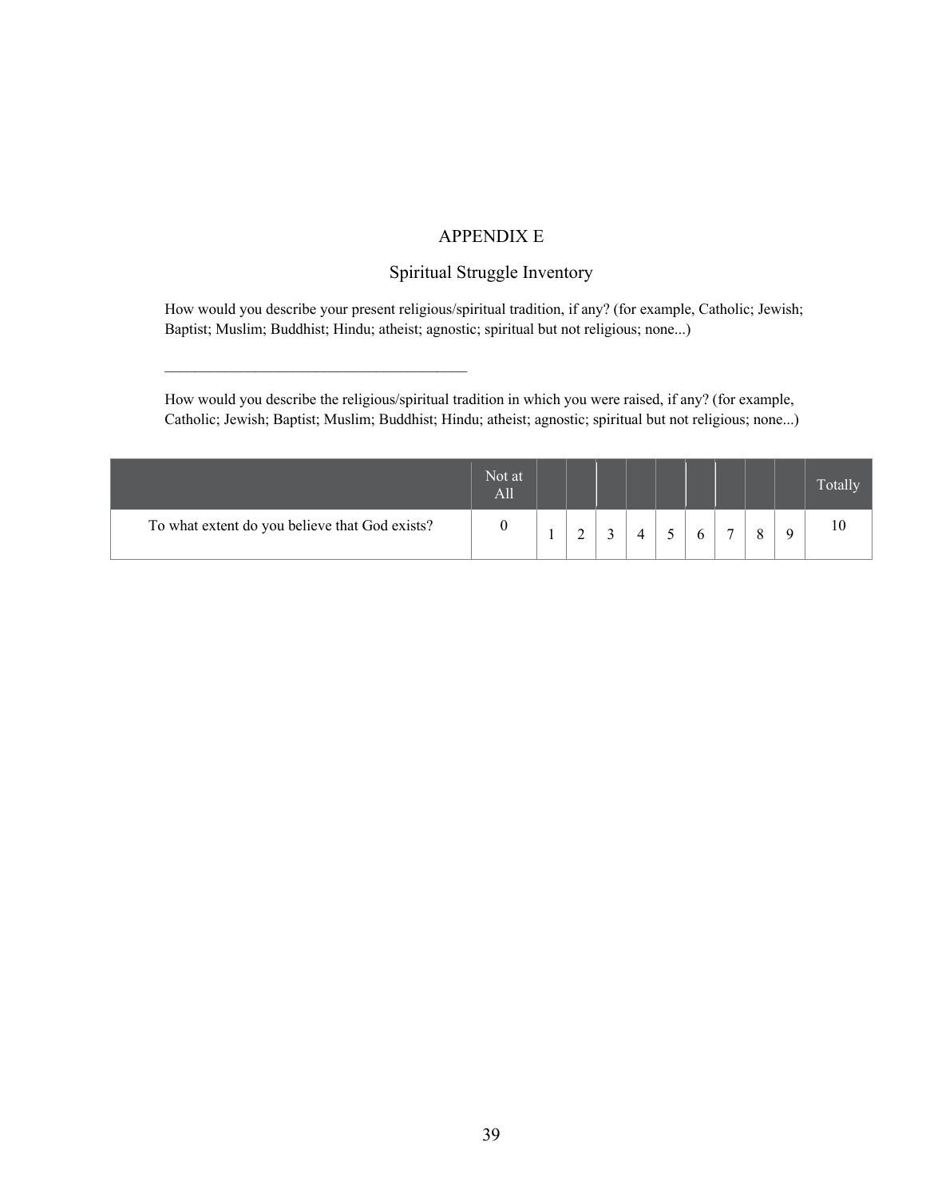# APPENDIX E

## Spiritual Struggle Inventory

How would you describe your present religious/spiritual tradition, if any? (for example, Catholic; Jewish; Baptist; Muslim; Buddhist; Hindu; atheist; agnostic; spiritual but not religious; none...)

________________________________________

How would you describe the religious/spiritual tradition in which you were raised, if any? (for example, Catholic; Jewish; Baptist; Muslim; Buddhist; Hindu; atheist; agnostic; spiritual but not religious; none...)

| | Not at All | | | | | | | | | | Totally |
|---|---|---|---|---|---|---|---|---|---|---|---|
| To what extent do you believe that God exists? | 0 | 1 | 2 | 3 | 4 | 5 | 6 | 7 | 8 | 9 | 10 |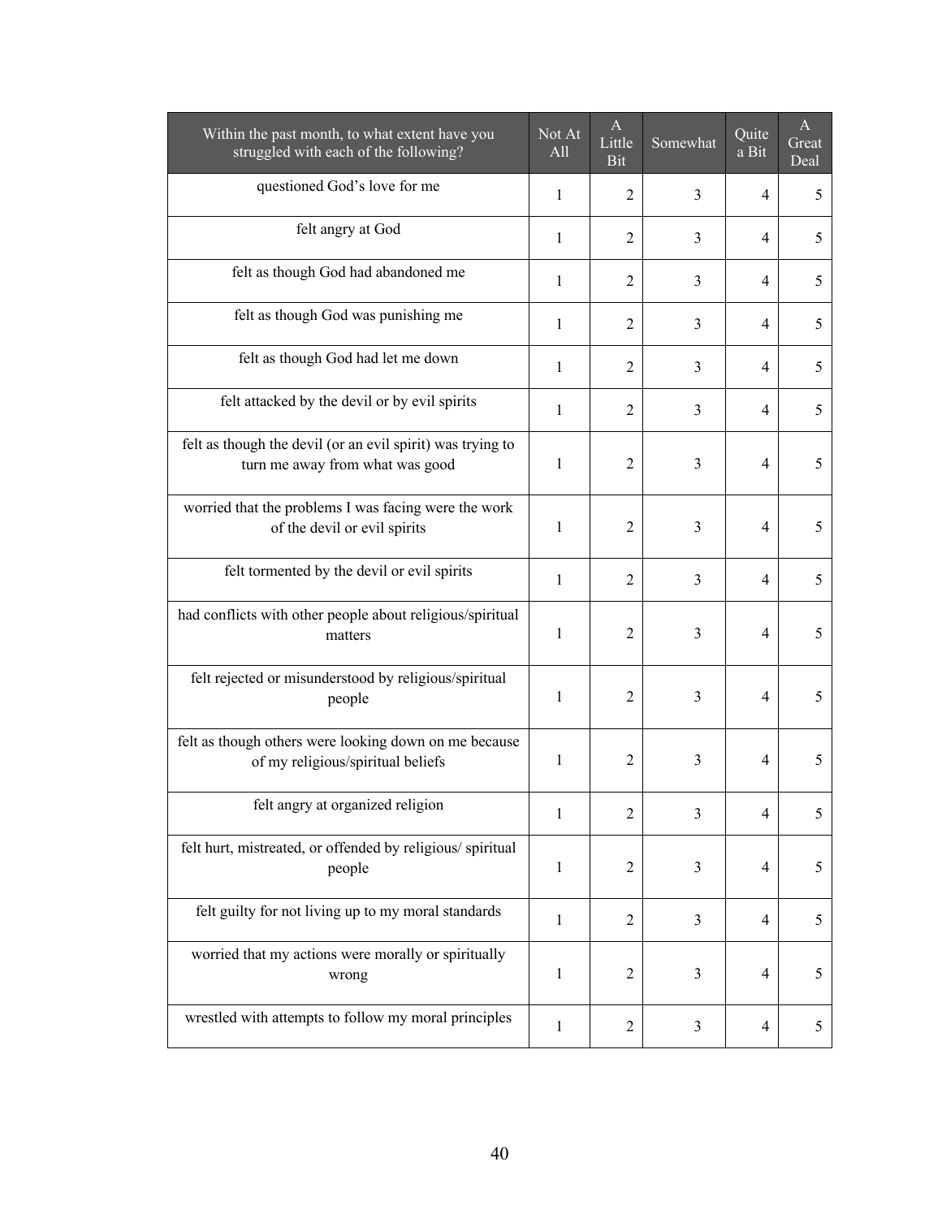| Within the past month, to what extent have you struggled with each of the following? | Not At All | A Little Bit | Somewhat | Quite a Bit | A Great Deal |
|---|---|---|---|---|---|
| questioned God's love for me | 1 | 2 | 3 | 4 | 5 |
| felt angry at God | 1 | 2 | 3 | 4 | 5 |
| felt as though God had abandoned me | 1 | 2 | 3 | 4 | 5 |
| felt as though God was punishing me | 1 | 2 | 3 | 4 | 5 |
| felt as though God had let me down | 1 | 2 | 3 | 4 | 5 |
| felt attacked by the devil or by evil spirits | 1 | 2 | 3 | 4 | 5 |
| felt as though the devil (or an evil spirit) was trying to turn me away from what was good | 1 | 2 | 3 | 4 | 5 |
| worried that the problems I was facing were the work of the devil or evil spirits | 1 | 2 | 3 | 4 | 5 |
| felt tormented by the devil or evil spirits | 1 | 2 | 3 | 4 | 5 |
| had conflicts with other people about religious/spiritual matters | 1 | 2 | 3 | 4 | 5 |
| felt rejected or misunderstood by religious/spiritual people | 1 | 2 | 3 | 4 | 5 |
| felt as though others were looking down on me because of my religious/spiritual beliefs | 1 | 2 | 3 | 4 | 5 |
| felt angry at organized religion | 1 | 2 | 3 | 4 | 5 |
| felt hurt, mistreated, or offended by religious/ spiritual people | 1 | 2 | 3 | 4 | 5 |
| felt guilty for not living up to my moral standards | 1 | 2 | 3 | 4 | 5 |
| worried that my actions were morally or spiritually wrong | 1 | 2 | 3 | 4 | 5 |
| wrestled with attempts to follow my moral principles | 1 | 2 | 3 | 4 | 5 |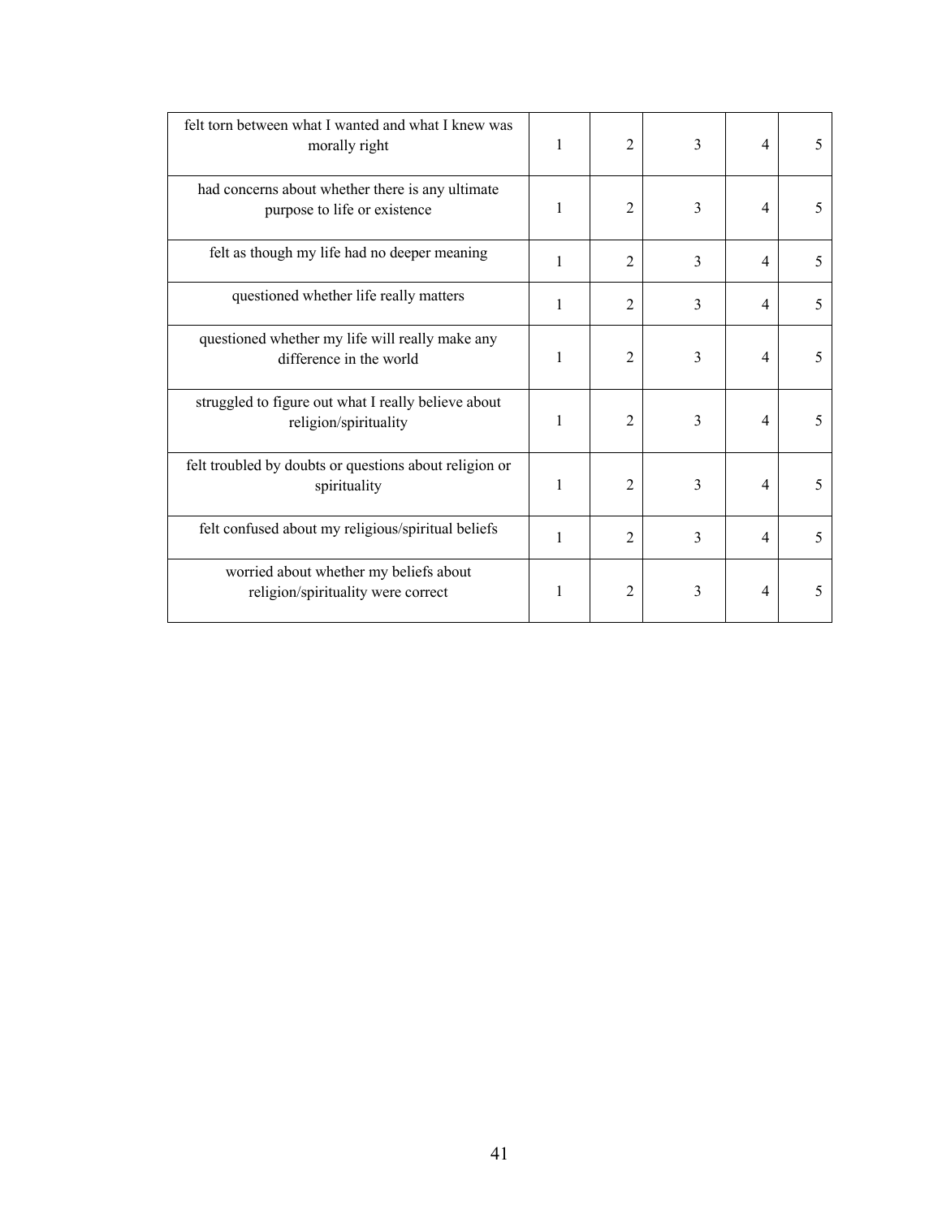| | | | | | |
|---|---|---|---|---|---|
| felt torn between what I wanted and what I knew was morally right | 1 | 2 | 3 | 4 | 5 |
| had concerns about whether there is any ultimate purpose to life or existence | 1 | 2 | 3 | 4 | 5 |
| felt as though my life had no deeper meaning | 1 | 2 | 3 | 4 | 5 |
| questioned whether life really matters | 1 | 2 | 3 | 4 | 5 |
| questioned whether my life will really make any difference in the world | 1 | 2 | 3 | 4 | 5 |
| struggled to figure out what I really believe about religion/spirituality | 1 | 2 | 3 | 4 | 5 |
| felt troubled by doubts or questions about religion or spirituality | 1 | 2 | 3 | 4 | 5 |
| felt confused about my religious/spiritual beliefs | 1 | 2 | 3 | 4 | 5 |
| worried about whether my beliefs about religion/spirituality were correct | 1 | 2 | 3 | 4 | 5 |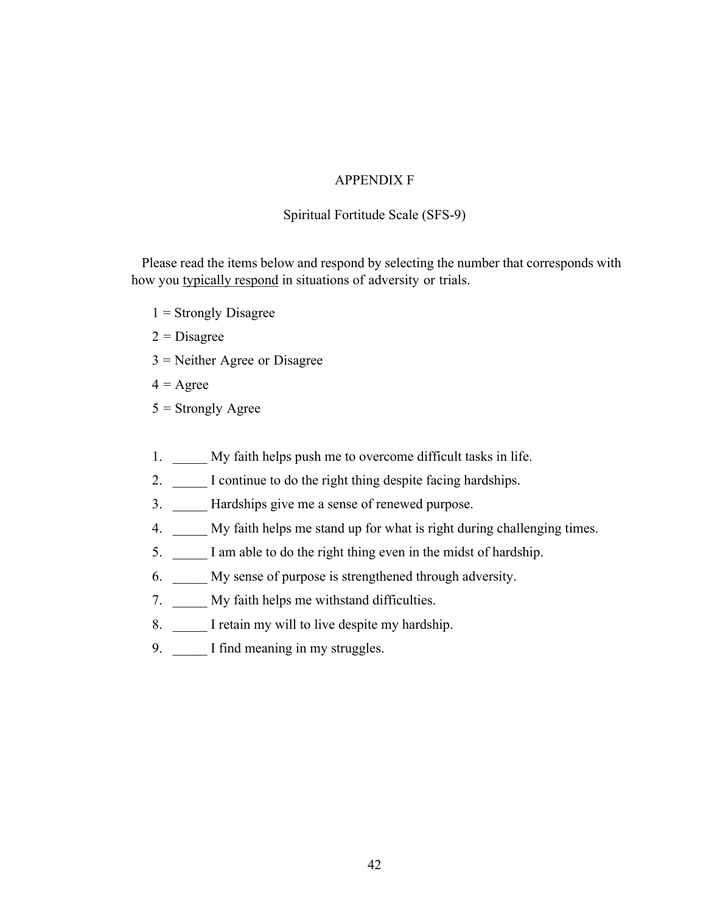# APPENDIX F

## Spiritual Fortitude Scale (SFS-9)

Please read the items below and respond by selecting the number that corresponds with how you <u>typically respond</u> in situations of adversity or trials.

1 = Strongly Disagree

2 = Disagree

3 = Neither Agree or Disagree

4 = Agree

5 = Strongly Agree

1. _____ My faith helps push me to overcome difficult tasks in life.
2. _____ I continue to do the right thing despite facing hardships.
3. _____ Hardships give me a sense of renewed purpose.
4. _____ My faith helps me stand up for what is right during challenging times.
5. _____ I am able to do the right thing even in the midst of hardship.
6. _____ My sense of purpose is strengthened through adversity.
7. _____ My faith helps me withstand difficulties.
8. _____ I retain my will to live despite my hardship.
9. _____ I find meaning in my struggles.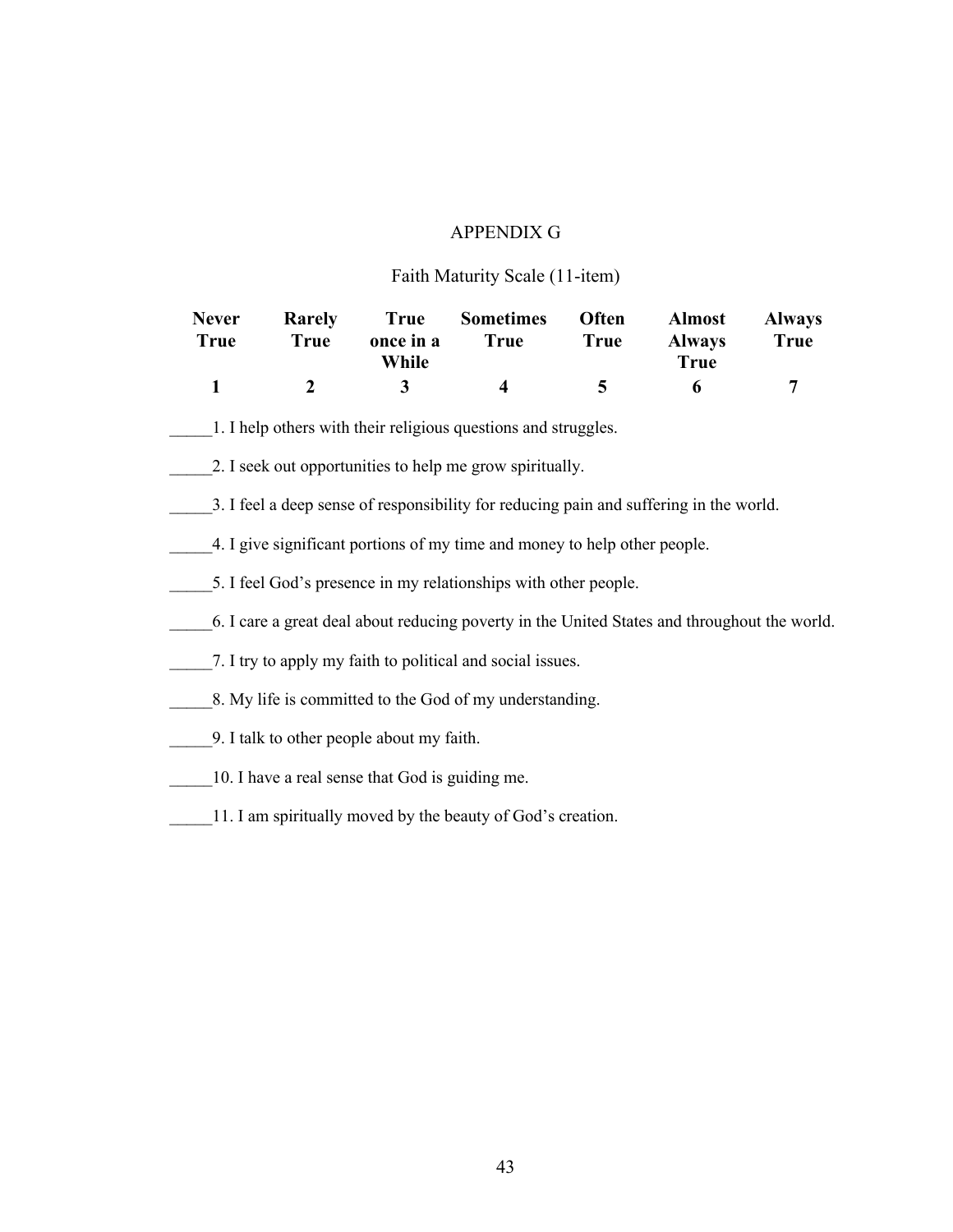# APPENDIX G

## Faith Maturity Scale (11-item)

| Never True | Rarely True | True once in a While | Sometimes True | Often True | Almost Always True | Always True |
|---|---|---|---|---|---|---|
| **1** | **2** | **3** | **4** | **5** | **6** | **7** |

_____1. I help others with their religious questions and struggles.

_____2. I seek out opportunities to help me grow spiritually.

_____3. I feel a deep sense of responsibility for reducing pain and suffering in the world.

_____4. I give significant portions of my time and money to help other people.

_____5. I feel God's presence in my relationships with other people.

_____6. I care a great deal about reducing poverty in the United States and throughout the world.

_____7. I try to apply my faith to political and social issues.

_____8. My life is committed to the God of my understanding.

_____9. I talk to other people about my faith.

_____10. I have a real sense that God is guiding me.

_____11. I am spiritually moved by the beauty of God's creation.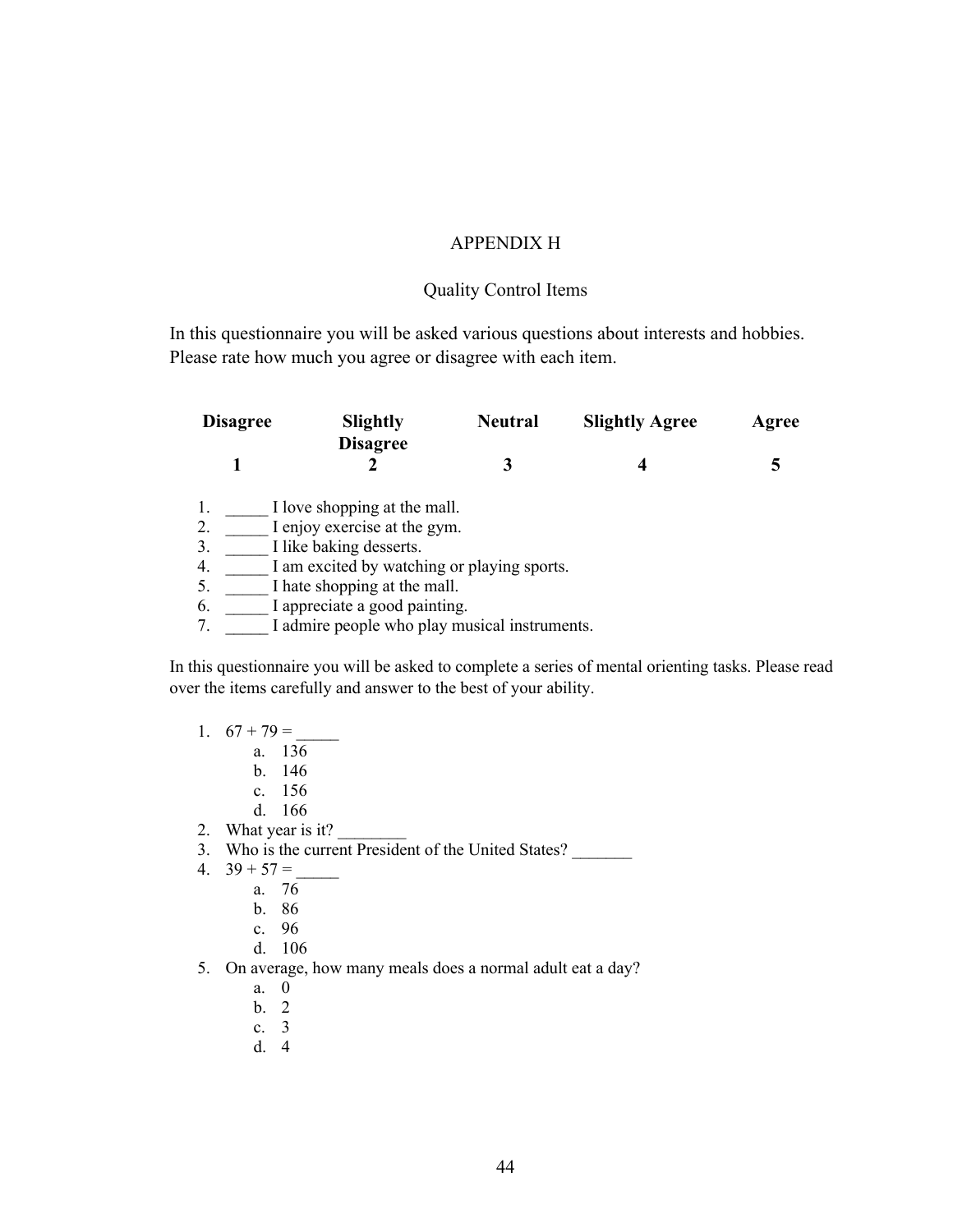# APPENDIX H

## Quality Control Items

In this questionnaire you will be asked various questions about interests and hobbies. Please rate how much you agree or disagree with each item.

| Disagree | Slightly Disagree | Neutral | Slightly Agree | Agree |
|---|---|---|---|---|
| **1** | **2** | **3** | **4** | **5** |

1. _____ I love shopping at the mall.
2. _____ I enjoy exercise at the gym.
3. _____ I like baking desserts.
4. _____ I am excited by watching or playing sports.
5. _____ I hate shopping at the mall.
6. _____ I appreciate a good painting.
7. _____ I admire people who play musical instruments.

In this questionnaire you will be asked to complete a series of mental orienting tasks. Please read over the items carefully and answer to the best of your ability.

1. 67 + 79 = _____
   a. 136
   b. 146
   c. 156
   d. 166
2. What year is it? ________
3. Who is the current President of the United States? _______
4. 39 + 57 = _____
   a. 76
   b. 86
   c. 96
   d. 106
5. On average, how many meals does a normal adult eat a day?
   a. 0
   b. 2
   c. 3
   d. 4